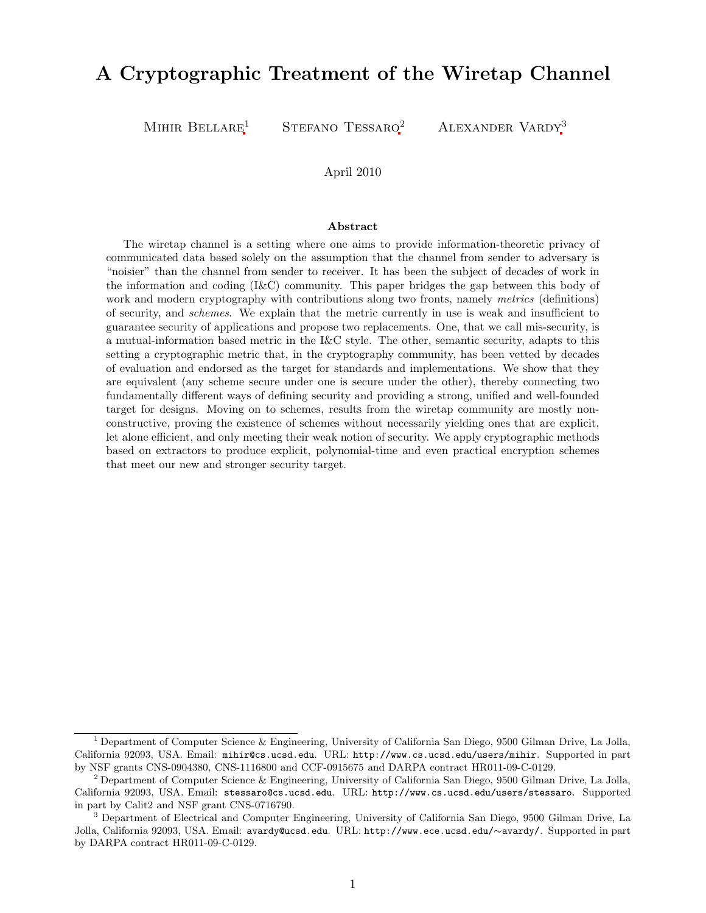# A Cryptographic Treatment of the Wiretap Channel

Mihir Bellare[1] Stefano Tessaro[2] Alexander Vardy[3]

April 2010

### Abstract

The wiretap channel is a setting where one aims to provide information-theoretic privacy of communicated data based solely on the assumption that the channel from sender to adversary is "noisier" than the channel from sender to receiver. It has been the subject of decades of work in the information and coding (I&C) community. This paper bridges the gap between this body of work and modern cryptography with contributions along two fronts, namely *metrics* (definitions) of security, and *schemes*. We explain that the metric currently in use is weak and insufficient to guarantee security of applications and propose two replacements. One, that we call mis-security, is a mutual-information based metric in the I&C style. The other, semantic security, adapts to this setting a cryptographic metric that, in the cryptography community, has been vetted by decades of evaluation and endorsed as the target for standards and implementations. We show that they are equivalent (any scheme secure under one is secure under the other), thereby connecting two fundamentally different ways of defining security and providing a strong, unified and well-founded target for designs. Moving on to schemes, results from the wiretap community are mostly non-constructive, proving the existence of schemes without necessarily yielding ones that are explicit, let alone efficient, and only meeting their weak notion of security. We apply cryptographic methods based on extractors to produce explicit, polynomial-time and even practical encryption schemes that meet our new and stronger security target.

---

[1] Department of Computer Science & Engineering, University of California San Diego, 9500 Gilman Drive, La Jolla, California 92093, USA. Email: mihir@cs.ucsd.edu. URL: http://www.cs.ucsd.edu/users/mihir. Supported in part by NSF grants CNS-0904380, CNS-1116800 and CCF-0915675 and DARPA contract HR011-09-C-0129.

[2] Department of Computer Science & Engineering, University of California San Diego, 9500 Gilman Drive, La Jolla, California 92093, USA. Email: stessaro@cs.ucsd.edu. URL: http://www.cs.ucsd.edu/users/stessaro. Supported in part by Calit2 and NSF grant CNS-0716790.

[3] Department of Electrical and Computer Engineering, University of California San Diego, 9500 Gilman Drive, La Jolla, California 92093, USA. Email: avardy@ucsd.edu. URL: http://www.ece.ucsd.edu/∼avardy/. Supported in part by DARPA contract HR011-09-C-0129.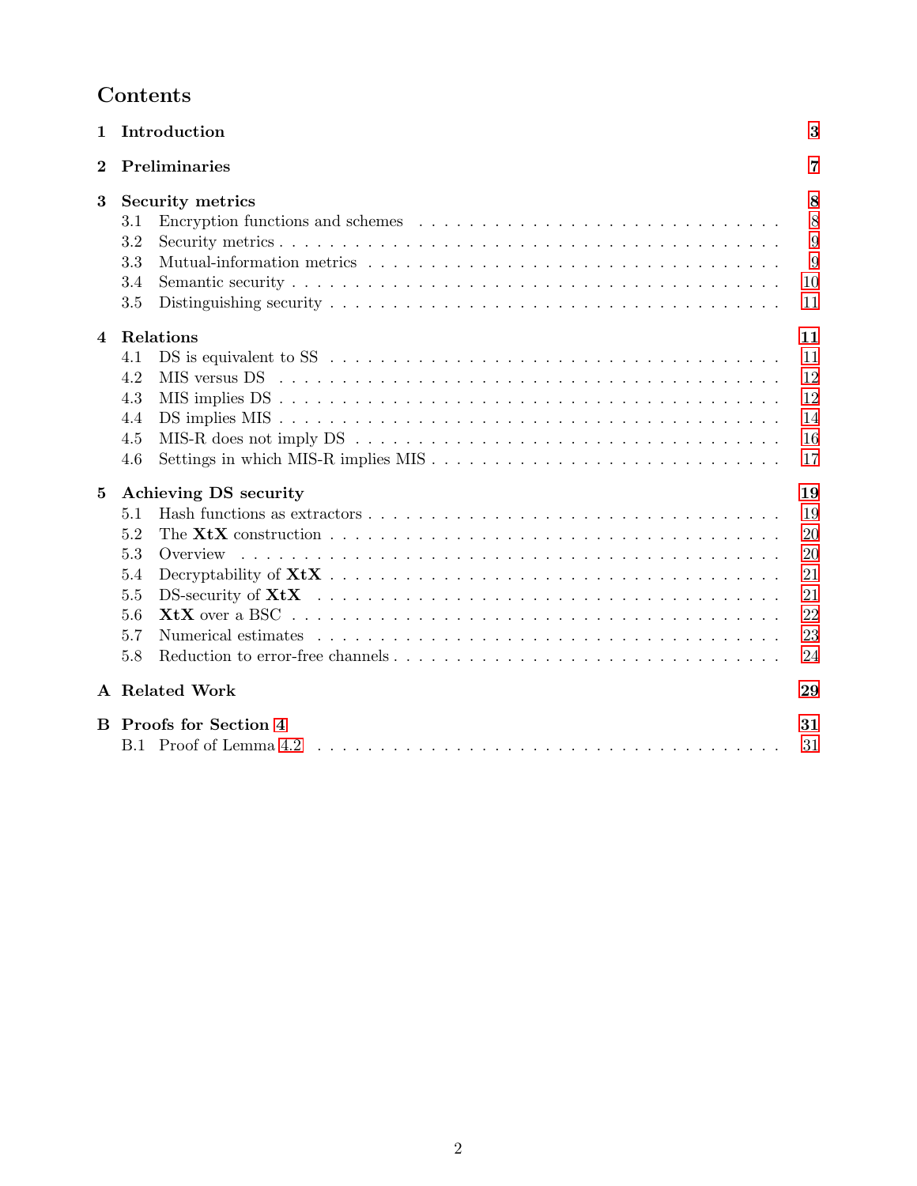# Contents

- **1 Introduction** — **3**
- **2 Preliminaries** — **7**
- **3 Security metrics** — **8**
  - 3.1 Encryption functions and schemes — 8
  - 3.2 Security metrics — 9
  - 3.3 Mutual-information metrics — 9
  - 3.4 Semantic security — 10
  - 3.5 Distinguishing security — 11
- **4 Relations** — **11**
  - 4.1 DS is equivalent to SS — 11
  - 4.2 MIS versus DS — 12
  - 4.3 MIS implies DS — 12
  - 4.4 DS implies MIS — 14
  - 4.5 MIS-R does not imply DS — 16
  - 4.6 Settings in which MIS-R implies MIS — 17
- **5 Achieving DS security** — **19**
  - 5.1 Hash functions as extractors — 19
  - 5.2 The **XtX** construction — 20
  - 5.3 Overview — 20
  - 5.4 Decryptability of **XtX** — 21
  - 5.5 DS-security of **XtX** — 21
  - 5.6 **XtX** over a BSC — 22
  - 5.7 Numerical estimates — 23
  - 5.8 Reduction to error-free channels — 24
- **A Related Work** — **29**
- **B Proofs for Section 4** — **31**
  - B.1 Proof of Lemma 4.2 — 31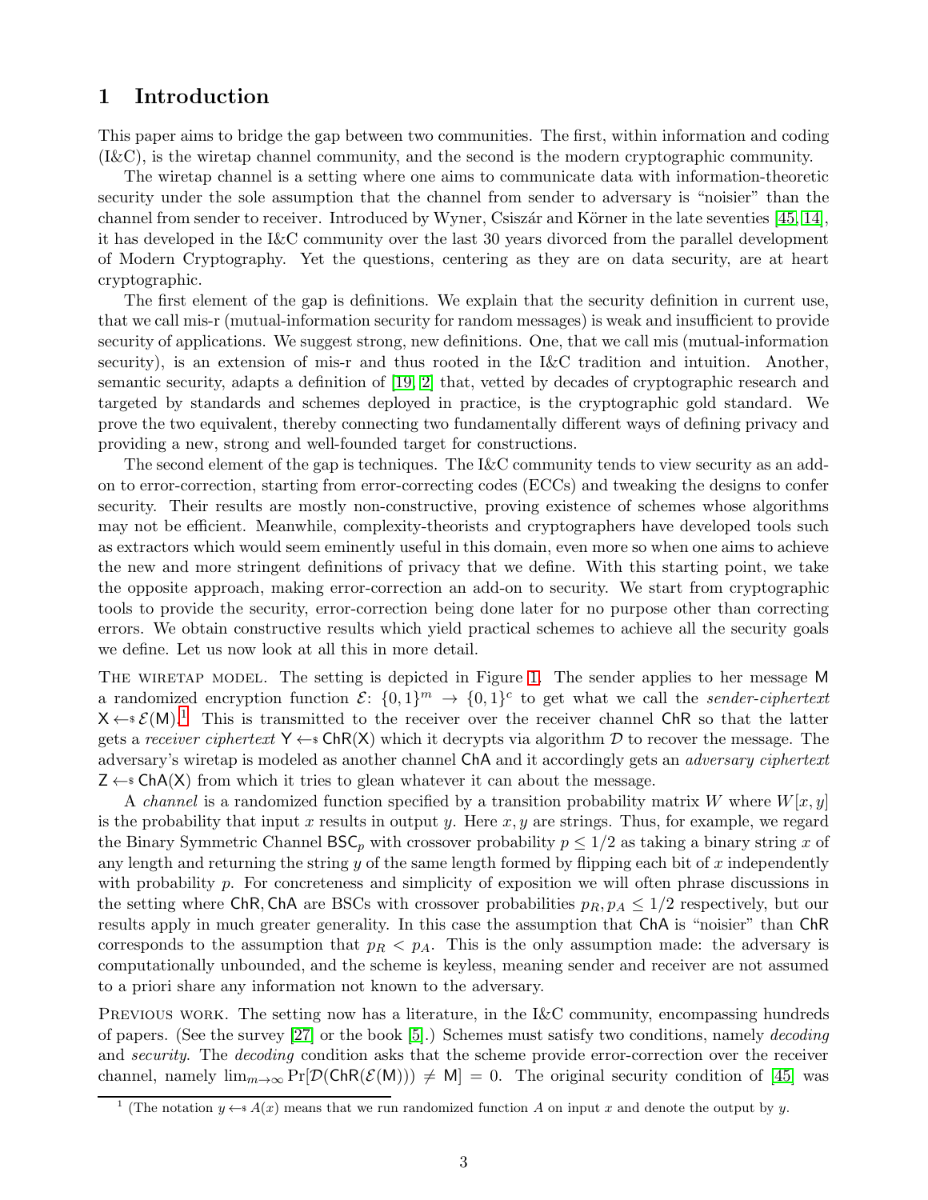## 1 Introduction

This paper aims to bridge the gap between two communities. The first, within information and coding (I&C), is the wiretap channel community, and the second is the modern cryptographic community.

The wiretap channel is a setting where one aims to communicate data with information-theoretic security under the sole assumption that the channel from sender to adversary is "noisier" than the channel from sender to receiver. Introduced by Wyner, Csiszár and Körner in the late seventies [45, 14], it has developed in the I&C community over the last 30 years divorced from the parallel development of Modern Cryptography. Yet the questions, centering as they are on data security, are at heart cryptographic.

The first element of the gap is definitions. We explain that the security definition in current use, that we call mis-r (mutual-information security for random messages) is weak and insufficient to provide security of applications. We suggest strong, new definitions. One, that we call mis (mutual-information security), is an extension of mis-r and thus rooted in the I&C tradition and intuition. Another, semantic security, adapts a definition of [19, 2] that, vetted by decades of cryptographic research and targeted by standards and schemes deployed in practice, is the cryptographic gold standard. We prove the two equivalent, thereby connecting two fundamentally different ways of defining privacy and providing a new, strong and well-founded target for constructions.

The second element of the gap is techniques. The I&C community tends to view security as an add-on to error-correction, starting from error-correcting codes (ECCs) and tweaking the designs to confer security. Their results are mostly non-constructive, proving existence of schemes whose algorithms may not be efficient. Meanwhile, complexity-theorists and cryptographers have developed tools such as extractors which would seem eminently useful in this domain, even more so when one aims to achieve the new and more stringent definitions of privacy that we define. With this starting point, we take the opposite approach, making error-correction an add-on to security. We start from cryptographic tools to provide the security, error-correction being done later for no purpose other than correcting errors. We obtain constructive results which yield practical schemes to achieve all the security goals we define. Let us now look at all this in more detail.

The wiretap model. The setting is depicted in Figure 1. The sender applies to her message $\mathsf{M}$ a randomized encryption function $\mathcal{E}$: $\{0,1\}^m \rightarrow \{0,1\}^c$ to get what we call the *sender-ciphertext* $\mathsf{X} \leftarrow\$ \mathcal{E}(\mathsf{M})$.[1] This is transmitted to the receiver over the receiver channel $\mathsf{ChR}$ so that the latter gets a *receiver ciphertext* $\mathsf{Y} \leftarrow\$ \mathsf{ChR}(\mathsf{X})$ which it decrypts via algorithm $\mathcal{D}$ to recover the message. The adversary's wiretap is modeled as another channel $\mathsf{ChA}$ and it accordingly gets an *adversary ciphertext* $\mathsf{Z} \leftarrow\$ \mathsf{ChA}(\mathsf{X})$ from which it tries to glean whatever it can about the message.

A *channel* is a randomized function specified by a transition probability matrix $W$ where $W[x, y]$ is the probability that input $x$ results in output $y$. Here $x, y$ are strings. Thus, for example, we regard the Binary Symmetric Channel $\mathsf{BSC}_p$ with crossover probability $p \leq 1/2$ as taking a binary string $x$ of any length and returning the string $y$ of the same length formed by flipping each bit of $x$ independently with probability $p$. For concreteness and simplicity of exposition we will often phrase discussions in the setting where $\mathsf{ChR}, \mathsf{ChA}$ are BSCs with crossover probabilities $p_R, p_A \leq 1/2$ respectively, but our results apply in much greater generality. In this case the assumption that $\mathsf{ChA}$ is "noisier" than $\mathsf{ChR}$ corresponds to the assumption that $p_R < p_A$. This is the only assumption made: the adversary is computationally unbounded, and the scheme is keyless, meaning sender and receiver are not assumed to a priori share any information not known to the adversary.

Previous work. The setting now has a literature, in the I&C community, encompassing hundreds of papers. (See the survey [27] or the book [5].) Schemes must satisfy two conditions, namely *decoding* and *security*. The *decoding* condition asks that the scheme provide error-correction over the receiver channel, namely $\lim_{m\to\infty} \Pr[\mathcal{D}(\mathsf{ChR}(\mathcal{E}(\mathsf{M}))) \neq \mathsf{M}] = 0$. The original security condition of [45] was

[1] (The notation $y \leftarrow\$ A(x)$ means that we run randomized function $A$ on input $x$ and denote the output by $y$.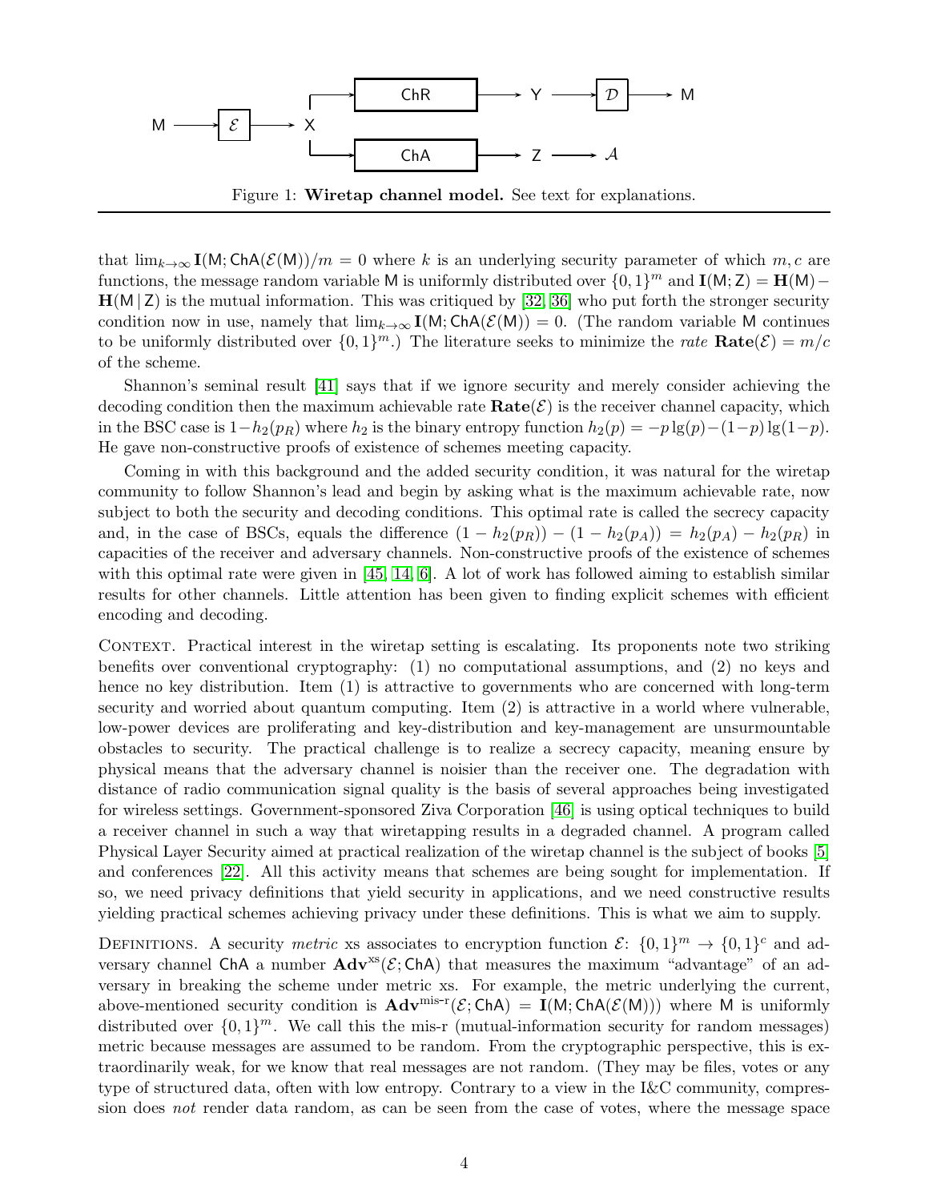Figure 1: **Wiretap channel model.** See text for explanations.

that $\lim_{k\to\infty} \mathbf{I}(\mathsf{M}; \mathsf{ChA}(\mathcal{E}(\mathsf{M})))/m = 0$ where $k$ is an underlying security parameter of which $m, c$ are functions, the message random variable $\mathsf{M}$ is uniformly distributed over $\{0,1\}^m$ and $\mathbf{I}(\mathsf{M}; \mathsf{Z}) = \mathbf{H}(\mathsf{M}) - \mathbf{H}(\mathsf{M} \,|\, \mathsf{Z})$ is the mutual information. This was critiqued by [32, 36] who put forth the stronger security condition now in use, namely that $\lim_{k\to\infty} \mathbf{I}(\mathsf{M}; \mathsf{ChA}(\mathcal{E}(\mathsf{M}))) = 0$. (The random variable $\mathsf{M}$ continues to be uniformly distributed over $\{0,1\}^m$.) The literature seeks to minimize the *rate* $\mathbf{Rate}(\mathcal{E}) = m/c$ of the scheme.

Shannon's seminal result [41] says that if we ignore security and merely consider achieving the decoding condition then the maximum achievable rate $\mathbf{Rate}(\mathcal{E})$ is the receiver channel capacity, which in the BSC case is $1 - h_2(p_R)$ where $h_2$ is the binary entropy function $h_2(p) = -p\lg(p) - (1-p)\lg(1-p)$. He gave non-constructive proofs of existence of schemes meeting capacity.

Coming in with this background and the added security condition, it was natural for the wiretap community to follow Shannon's lead and begin by asking what is the maximum achievable rate, now subject to both the security and decoding conditions. This optimal rate is called the secrecy capacity and, in the case of BSCs, equals the difference $(1 - h_2(p_R)) - (1 - h_2(p_A)) = h_2(p_A) - h_2(p_R)$ in capacities of the receiver and adversary channels. Non-constructive proofs of the existence of schemes with this optimal rate were given in [45, 14, 6]. A lot of work has followed aiming to establish similar results for other channels. Little attention has been given to finding explicit schemes with efficient encoding and decoding.

Context. Practical interest in the wiretap setting is escalating. Its proponents note two striking benefits over conventional cryptography: (1) no computational assumptions, and (2) no keys and hence no key distribution. Item (1) is attractive to governments who are concerned with long-term security and worried about quantum computing. Item (2) is attractive in a world where vulnerable, low-power devices are proliferating and key-distribution and key-management are unsurmountable obstacles to security. The practical challenge is to realize a secrecy capacity, meaning ensure by physical means that the adversary channel is noisier than the receiver one. The degradation with distance of radio communication signal quality is the basis of several approaches being investigated for wireless settings. Government-sponsored Ziva Corporation [46] is using optical techniques to build a receiver channel in such a way that wiretapping results in a degraded channel. A program called Physical Layer Security aimed at practical realization of the wiretap channel is the subject of books [5] and conferences [22]. All this activity means that schemes are being sought for implementation. If so, we need privacy definitions that yield security in applications, and we need constructive results yielding practical schemes achieving privacy under these definitions. This is what we aim to supply.

Definitions. A security *metric* xs associates to encryption function $\mathcal{E}\colon \{0,1\}^m \to \{0,1\}^c$ and adversary channel $\mathsf{ChA}$ a number $\mathbf{Adv}^{\mathrm{xs}}(\mathcal{E}; \mathsf{ChA})$ that measures the maximum "advantage" of an adversary in breaking the scheme under metric xs. For example, the metric underlying the current, above-mentioned security condition is $\mathbf{Adv}^{\text{mis-r}}(\mathcal{E}; \mathsf{ChA}) = \mathbf{I}(\mathsf{M}; \mathsf{ChA}(\mathcal{E}(\mathsf{M})))$ where $\mathsf{M}$ is uniformly distributed over $\{0,1\}^m$. We call this the mis-r (mutual-information security for random messages) metric because messages are assumed to be random. From the cryptographic perspective, this is extraordinarily weak, for we know that real messages are not random. (They may be files, votes or any type of structured data, often with low entropy. Contrary to a view in the I&C community, compression does *not* render data random, as can be seen from the case of votes, where the message space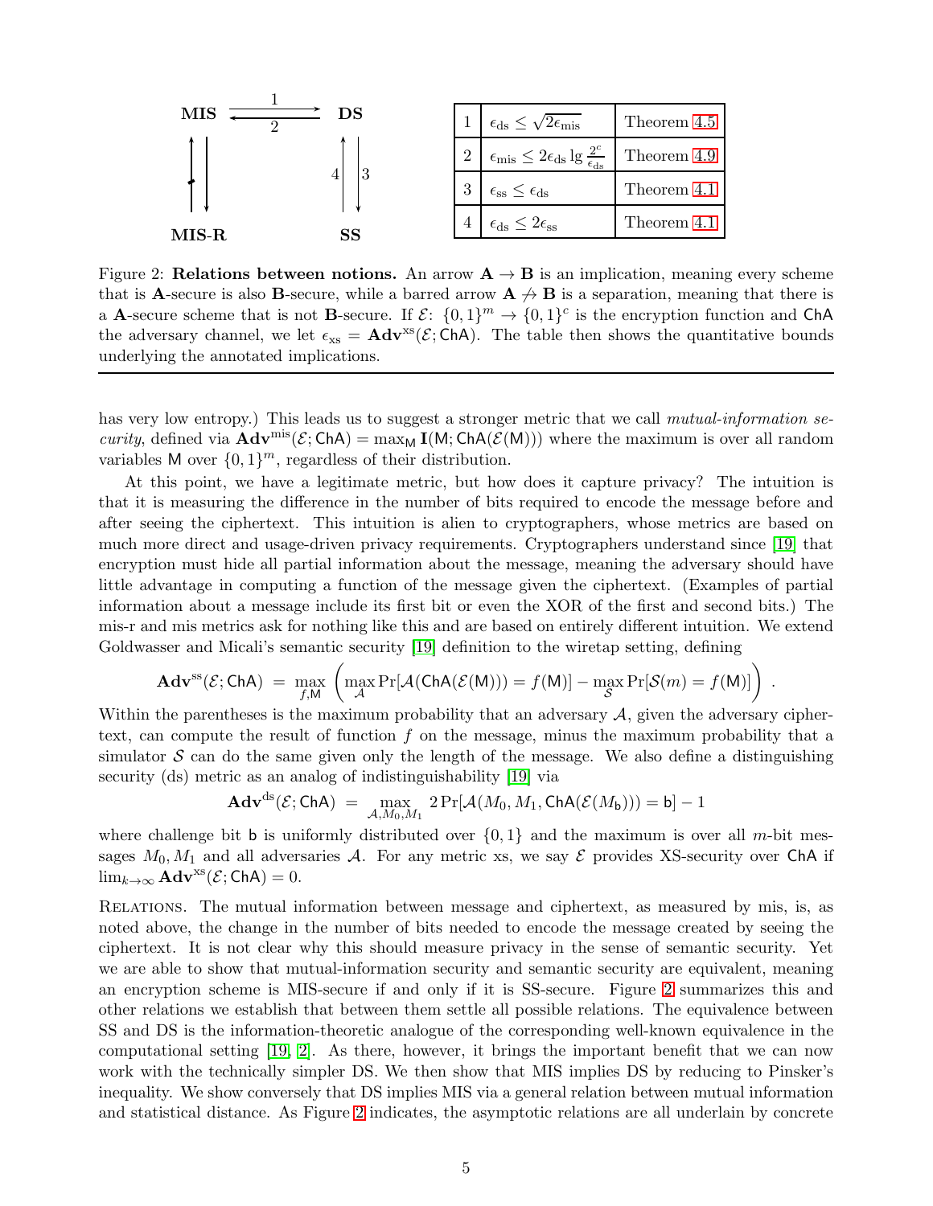| | | |
|---|---|---|
| 1 | $\epsilon_{\text{ds}} \leq \sqrt{2\epsilon_{\text{mis}}}$ | Theorem 4.5 |
| 2 | $\epsilon_{\text{mis}} \leq 2\epsilon_{\text{ds}} \lg \frac{2^c}{\epsilon_{\text{ds}}}$ | Theorem 4.9 |
| 3 | $\epsilon_{\text{ss}} \leq \epsilon_{\text{ds}}$ | Theorem 4.1 |
| 4 | $\epsilon_{\text{ds}} \leq 2\epsilon_{\text{ss}}$ | Theorem 4.1 |

Figure 2: **Relations between notions.** An arrow $\mathbf{A} \to \mathbf{B}$ is an implication, meaning every scheme that is $\mathbf{A}$-secure is also $\mathbf{B}$-secure, while a barred arrow $\mathbf{A} \not\to \mathbf{B}$ is a separation, meaning that there is a $\mathbf{A}$-secure scheme that is not $\mathbf{B}$-secure. If $\mathcal{E}\colon \{0,1\}^m \to \{0,1\}^c$ is the encryption function and $\mathsf{ChA}$ the adversary channel, we let $\epsilon_{\text{xs}} = \mathbf{Adv}^{\text{xs}}(\mathcal{E};\mathsf{ChA})$. The table then shows the quantitative bounds underlying the annotated implications.

has very low entropy.) This leads us to suggest a stronger metric that we call *mutual-information security*, defined via $\mathbf{Adv}^{\text{mis}}(\mathcal{E};\mathsf{ChA}) = \max_{\mathsf{M}} \mathbf{I}(\mathsf{M};\mathsf{ChA}(\mathcal{E}(\mathsf{M})))$ where the maximum is over all random variables $\mathsf{M}$ over $\{0,1\}^m$, regardless of their distribution.

At this point, we have a legitimate metric, but how does it capture privacy? The intuition is that it is measuring the difference in the number of bits required to encode the message before and after seeing the ciphertext. This intuition is alien to cryptographers, whose metrics are based on much more direct and usage-driven privacy requirements. Cryptographers understand since [19] that encryption must hide all partial information about the message, meaning the adversary should have little advantage in computing a function of the message given the ciphertext. (Examples of partial information about a message include its first bit or even the XOR of the first and second bits.) The mis-r and mis metrics ask for nothing like this and are based on entirely different intuition. We extend Goldwasser and Micali's semantic security [19] definition to the wiretap setting, defining

$$\mathbf{Adv}^{\text{ss}}(\mathcal{E};\mathsf{ChA}) \;=\; \max_{f,\mathsf{M}} \left( \max_{\mathcal{A}} \Pr[\mathcal{A}(\mathsf{ChA}(\mathcal{E}(\mathsf{M}))) = f(\mathsf{M})] - \max_{\mathcal{S}} \Pr[\mathcal{S}(m) = f(\mathsf{M})] \right) .$$

Within the parentheses is the maximum probability that an adversary $\mathcal{A}$, given the adversary ciphertext, can compute the result of function $f$ on the message, minus the maximum probability that a simulator $\mathcal{S}$ can do the same given only the length of the message. We also define a distinguishing security (ds) metric as an analog of indistinguishability [19] via

$$\mathbf{Adv}^{\text{ds}}(\mathcal{E};\mathsf{ChA}) \;=\; \max_{\mathcal{A},M_0,M_1} 2\Pr[\mathcal{A}(M_0,M_1,\mathsf{ChA}(\mathcal{E}(M_{\mathsf{b}}))) = \mathsf{b}] - 1$$

where challenge bit $\mathsf{b}$ is uniformly distributed over $\{0,1\}$ and the maximum is over all $m$-bit messages $M_0, M_1$ and all adversaries $\mathcal{A}$. For any metric xs, we say $\mathcal{E}$ provides XS-security over $\mathsf{ChA}$ if $\lim_{k\to\infty} \mathbf{Adv}^{\text{xs}}(\mathcal{E};\mathsf{ChA}) = 0$.

Relations. The mutual information between message and ciphertext, as measured by mis, is, as noted above, the change in the number of bits needed to encode the message created by seeing the ciphertext. It is not clear why this should measure privacy in the sense of semantic security. Yet we are able to show that mutual-information security and semantic security are equivalent, meaning an encryption scheme is MIS-secure if and only if it is SS-secure. Figure 2 summarizes this and other relations we establish that between them settle all possible relations. The equivalence between SS and DS is the information-theoretic analogue of the corresponding well-known equivalence in the computational setting [19, 2]. As there, however, it brings the important benefit that we can now work with the technically simpler DS. We then show that MIS implies DS by reducing to Pinsker's inequality. We show conversely that DS implies MIS via a general relation between mutual information and statistical distance. As Figure 2 indicates, the asymptotic relations are all underlain by concrete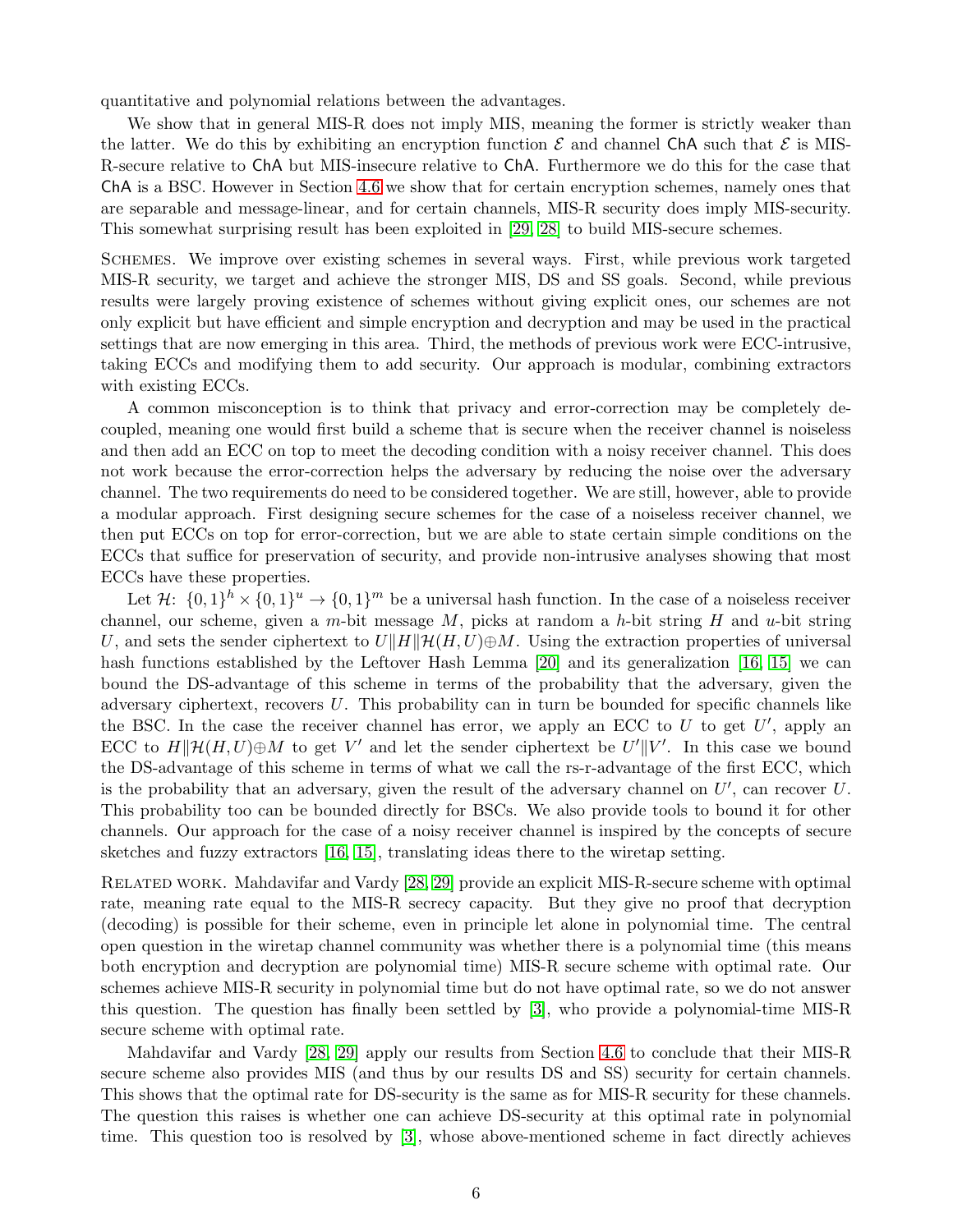quantitative and polynomial relations between the advantages.

We show that in general MIS-R does not imply MIS, meaning the former is strictly weaker than the latter. We do this by exhibiting an encryption function $\mathcal{E}$ and channel $\mathsf{ChA}$ such that $\mathcal{E}$ is MIS-R-secure relative to $\mathsf{ChA}$ but MIS-insecure relative to $\mathsf{ChA}$. Furthermore we do this for the case that $\mathsf{ChA}$ is a BSC. However in Section 4.6 we show that for certain encryption schemes, namely ones that are separable and message-linear, and for certain channels, MIS-R security does imply MIS-security. This somewhat surprising result has been exploited in [29, 28] to build MIS-secure schemes.

Schemes. We improve over existing schemes in several ways. First, while previous work targeted MIS-R security, we target and achieve the stronger MIS, DS and SS goals. Second, while previous results were largely proving existence of schemes without giving explicit ones, our schemes are not only explicit but have efficient and simple encryption and decryption and may be used in the practical settings that are now emerging in this area. Third, the methods of previous work were ECC-intrusive, taking ECCs and modifying them to add security. Our approach is modular, combining extractors with existing ECCs.

A common misconception is to think that privacy and error-correction may be completely decoupled, meaning one would first build a scheme that is secure when the receiver channel is noiseless and then add an ECC on top to meet the decoding condition with a noisy receiver channel. This does not work because the error-correction helps the adversary by reducing the noise over the adversary channel. The two requirements do need to be considered together. We are still, however, able to provide a modular approach. First designing secure schemes for the case of a noiseless receiver channel, we then put ECCs on top for error-correction, but we are able to state certain simple conditions on the ECCs that suffice for preservation of security, and provide non-intrusive analyses showing that most ECCs have these properties.

Let $\mathcal{H}\colon \{0,1\}^h \times \{0,1\}^u \to \{0,1\}^m$ be a universal hash function. In the case of a noiseless receiver channel, our scheme, given a $m$-bit message $M$, picks at random a $h$-bit string $H$ and $u$-bit string $U$, and sets the sender ciphertext to $U \| H \| \mathcal{H}(H,U) \oplus M$. Using the extraction properties of universal hash functions established by the Leftover Hash Lemma [20] and its generalization [16, 15] we can bound the DS-advantage of this scheme in terms of the probability that the adversary, given the adversary ciphertext, recovers $U$. This probability can in turn be bounded for specific channels like the BSC. In the case the receiver channel has error, we apply an ECC to $U$ to get $U'$, apply an ECC to $H \| \mathcal{H}(H,U) \oplus M$ to get $V'$ and let the sender ciphertext be $U' \| V'$. In this case we bound the DS-advantage of this scheme in terms of what we call the rs-r-advantage of the first ECC, which is the probability that an adversary, given the result of the adversary channel on $U'$, can recover $U$. This probability too can be bounded directly for BSCs. We also provide tools to bound it for other channels. Our approach for the case of a noisy receiver channel is inspired by the concepts of secure sketches and fuzzy extractors [16, 15], translating ideas there to the wiretap setting.

Related work. Mahdavifar and Vardy [28, 29] provide an explicit MIS-R-secure scheme with optimal rate, meaning rate equal to the MIS-R secrecy capacity. But they give no proof that decryption (decoding) is possible for their scheme, even in principle let alone in polynomial time. The central open question in the wiretap channel community was whether there is a polynomial time (this means both encryption and decryption are polynomial time) MIS-R secure scheme with optimal rate. Our schemes achieve MIS-R security in polynomial time but do not have optimal rate, so we do not answer this question. The question has finally been settled by [3], who provide a polynomial-time MIS-R secure scheme with optimal rate.

Mahdavifar and Vardy [28, 29] apply our results from Section 4.6 to conclude that their MIS-R secure scheme also provides MIS (and thus by our results DS and SS) security for certain channels. This shows that the optimal rate for DS-security is the same as for MIS-R security for these channels. The question this raises is whether one can achieve DS-security at this optimal rate in polynomial time. This question too is resolved by [3], whose above-mentioned scheme in fact directly achieves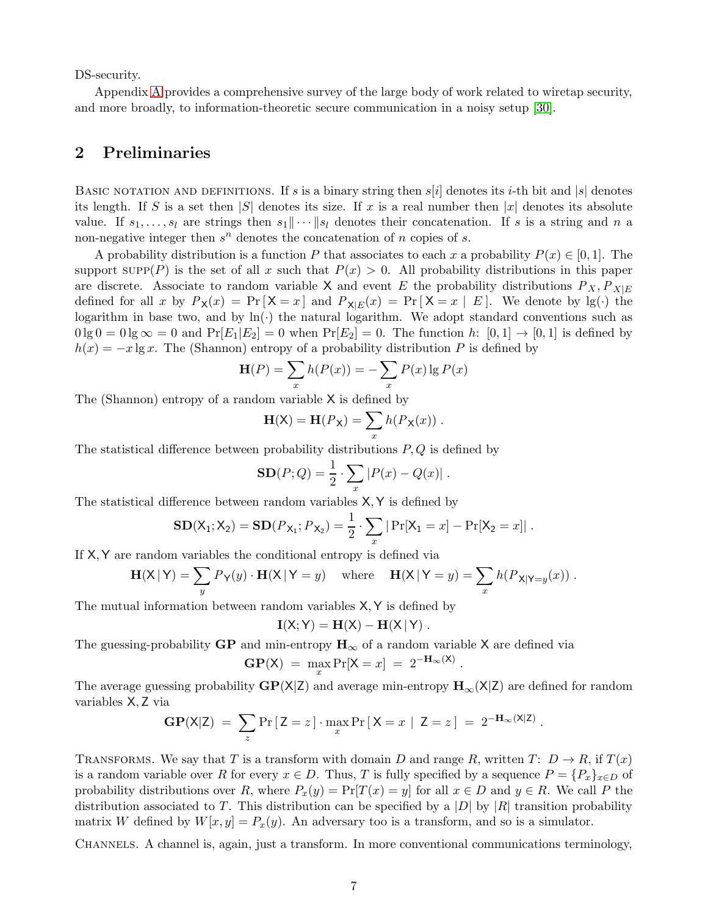DS-security.

Appendix A provides a comprehensive survey of the large body of work related to wiretap security, and more broadly, to information-theoretic secure communication in a noisy setup [30].

## 2 Preliminaries

Basic notation and definitions. If $s$ is a binary string then $s[i]$ denotes its $i$-th bit and $|s|$ denotes its length. If $S$ is a set then $|S|$ denotes its size. If $x$ is a real number then $|x|$ denotes its absolute value. If $s_1, \ldots, s_l$ are strings then $s_1\| \cdots \|s_l$ denotes their concatenation. If $s$ is a string and $n$ a non-negative integer then $s^n$ denotes the concatenation of $n$ copies of $s$.

A probability distribution is a function $P$ that associates to each $x$ a probability $P(x) \in [0, 1]$. The support $\text{SUPP}(P)$ is the set of all $x$ such that $P(x) > 0$. All probability distributions in this paper are discrete. Associate to random variable $\mathsf{X}$ and event $E$ the probability distributions $P_X, P_{X|E}$ defined for all $x$ by $P_{\mathsf{X}}(x) = \Pr[\mathsf{X} = x]$ and $P_{\mathsf{X}|E}(x) = \Pr[\mathsf{X} = x \mid E]$. We denote by $\lg(\cdot)$ the logarithm in base two, and by $\ln(\cdot)$ the natural logarithm. We adopt standard conventions such as $0 \lg 0 = 0 \lg \infty = 0$ and $\Pr[E_1|E_2] = 0$ when $\Pr[E_2] = 0$. The function $h\colon [0, 1] \to [0, 1]$ is defined by $h(x) = -x \lg x$. The (Shannon) entropy of a probability distribution $P$ is defined by

$$\mathbf{H}(P) = \sum_x h(P(x)) = -\sum_x P(x) \lg P(x)$$

The (Shannon) entropy of a random variable $\mathsf{X}$ is defined by

$$\mathbf{H}(\mathsf{X}) = \mathbf{H}(P_{\mathsf{X}}) = \sum_x h(P_{\mathsf{X}}(x)) .$$

The statistical difference between probability distributions $P, Q$ is defined by

$$\mathbf{SD}(P; Q) = \frac{1}{2} \cdot \sum_x |P(x) - Q(x)| .$$

The statistical difference between random variables $\mathsf{X}, \mathsf{Y}$ is defined by

$$\mathbf{SD}(\mathsf{X}_1; \mathsf{X}_2) = \mathbf{SD}(P_{\mathsf{X}_1}; P_{\mathsf{X}_2}) = \frac{1}{2} \cdot \sum_x |\Pr[\mathsf{X}_1 = x] - \Pr[\mathsf{X}_2 = x]| .$$

If $\mathsf{X}, \mathsf{Y}$ are random variables the conditional entropy is defined via

$$\mathbf{H}(\mathsf{X} \,|\, \mathsf{Y}) = \sum_y P_{\mathsf{Y}}(y) \cdot \mathbf{H}(\mathsf{X} \,|\, \mathsf{Y} = y) \quad \text{where} \quad \mathbf{H}(\mathsf{X} \,|\, \mathsf{Y} = y) = \sum_x h(P_{\mathsf{X}|\mathsf{Y}=y}(x)) .$$

The mutual information between random variables $\mathsf{X}, \mathsf{Y}$ is defined by

$$\mathbf{I}(\mathsf{X}; \mathsf{Y}) = \mathbf{H}(\mathsf{X}) - \mathbf{H}(\mathsf{X} \,|\, \mathsf{Y}) .$$

The guessing-probability $\mathbf{GP}$ and min-entropy $\mathbf{H}_\infty$ of a random variable $\mathsf{X}$ are defined via

$$\mathbf{GP}(\mathsf{X}) \ = \ \max_x \Pr[\mathsf{X} = x] \ = \ 2^{-\mathbf{H}_\infty(\mathsf{X})} .$$

The average guessing probability $\mathbf{GP}(\mathsf{X}|\mathsf{Z})$ and average min-entropy $\mathbf{H}_\infty(\mathsf{X}|\mathsf{Z})$ are defined for random variables $\mathsf{X}, \mathsf{Z}$ via

$$\mathbf{GP}(\mathsf{X}|\mathsf{Z}) \ = \ \sum_z \Pr[\mathsf{Z} = z] \cdot \max_x \Pr[\mathsf{X} = x \mid \mathsf{Z} = z] \ = \ 2^{-\mathbf{H}_\infty(\mathsf{X}|\mathsf{Z})} .$$

Transforms. We say that $T$ is a transform with domain $D$ and range $R$, written $T\colon D \to R$, if $T(x)$ is a random variable over $R$ for every $x \in D$. Thus, $T$ is fully specified by a sequence $P = \{P_x\}_{x \in D}$ of probability distributions over $R$, where $P_x(y) = \Pr[T(x) = y]$ for all $x \in D$ and $y \in R$. We call $P$ the distribution associated to $T$. This distribution can be specified by a $|D|$ by $|R|$ transition probability matrix $W$ defined by $W[x, y] = P_x(y)$. An adversary too is a transform, and so is a simulator.

Channels. A channel is, again, just a transform. In more conventional communications terminology,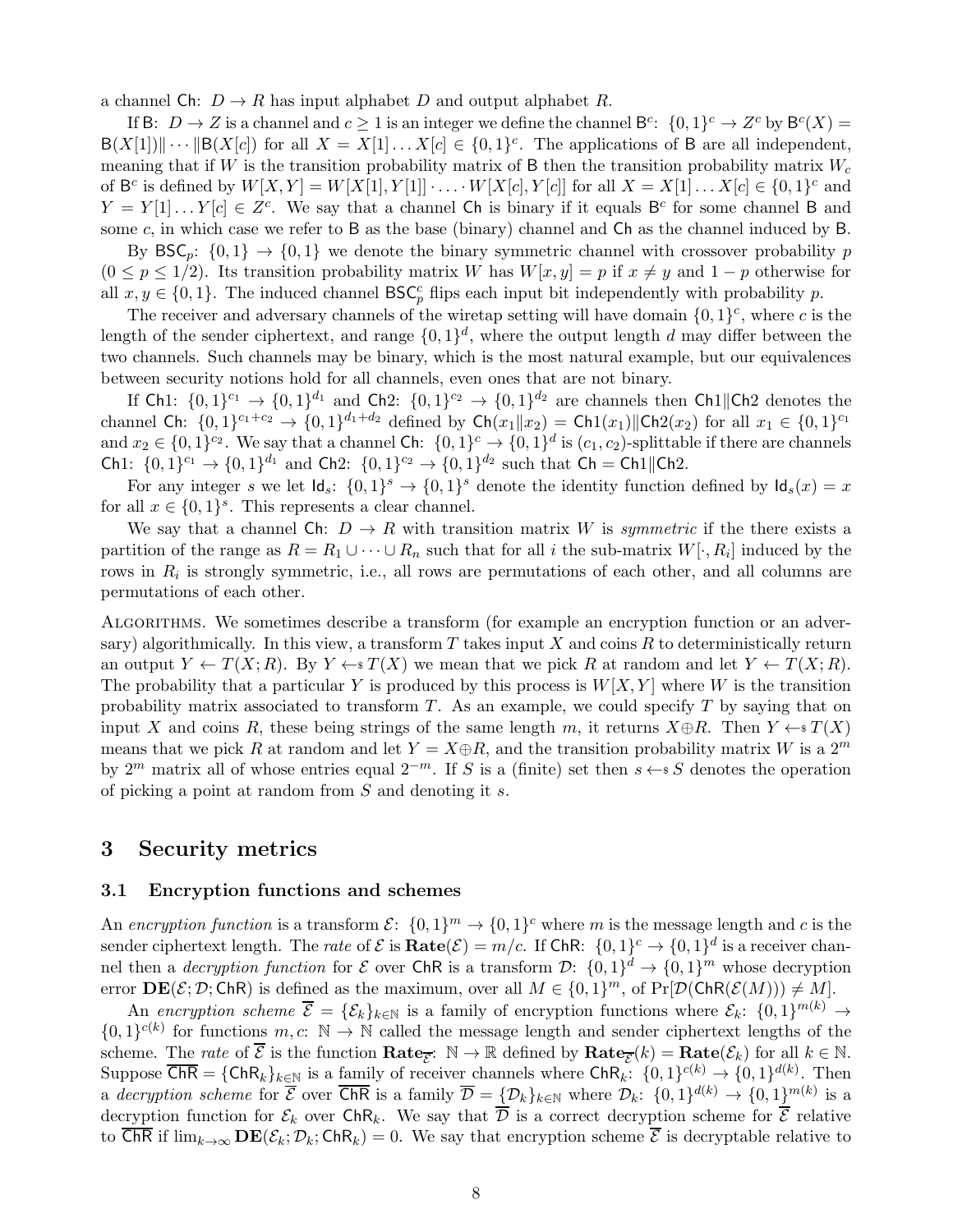a channel $\mathsf{Ch}\colon D \to R$ has input alphabet $D$ and output alphabet $R$.

If $\mathsf{B}\colon D \to Z$ is a channel and $c \geq 1$ is an integer we define the channel $\mathsf{B}^c\colon \{0,1\}^c \to Z^c$ by $\mathsf{B}^c(X) = \mathsf{B}(X[1]) \| \cdots \| \mathsf{B}(X[c])$ for all $X = X[1] \ldots X[c] \in \{0,1\}^c$. The applications of $\mathsf{B}$ are all independent, meaning that if $W$ is the transition probability matrix of $\mathsf{B}$ then the transition probability matrix $W_c$ of $\mathsf{B}^c$ is defined by $W[X,Y] = W[X[1],Y[1]] \cdot \ldots \cdot W[X[c],Y[c]]$ for all $X = X[1] \ldots X[c] \in \{0,1\}^c$ and $Y = Y[1] \ldots Y[c] \in Z^c$. We say that a channel $\mathsf{Ch}$ is binary if it equals $\mathsf{B}^c$ for some channel $\mathsf{B}$ and some $c$, in which case we refer to $\mathsf{B}$ as the base (binary) channel and $\mathsf{Ch}$ as the channel induced by $\mathsf{B}$.

By $\mathsf{BSC}_p\colon \{0,1\} \to \{0,1\}$ we denote the binary symmetric channel with crossover probability $p$ ($0 \leq p \leq 1/2$). Its transition probability matrix $W$ has $W[x,y] = p$ if $x \neq y$ and $1-p$ otherwise for all $x, y \in \{0,1\}$. The induced channel $\mathsf{BSC}_p^c$ flips each input bit independently with probability $p$.

The receiver and adversary channels of the wiretap setting will have domain $\{0,1\}^c$, where $c$ is the length of the sender ciphertext, and range $\{0,1\}^d$, where the output length $d$ may differ between the two channels. Such channels may be binary, which is the most natural example, but our equivalences between security notions hold for all channels, even ones that are not binary.

If $\mathsf{Ch1}\colon \{0,1\}^{c_1} \to \{0,1\}^{d_1}$ and $\mathsf{Ch2}\colon \{0,1\}^{c_2} \to \{0,1\}^{d_2}$ are channels then $\mathsf{Ch1}\|\mathsf{Ch2}$ denotes the channel $\mathsf{Ch}\colon \{0,1\}^{c_1+c_2} \to \{0,1\}^{d_1+d_2}$ defined by $\mathsf{Ch}(x_1\|x_2) = \mathsf{Ch1}(x_1)\|\mathsf{Ch2}(x_2)$ for all $x_1 \in \{0,1\}^{c_1}$ and $x_2 \in \{0,1\}^{c_2}$. We say that a channel $\mathsf{Ch}\colon \{0,1\}^c \to \{0,1\}^d$ is $(c_1,c_2)$-splittable if there are channels $\mathsf{Ch1}\colon \{0,1\}^{c_1} \to \{0,1\}^{d_1}$ and $\mathsf{Ch2}\colon \{0,1\}^{c_2} \to \{0,1\}^{d_2}$ such that $\mathsf{Ch} = \mathsf{Ch1}\|\mathsf{Ch2}$.

For any integer $s$ we let $\mathsf{Id}_s\colon \{0,1\}^s \to \{0,1\}^s$ denote the identity function defined by $\mathsf{Id}_s(x) = x$ for all $x \in \{0,1\}^s$. This represents a clear channel.

We say that a channel $\mathsf{Ch}\colon D \to R$ with transition matrix $W$ is *symmetric* if the there exists a partition of the range as $R = R_1 \cup \cdots \cup R_n$ such that for all $i$ the sub-matrix $W[\cdot, R_i]$ induced by the rows in $R_i$ is strongly symmetric, i.e., all rows are permutations of each other, and all columns are permutations of each other.

Algorithms. We sometimes describe a transform (for example an encryption function or an adversary) algorithmically. In this view, a transform $T$ takes input $X$ and coins $R$ to deterministically return an output $Y \leftarrow T(X;R)$. By $Y \leftarrow\$\, T(X)$ we mean that we pick $R$ at random and let $Y \leftarrow T(X;R)$. The probability that a particular $Y$ is produced by this process is $W[X,Y]$ where $W$ is the transition probability matrix associated to transform $T$. As an example, we could specify $T$ by saying that on input $X$ and coins $R$, these being strings of the same length $m$, it returns $X \oplus R$. Then $Y \leftarrow\$\, T(X)$ means that we pick $R$ at random and let $Y = X \oplus R$, and the transition probability matrix $W$ is a $2^m$ by $2^m$ matrix all of whose entries equal $2^{-m}$. If $S$ is a (finite) set then $s \leftarrow\$\, S$ denotes the operation of picking a point at random from $S$ and denoting it $s$.

# 3 Security metrics

## 3.1 Encryption functions and schemes

An *encryption function* is a transform $\mathcal{E}\colon \{0,1\}^m \to \{0,1\}^c$ where $m$ is the message length and $c$ is the sender ciphertext length. The *rate* of $\mathcal{E}$ is $\mathbf{Rate}(\mathcal{E}) = m/c$. If $\mathsf{ChR}\colon \{0,1\}^c \to \{0,1\}^d$ is a receiver channel then a *decryption function* for $\mathcal{E}$ over $\mathsf{ChR}$ is a transform $\mathcal{D}\colon \{0,1\}^d \to \{0,1\}^m$ whose decryption error $\mathbf{DE}(\mathcal{E};\mathcal{D};\mathsf{ChR})$ is defined as the maximum, over all $M \in \{0,1\}^m$, of $\Pr[\mathcal{D}(\mathsf{ChR}(\mathcal{E}(M))) \neq M]$.

An *encryption scheme* $\overline{\mathcal{E}} = \{\mathcal{E}_k\}_{k\in\mathbb{N}}$ is a family of encryption functions where $\mathcal{E}_k\colon \{0,1\}^{m(k)} \to \{0,1\}^{c(k)}$ for functions $m, c\colon \mathbb{N} \to \mathbb{N}$ called the message length and sender ciphertext lengths of the scheme. The *rate* of $\overline{\mathcal{E}}$ is the function $\mathbf{Rate}_{\overline{\mathcal{E}}}\colon \mathbb{N} \to \mathbb{R}$ defined by $\mathbf{Rate}_{\overline{\mathcal{E}}}(k) = \mathbf{Rate}(\mathcal{E}_k)$ for all $k \in \mathbb{N}$. Suppose $\overline{\mathsf{ChR}} = \{\mathsf{ChR}_k\}_{k\in\mathbb{N}}$ is a family of receiver channels where $\mathsf{ChR}_k\colon \{0,1\}^{c(k)} \to \{0,1\}^{d(k)}$. Then a *decryption scheme* for $\overline{\mathcal{E}}$ over $\overline{\mathsf{ChR}}$ is a family $\overline{\mathcal{D}} = \{\mathcal{D}_k\}_{k\in\mathbb{N}}$ where $\mathcal{D}_k\colon \{0,1\}^{d(k)} \to \{0,1\}^{m(k)}$ is a decryption function for $\mathcal{E}_k$ over $\mathsf{ChR}_k$. We say that $\overline{\mathcal{D}}$ is a correct decryption scheme for $\overline{\mathcal{E}}$ relative to $\overline{\mathsf{ChR}}$ if $\lim_{k\to\infty} \mathbf{DE}(\mathcal{E}_k;\mathcal{D}_k;\mathsf{ChR}_k) = 0$. We say that encryption scheme $\overline{\mathcal{E}}$ is decryptable relative to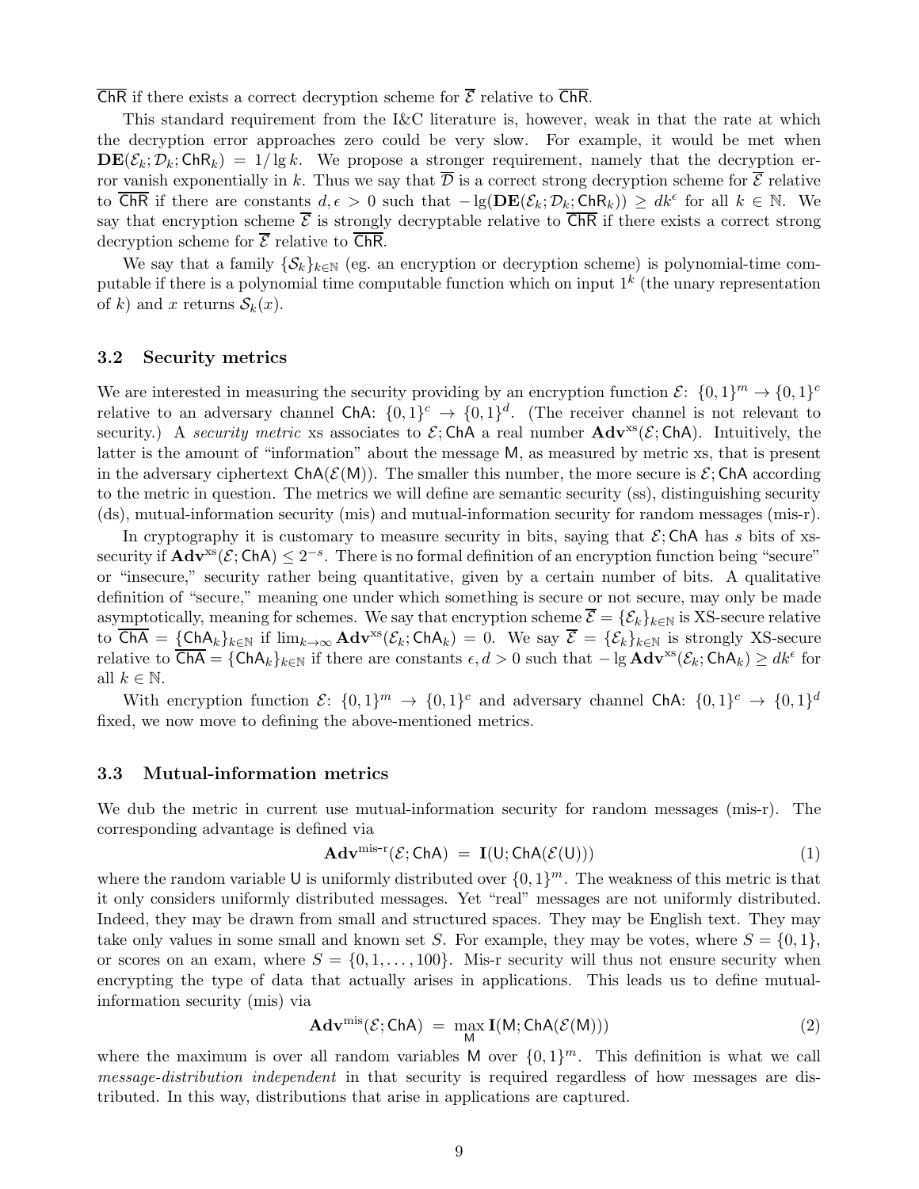$\overline{\mathsf{ChR}}$ if there exists a correct decryption scheme for $\overline{\mathcal{E}}$ relative to $\overline{\mathsf{ChR}}$.

This standard requirement from the I&C literature is, however, weak in that the rate at which the decryption error approaches zero could be very slow. For example, it would be met when $\mathbf{DE}(\mathcal{E}_k; \mathcal{D}_k; \mathsf{ChR}_k) = 1/\lg k$. We propose a stronger requirement, namely that the decryption error vanish exponentially in $k$. Thus we say that $\overline{\mathcal{D}}$ is a correct strong decryption scheme for $\overline{\mathcal{E}}$ relative to $\overline{\mathsf{ChR}}$ if there are constants $d, \epsilon > 0$ such that $-\lg(\mathbf{DE}(\mathcal{E}_k; \mathcal{D}_k; \mathsf{ChR}_k)) \geq dk^{\epsilon}$ for all $k \in \mathbb{N}$. We say that encryption scheme $\overline{\mathcal{E}}$ is strongly decryptable relative to $\overline{\mathsf{ChR}}$ if there exists a correct strong decryption scheme for $\overline{\mathcal{E}}$ relative to $\overline{\mathsf{ChR}}$.

We say that a family $\{\mathcal{S}_k\}_{k \in \mathbb{N}}$ (eg. an encryption or decryption scheme) is polynomial-time computable if there is a polynomial time computable function which on input $1^k$ (the unary representation of $k$) and $x$ returns $\mathcal{S}_k(x)$.

### 3.2 Security metrics

We are interested in measuring the security providing by an encryption function $\mathcal{E}\colon \{0,1\}^m \to \{0,1\}^c$ relative to an adversary channel $\mathsf{ChA}\colon \{0,1\}^c \to \{0,1\}^d$. (The receiver channel is not relevant to security.) A *security metric* xs associates to $\mathcal{E}; \mathsf{ChA}$ a real number $\mathbf{Adv}^{\mathrm{xs}}(\mathcal{E}; \mathsf{ChA})$. Intuitively, the latter is the amount of "information" about the message $\mathsf{M}$, as measured by metric xs, that is present in the adversary ciphertext $\mathsf{ChA}(\mathcal{E}(\mathsf{M}))$. The smaller this number, the more secure is $\mathcal{E}; \mathsf{ChA}$ according to the metric in question. The metrics we will define are semantic security (ss), distinguishing security (ds), mutual-information security (mis) and mutual-information security for random messages (mis-r).

In cryptography it is customary to measure security in bits, saying that $\mathcal{E}; \mathsf{ChA}$ has $s$ bits of xs-security if $\mathbf{Adv}^{\mathrm{xs}}(\mathcal{E}; \mathsf{ChA}) \leq 2^{-s}$. There is no formal definition of an encryption function being "secure" or "insecure," security rather being quantitative, given by a certain number of bits. A qualitative definition of "secure," meaning one under which something is secure or not secure, may only be made asymptotically, meaning for schemes. We say that encryption scheme $\overline{\mathcal{E}} = \{\mathcal{E}_k\}_{k \in \mathbb{N}}$ is XS-secure relative to $\overline{\mathsf{ChA}} = \{\mathsf{ChA}_k\}_{k \in \mathbb{N}}$ if $\lim_{k \to \infty} \mathbf{Adv}^{\mathrm{xs}}(\mathcal{E}_k; \mathsf{ChA}_k) = 0$. We say $\overline{\mathcal{E}} = \{\mathcal{E}_k\}_{k \in \mathbb{N}}$ is strongly XS-secure relative to $\overline{\mathsf{ChA}} = \{\mathsf{ChA}_k\}_{k \in \mathbb{N}}$ if there are constants $\epsilon, d > 0$ such that $-\lg \mathbf{Adv}^{\mathrm{xs}}(\mathcal{E}_k; \mathsf{ChA}_k) \geq dk^{\epsilon}$ for all $k \in \mathbb{N}$.

With encryption function $\mathcal{E}\colon \{0,1\}^m \to \{0,1\}^c$ and adversary channel $\mathsf{ChA}\colon \{0,1\}^c \to \{0,1\}^d$ fixed, we now move to defining the above-mentioned metrics.

### 3.3 Mutual-information metrics

We dub the metric in current use mutual-information security for random messages (mis-r). The corresponding advantage is defined via

$$\mathbf{Adv}^{\text{mis-r}}(\mathcal{E}; \mathsf{ChA}) = \mathbf{I}(\mathsf{U}; \mathsf{ChA}(\mathcal{E}(\mathsf{U}))) \tag{1}$$

where the random variable $\mathsf{U}$ is uniformly distributed over $\{0,1\}^m$. The weakness of this metric is that it only considers uniformly distributed messages. Yet "real" messages are not uniformly distributed. Indeed, they may be drawn from small and structured spaces. They may be English text. They may take only values in some small and known set $S$. For example, they may be votes, where $S = \{0,1\}$, or scores on an exam, where $S = \{0, 1, \ldots, 100\}$. Mis-r security will thus not ensure security when encrypting the type of data that actually arises in applications. This leads us to define mutual-information security (mis) via

$$\mathbf{Adv}^{\mathrm{mis}}(\mathcal{E}; \mathsf{ChA}) = \max_{\mathsf{M}} \mathbf{I}(\mathsf{M}; \mathsf{ChA}(\mathcal{E}(\mathsf{M}))) \tag{2}$$

where the maximum is over all random variables $\mathsf{M}$ over $\{0,1\}^m$. This definition is what we call *message-distribution independent* in that security is required regardless of how messages are distributed. In this way, distributions that arise in applications are captured.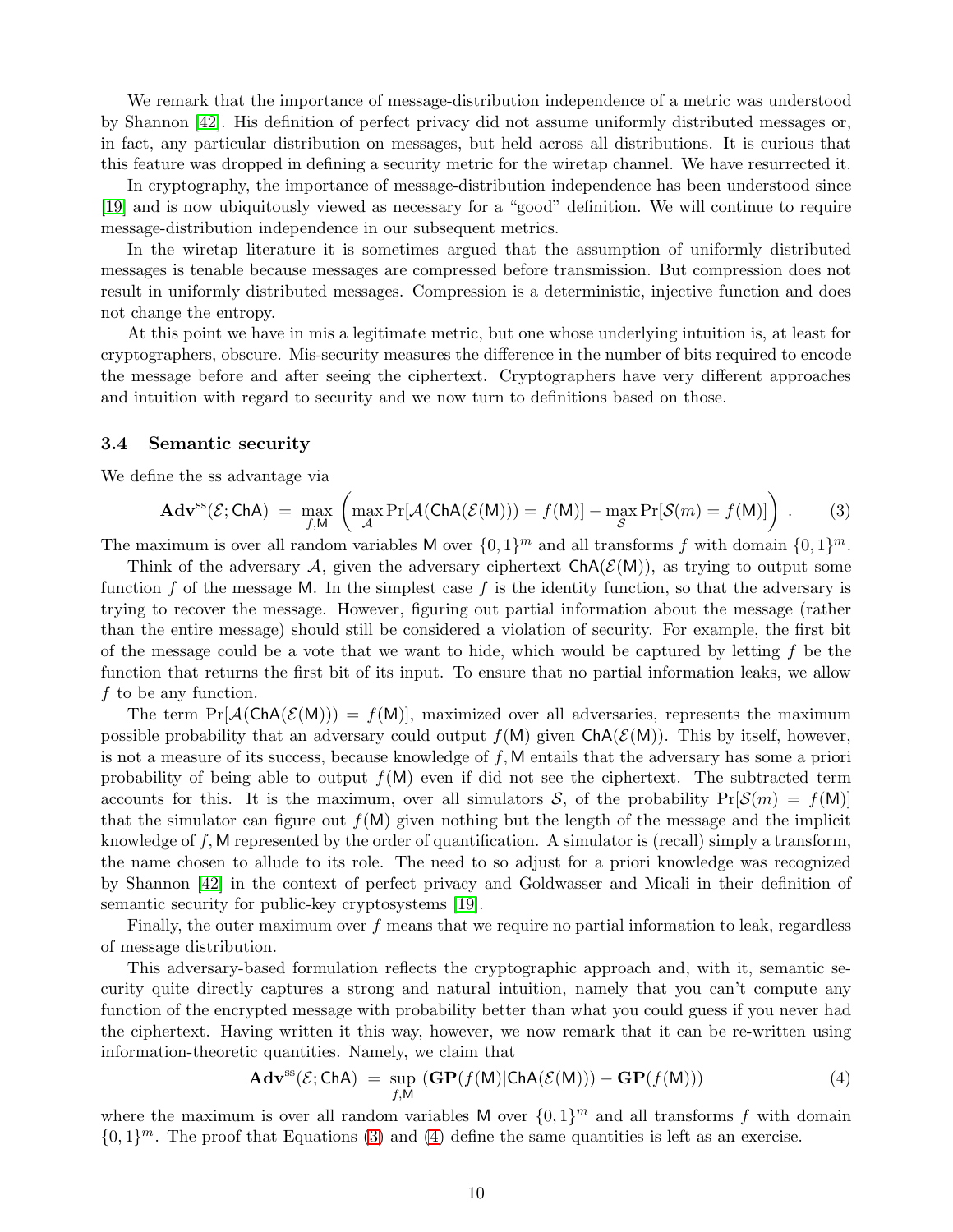We remark that the importance of message-distribution independence of a metric was understood by Shannon [42]. His definition of perfect privacy did not assume uniformly distributed messages or, in fact, any particular distribution on messages, but held across all distributions. It is curious that this feature was dropped in defining a security metric for the wiretap channel. We have resurrected it.

In cryptography, the importance of message-distribution independence has been understood since [19] and is now ubiquitously viewed as necessary for a "good" definition. We will continue to require message-distribution independence in our subsequent metrics.

In the wiretap literature it is sometimes argued that the assumption of uniformly distributed messages is tenable because messages are compressed before transmission. But compression does not result in uniformly distributed messages. Compression is a deterministic, injective function and does not change the entropy.

At this point we have in mis a legitimate metric, but one whose underlying intuition is, at least for cryptographers, obscure. Mis-security measures the difference in the number of bits required to encode the message before and after seeing the ciphertext. Cryptographers have very different approaches and intuition with regard to security and we now turn to definitions based on those.

### 3.4 Semantic security

We define the ss advantage via

$$\mathbf{Adv}^{\mathrm{ss}}(\mathcal{E};\mathsf{ChA}) \;=\; \max_{f,\mathsf{M}} \left( \max_{\mathcal{A}} \Pr[\mathcal{A}(\mathsf{ChA}(\mathcal{E}(\mathsf{M}))) = f(\mathsf{M})] - \max_{\mathcal{S}} \Pr[\mathcal{S}(m) = f(\mathsf{M})] \right) . \tag{3}$$

The maximum is over all random variables $\mathsf{M}$ over $\{0,1\}^m$ and all transforms $f$ with domain $\{0,1\}^m$.

Think of the adversary $\mathcal{A}$, given the adversary ciphertext $\mathsf{ChA}(\mathcal{E}(\mathsf{M}))$, as trying to output some function $f$ of the message $\mathsf{M}$. In the simplest case $f$ is the identity function, so that the adversary is trying to recover the message. However, figuring out partial information about the message (rather than the entire message) should still be considered a violation of security. For example, the first bit of the message could be a vote that we want to hide, which would be captured by letting $f$ be the function that returns the first bit of its input. To ensure that no partial information leaks, we allow $f$ to be any function.

The term $\Pr[\mathcal{A}(\mathsf{ChA}(\mathcal{E}(\mathsf{M}))) = f(\mathsf{M})]$, maximized over all adversaries, represents the maximum possible probability that an adversary could output $f(\mathsf{M})$ given $\mathsf{ChA}(\mathcal{E}(\mathsf{M}))$. This by itself, however, is not a measure of its success, because knowledge of $f, \mathsf{M}$ entails that the adversary has some a priori probability of being able to output $f(\mathsf{M})$ even if did not see the ciphertext. The subtracted term accounts for this. It is the maximum, over all simulators $\mathcal{S}$, of the probability $\Pr[\mathcal{S}(m) = f(\mathsf{M})]$ that the simulator can figure out $f(\mathsf{M})$ given nothing but the length of the message and the implicit knowledge of $f, \mathsf{M}$ represented by the order of quantification. A simulator is (recall) simply a transform, the name chosen to allude to its role. The need to so adjust for a priori knowledge was recognized by Shannon [42] in the context of perfect privacy and Goldwasser and Micali in their definition of semantic security for public-key cryptosystems [19].

Finally, the outer maximum over $f$ means that we require no partial information to leak, regardless of message distribution.

This adversary-based formulation reflects the cryptographic approach and, with it, semantic security quite directly captures a strong and natural intuition, namely that you can't compute any function of the encrypted message with probability better than what you could guess if you never had the ciphertext. Having written it this way, however, we now remark that it can be re-written using information-theoretic quantities. Namely, we claim that

$$\mathbf{Adv}^{\mathrm{ss}}(\mathcal{E};\mathsf{ChA}) \;=\; \sup_{f,\mathsf{M}} \left( \mathbf{GP}(f(\mathsf{M})|\mathsf{ChA}(\mathcal{E}(\mathsf{M}))) - \mathbf{GP}(f(\mathsf{M})) \right) \tag{4}$$

where the maximum is over all random variables $\mathsf{M}$ over $\{0,1\}^m$ and all transforms $f$ with domain $\{0,1\}^m$. The proof that Equations (3) and (4) define the same quantities is left as an exercise.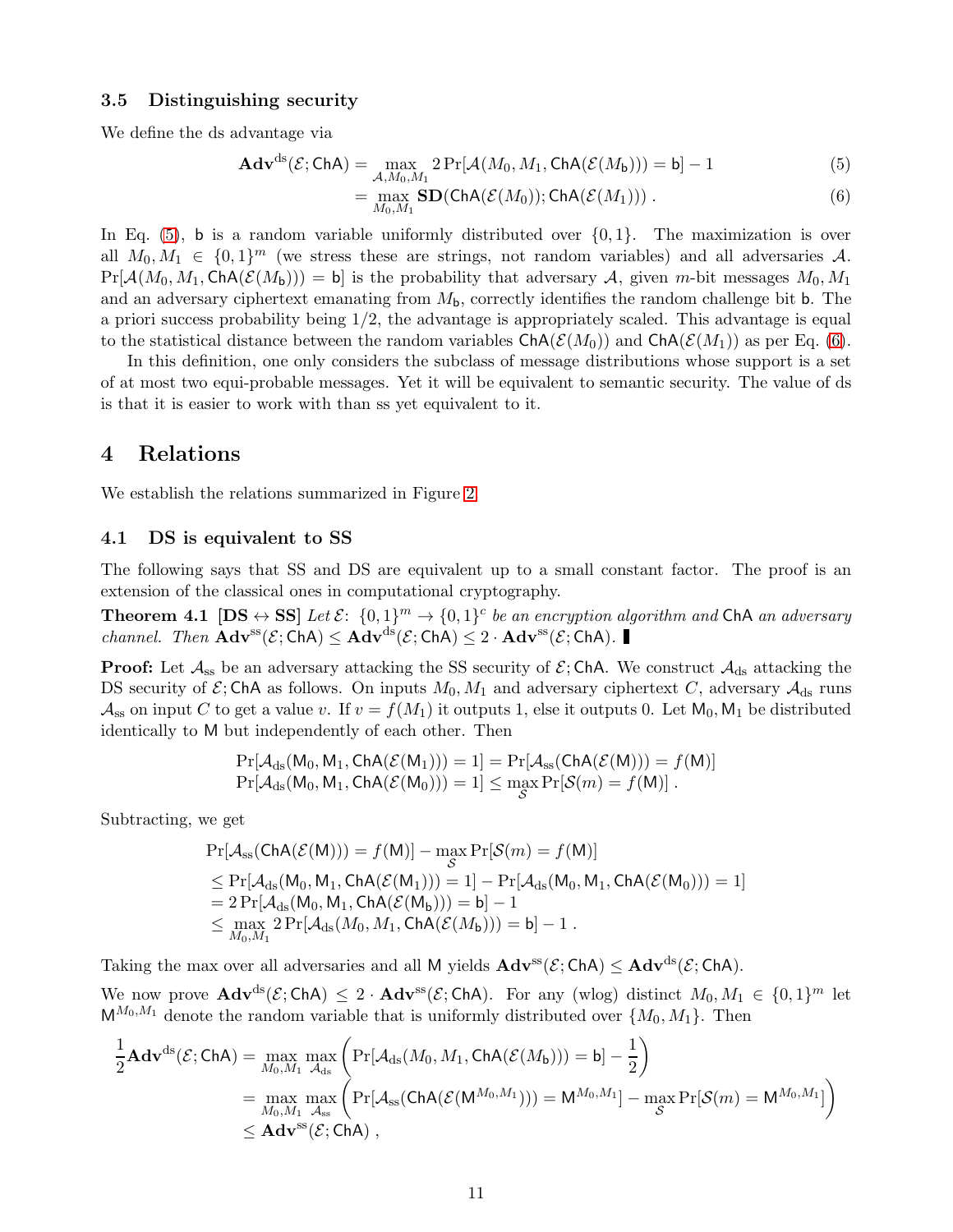### 3.5 Distinguishing security

We define the ds advantage via

$$\mathbf{Adv}^{\mathrm{ds}}(\mathcal{E};\mathsf{ChA}) = \max_{\mathcal{A},M_0,M_1} 2\Pr[\mathcal{A}(M_0,M_1,\mathsf{ChA}(\mathcal{E}(M_{\mathsf{b}}))) = \mathsf{b}] - 1 \tag{5}$$

$$= \max_{M_0,M_1} \mathbf{SD}(\mathsf{ChA}(\mathcal{E}(M_0));\mathsf{ChA}(\mathcal{E}(M_1))) . \tag{6}$$

In Eq. (5), $\mathsf{b}$ is a random variable uniformly distributed over $\{0,1\}$. The maximization is over all $M_0, M_1 \in \{0,1\}^m$ (we stress these are strings, not random variables) and all adversaries $\mathcal{A}$. $\Pr[\mathcal{A}(M_0,M_1,\mathsf{ChA}(\mathcal{E}(M_{\mathsf{b}}))) = \mathsf{b}]$ is the probability that adversary $\mathcal{A}$, given $m$-bit messages $M_0, M_1$ and an adversary ciphertext emanating from $M_{\mathsf{b}}$, correctly identifies the random challenge bit $\mathsf{b}$. The a priori success probability being $1/2$, the advantage is appropriately scaled. This advantage is equal to the statistical distance between the random variables $\mathsf{ChA}(\mathcal{E}(M_0))$ and $\mathsf{ChA}(\mathcal{E}(M_1))$ as per Eq. (6).

In this definition, one only considers the subclass of message distributions whose support is a set of at most two equi-probable messages. Yet it will be equivalent to semantic security. The value of ds is that it is easier to work with than ss yet equivalent to it.

## 4 Relations

We establish the relations summarized in Figure 2.

### 4.1 DS is equivalent to SS

The following says that SS and DS are equivalent up to a small constant factor. The proof is an extension of the classical ones in computational cryptography.

**Theorem 4.1 [DS $\leftrightarrow$ SS]** *Let* $\mathcal{E}\colon \{0,1\}^m \to \{0,1\}^c$ *be an encryption algorithm and* $\mathsf{ChA}$ *an adversary channel. Then* $\mathbf{Adv}^{\mathrm{ss}}(\mathcal{E};\mathsf{ChA}) \le \mathbf{Adv}^{\mathrm{ds}}(\mathcal{E};\mathsf{ChA}) \le 2\cdot\mathbf{Adv}^{\mathrm{ss}}(\mathcal{E};\mathsf{ChA})$. ∎

**Proof:** Let $\mathcal{A}_{\mathrm{ss}}$ be an adversary attacking the SS security of $\mathcal{E};\mathsf{ChA}$. We construct $\mathcal{A}_{\mathrm{ds}}$ attacking the DS security of $\mathcal{E};\mathsf{ChA}$ as follows. On inputs $M_0, M_1$ and adversary ciphertext $C$, adversary $\mathcal{A}_{\mathrm{ds}}$ runs $\mathcal{A}_{\mathrm{ss}}$ on input $C$ to get a value $v$. If $v = f(M_1)$ it outputs 1, else it outputs 0. Let $\mathsf{M}_0, \mathsf{M}_1$ be distributed identically to $\mathsf{M}$ but independently of each other. Then

$$\Pr[\mathcal{A}_{\mathrm{ds}}(\mathsf{M}_0,\mathsf{M}_1,\mathsf{ChA}(\mathcal{E}(\mathsf{M}_1))) = 1] = \Pr[\mathcal{A}_{\mathrm{ss}}(\mathsf{ChA}(\mathcal{E}(\mathsf{M}))) = f(\mathsf{M})]$$
$$\Pr[\mathcal{A}_{\mathrm{ds}}(\mathsf{M}_0,\mathsf{M}_1,\mathsf{ChA}(\mathcal{E}(\mathsf{M}_0))) = 1] \le \max_{\mathcal{S}} \Pr[\mathcal{S}(m) = f(\mathsf{M})] .$$

Subtracting, we get

$$\begin{aligned}
&\Pr[\mathcal{A}_{\mathrm{ss}}(\mathsf{ChA}(\mathcal{E}(\mathsf{M}))) = f(\mathsf{M})] - \max_{\mathcal{S}} \Pr[\mathcal{S}(m) = f(\mathsf{M})] \\
&\le \Pr[\mathcal{A}_{\mathrm{ds}}(\mathsf{M}_0,\mathsf{M}_1,\mathsf{ChA}(\mathcal{E}(\mathsf{M}_1))) = 1] - \Pr[\mathcal{A}_{\mathrm{ds}}(\mathsf{M}_0,\mathsf{M}_1,\mathsf{ChA}(\mathcal{E}(\mathsf{M}_0))) = 1] \\
&= 2\Pr[\mathcal{A}_{\mathrm{ds}}(\mathsf{M}_0,\mathsf{M}_1,\mathsf{ChA}(\mathcal{E}(\mathsf{M}_{\mathsf{b}}))) = \mathsf{b}] - 1 \\
&\le \max_{M_0,M_1} 2\Pr[\mathcal{A}_{\mathrm{ds}}(M_0,M_1,\mathsf{ChA}(\mathcal{E}(M_{\mathsf{b}}))) = \mathsf{b}] - 1 .
\end{aligned}$$

Taking the max over all adversaries and all $\mathsf{M}$ yields $\mathbf{Adv}^{\mathrm{ss}}(\mathcal{E};\mathsf{ChA}) \le \mathbf{Adv}^{\mathrm{ds}}(\mathcal{E};\mathsf{ChA})$.

We now prove $\mathbf{Adv}^{\mathrm{ds}}(\mathcal{E};\mathsf{ChA}) \le 2\cdot\mathbf{Adv}^{\mathrm{ss}}(\mathcal{E};\mathsf{ChA})$. For any (wlog) distinct $M_0, M_1 \in \{0,1\}^m$ let $\mathsf{M}^{M_0,M_1}$ denote the random variable that is uniformly distributed over $\{M_0, M_1\}$. Then

$$\begin{aligned}
\frac{1}{2}\mathbf{Adv}^{\mathrm{ds}}(\mathcal{E};\mathsf{ChA}) &= \max_{M_0,M_1} \max_{\mathcal{A}_{\mathrm{ds}}} \left(\Pr[\mathcal{A}_{\mathrm{ds}}(M_0,M_1,\mathsf{ChA}(\mathcal{E}(M_{\mathsf{b}}))) = \mathsf{b}] - \frac{1}{2}\right) \\
&= \max_{M_0,M_1} \max_{\mathcal{A}_{\mathrm{ss}}} \left(\Pr[\mathcal{A}_{\mathrm{ss}}(\mathsf{ChA}(\mathcal{E}(\mathsf{M}^{M_0,M_1}))) = \mathsf{M}^{M_0,M_1}] - \max_{\mathcal{S}} \Pr[\mathcal{S}(m) = \mathsf{M}^{M_0,M_1}]\right) \\
&\le \mathbf{Adv}^{\mathrm{ss}}(\mathcal{E};\mathsf{ChA}) ,
\end{aligned}$$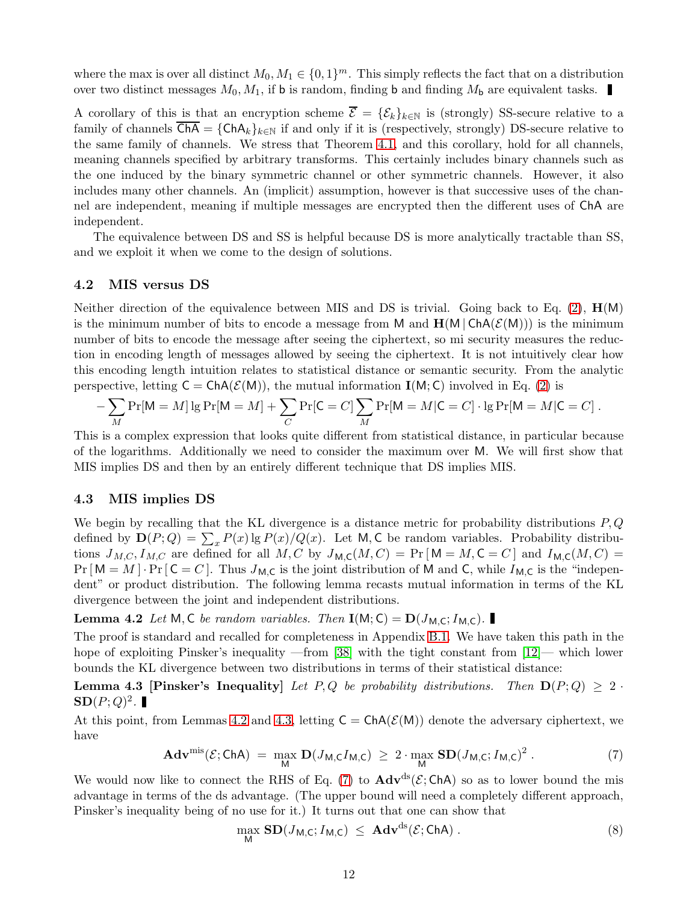where the max is over all distinct $M_0, M_1 \in \{0,1\}^m$. This simply reflects the fact that on a distribution over two distinct messages $M_0, M_1$, if $\mathsf{b}$ is random, finding $\mathsf{b}$ and finding $M_\mathsf{b}$ are equivalent tasks. ∎

A corollary of this is that an encryption scheme $\overline{\mathcal{E}} = \{\mathcal{E}_k\}_{k\in\mathbb{N}}$ is (strongly) SS-secure relative to a family of channels $\overline{\mathsf{ChA}} = \{\mathsf{ChA}_k\}_{k\in\mathbb{N}}$ if and only if it is (respectively, strongly) DS-secure relative to the same family of channels. We stress that Theorem 4.1, and this corollary, hold for all channels, meaning channels specified by arbitrary transforms. This certainly includes binary channels such as the one induced by the binary symmetric channel or other symmetric channels. However, it also includes many other channels. An (implicit) assumption, however is that successive uses of the channel are independent, meaning if multiple messages are encrypted then the different uses of $\mathsf{ChA}$ are independent.

The equivalence between DS and SS is helpful because DS is more analytically tractable than SS, and we exploit it when we come to the design of solutions.

### 4.2 MIS versus DS

Neither direction of the equivalence between MIS and DS is trivial. Going back to Eq. (2), $\mathbf{H}(\mathsf{M})$ is the minimum number of bits to encode a message from $\mathsf{M}$ and $\mathbf{H}(\mathsf{M} \,|\, \mathsf{ChA}(\mathcal{E}(\mathsf{M})))$ is the minimum number of bits to encode the message after seeing the ciphertext, so mi security measures the reduction in encoding length of messages allowed by seeing the ciphertext. It is not intuitively clear how this encoding length intuition relates to statistical distance or semantic security. From the analytic perspective, letting $\mathsf{C} = \mathsf{ChA}(\mathcal{E}(\mathsf{M}))$, the mutual information $\mathbf{I}(\mathsf{M};\mathsf{C})$ involved in Eq. (2) is

$$-\sum_M \Pr[\mathsf{M}=M]\lg \Pr[\mathsf{M}=M] + \sum_C \Pr[\mathsf{C}=C]\sum_M \Pr[\mathsf{M}=M|\mathsf{C}=C]\cdot \lg \Pr[\mathsf{M}=M|\mathsf{C}=C]\,.$$

This is a complex expression that looks quite different from statistical distance, in particular because of the logarithms. Additionally we need to consider the maximum over $\mathsf{M}$. We will first show that MIS implies DS and then by an entirely different technique that DS implies MIS.

### 4.3 MIS implies DS

We begin by recalling that the KL divergence is a distance metric for probability distributions $P, Q$ defined by $\mathbf{D}(P;Q) = \sum_x P(x)\lg P(x)/Q(x)$. Let $\mathsf{M}, \mathsf{C}$ be random variables. Probability distributions $J_{M,C}, I_{M,C}$ are defined for all $M, C$ by $J_{\mathsf{M},\mathsf{C}}(M,C) = \Pr[\mathsf{M}=M, \mathsf{C}=C]$ and $I_{\mathsf{M},\mathsf{C}}(M,C) = \Pr[\mathsf{M}=M]\cdot\Pr[\mathsf{C}=C]$. Thus $J_{\mathsf{M},\mathsf{C}}$ is the joint distribution of $\mathsf{M}$ and $\mathsf{C}$, while $I_{\mathsf{M},\mathsf{C}}$ is the "independent" or product distribution. The following lemma recasts mutual information in terms of the KL divergence between the joint and independent distributions.

**Lemma 4.2** *Let $\mathsf{M}, \mathsf{C}$ be random variables. Then $\mathbf{I}(\mathsf{M};\mathsf{C}) = \mathbf{D}(J_{\mathsf{M},\mathsf{C}}; I_{\mathsf{M},\mathsf{C}})$.* ∎

The proof is standard and recalled for completeness in Appendix B.1. We have taken this path in the hope of exploiting Pinsker's inequality —from [38] with the tight constant from [12]— which lower bounds the KL divergence between two distributions in terms of their statistical distance:

**Lemma 4.3 [Pinsker's Inequality]** *Let $P, Q$ be probability distributions. Then $\mathbf{D}(P;Q) \geq 2\cdot \mathbf{SD}(P;Q)^2$.* ∎

At this point, from Lemmas 4.2 and 4.3, letting $\mathsf{C} = \mathsf{ChA}(\mathcal{E}(\mathsf{M}))$ denote the adversary ciphertext, we have

$$\mathbf{Adv}^{\mathrm{mis}}(\mathcal{E};\mathsf{ChA}) \;=\; \max_{\mathsf{M}} \mathbf{D}(J_{\mathsf{M},\mathsf{C}} I_{\mathsf{M},\mathsf{C}}) \;\geq\; 2\cdot \max_{\mathsf{M}} \mathbf{SD}(J_{\mathsf{M},\mathsf{C}}; I_{\mathsf{M},\mathsf{C}})^2\,. \tag{7}$$

We would now like to connect the RHS of Eq. (7) to $\mathbf{Adv}^{\mathrm{ds}}(\mathcal{E};\mathsf{ChA})$ so as to lower bound the mis advantage in terms of the ds advantage. (The upper bound will need a completely different approach, Pinsker's inequality being of no use for it.) It turns out that one can show that

$$\max_{\mathsf{M}} \mathbf{SD}(J_{\mathsf{M},\mathsf{C}}; I_{\mathsf{M},\mathsf{C}}) \;\leq\; \mathbf{Adv}^{\mathrm{ds}}(\mathcal{E};\mathsf{ChA})\,. \tag{8}$$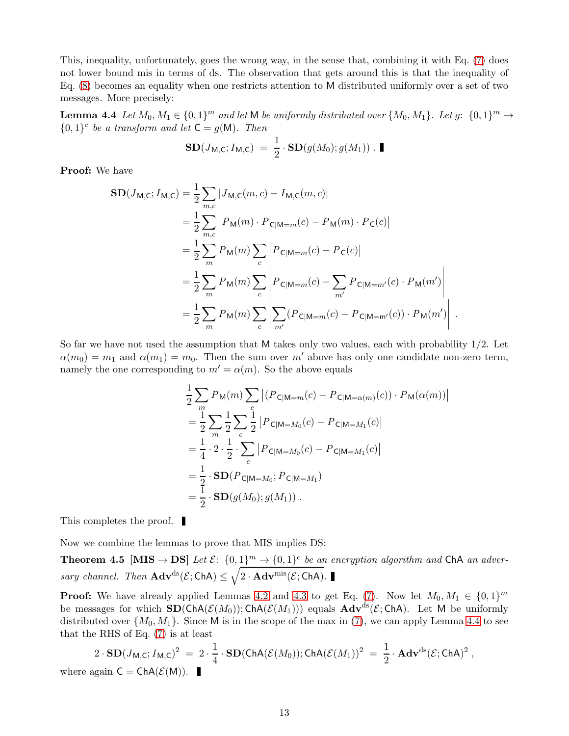This, inequality, unfortunately, goes the wrong way, in the sense that, combining it with Eq. (7) does not lower bound mis in terms of ds. The observation that gets around this is that the inequality of Eq. (8) becomes an equality when one restricts attention to $\mathsf{M}$ distributed uniformly over a set of two messages. More precisely:

**Lemma 4.4** *Let $M_0, M_1 \in \{0,1\}^m$ and let $\mathsf{M}$ be uniformly distributed over $\{M_0, M_1\}$. Let $g\colon \{0,1\}^m \to \{0,1\}^c$ be a transform and let $\mathsf{C} = g(\mathsf{M})$. Then*

$$\mathbf{SD}(J_{\mathsf{M},\mathsf{C}}; I_{\mathsf{M},\mathsf{C}}) \;=\; \frac{1}{2} \cdot \mathbf{SD}(g(M_0); g(M_1)) \; .$$

**Proof:** We have

$$\begin{aligned}
\mathbf{SD}(J_{\mathsf{M},\mathsf{C}}; I_{\mathsf{M},\mathsf{C}}) &= \frac{1}{2}\sum_{m,c} |J_{\mathsf{M},\mathsf{C}}(m,c) - I_{\mathsf{M},\mathsf{C}}(m,c)| \\
&= \frac{1}{2}\sum_{m,c} \left|P_{\mathsf{M}}(m) \cdot P_{\mathsf{C}|\mathsf{M}=m}(c) - P_{\mathsf{M}}(m) \cdot P_{\mathsf{C}}(c)\right| \\
&= \frac{1}{2}\sum_{m} P_{\mathsf{M}}(m) \sum_{c} \left|P_{\mathsf{C}|\mathsf{M}=m}(c) - P_{\mathsf{C}}(c)\right| \\
&= \frac{1}{2}\sum_{m} P_{\mathsf{M}}(m) \sum_{c} \left|P_{\mathsf{C}|\mathsf{M}=m}(c) - \sum_{m'} P_{\mathsf{C}|\mathsf{M}=m'}(c) \cdot P_{\mathsf{M}}(m')\right| \\
&= \frac{1}{2}\sum_{m} P_{\mathsf{M}}(m) \sum_{c} \left|\sum_{m'} (P_{\mathsf{C}|\mathsf{M}=m}(c) - P_{\mathsf{C}|\mathsf{M}=\mathsf{m}'}(c)) \cdot P_{\mathsf{M}}(m')\right| \; .
\end{aligned}$$

So far we have not used the assumption that $\mathsf{M}$ takes only two values, each with probability 1/2. Let $\alpha(m_0) = m_1$ and $\alpha(m_1) = m_0$. Then the sum over $m'$ above has only one candidate non-zero term, namely the one corresponding to $m' = \alpha(m)$. So the above equals

$$\begin{aligned}
&\frac{1}{2}\sum_{m} P_{\mathsf{M}}(m) \sum_{c} \left|(P_{\mathsf{C}|\mathsf{M}=m}(c) - P_{\mathsf{C}|\mathsf{M}=\alpha(m)}(c)) \cdot P_{\mathsf{M}}(\alpha(m))\right| \\
&= \frac{1}{2}\sum_{m} \frac{1}{2} \sum_{c} \frac{1}{2} \left|P_{\mathsf{C}|\mathsf{M}=M_0}(c) - P_{\mathsf{C}|\mathsf{M}=M_1}(c)\right| \\
&= \frac{1}{4} \cdot 2 \cdot \frac{1}{2} \cdot \sum_{c} \left|P_{\mathsf{C}|\mathsf{M}=M_0}(c) - P_{\mathsf{C}|\mathsf{M}=M_1}(c)\right| \\
&= \frac{1}{2} \cdot \mathbf{SD}(P_{\mathsf{C}|\mathsf{M}=M_0}; P_{\mathsf{C}|\mathsf{M}=M_1}) \\
&= \frac{1}{2} \cdot \mathbf{SD}(g(M_0); g(M_1)) \; .
\end{aligned}$$

This completes the proof. ∎

Now we combine the lemmas to prove that MIS implies DS:

**Theorem 4.5 [MIS → DS]** *Let $\mathcal{E}\colon \{0,1\}^m \to \{0,1\}^c$ be an encryption algorithm and $\mathsf{ChA}$ an adversary channel. Then $\mathbf{Adv}^{\mathrm{ds}}(\mathcal{E}; \mathsf{ChA}) \le \sqrt{2 \cdot \mathbf{Adv}^{\mathrm{mis}}(\mathcal{E}; \mathsf{ChA})}$.* ∎

**Proof:** We have already applied Lemmas 4.2 and 4.3 to get Eq. (7). Now let $M_0, M_1 \in \{0,1\}^m$ be messages for which $\mathbf{SD}(\mathsf{ChA}(\mathcal{E}(M_0)); \mathsf{ChA}(\mathcal{E}(M_1)))$ equals $\mathbf{Adv}^{\mathrm{ds}}(\mathcal{E}; \mathsf{ChA})$. Let $\mathsf{M}$ be uniformly distributed over $\{M_0, M_1\}$. Since $\mathsf{M}$ is in the scope of the max in (7), we can apply Lemma 4.4 to see that the RHS of Eq. (7) is at least

$$2 \cdot \mathbf{SD}(J_{\mathsf{M},\mathsf{C}}; I_{\mathsf{M},\mathsf{C}})^2 \;=\; 2 \cdot \frac{1}{4} \cdot \mathbf{SD}(\mathsf{ChA}(\mathcal{E}(M_0)); \mathsf{ChA}(\mathcal{E}(M_1))^2 \;=\; \frac{1}{2} \cdot \mathbf{Adv}^{\mathrm{ds}}(\mathcal{E}; \mathsf{ChA})^2 \; ,$$

where again $\mathsf{C} = \mathsf{ChA}(\mathcal{E}(\mathsf{M}))$. ∎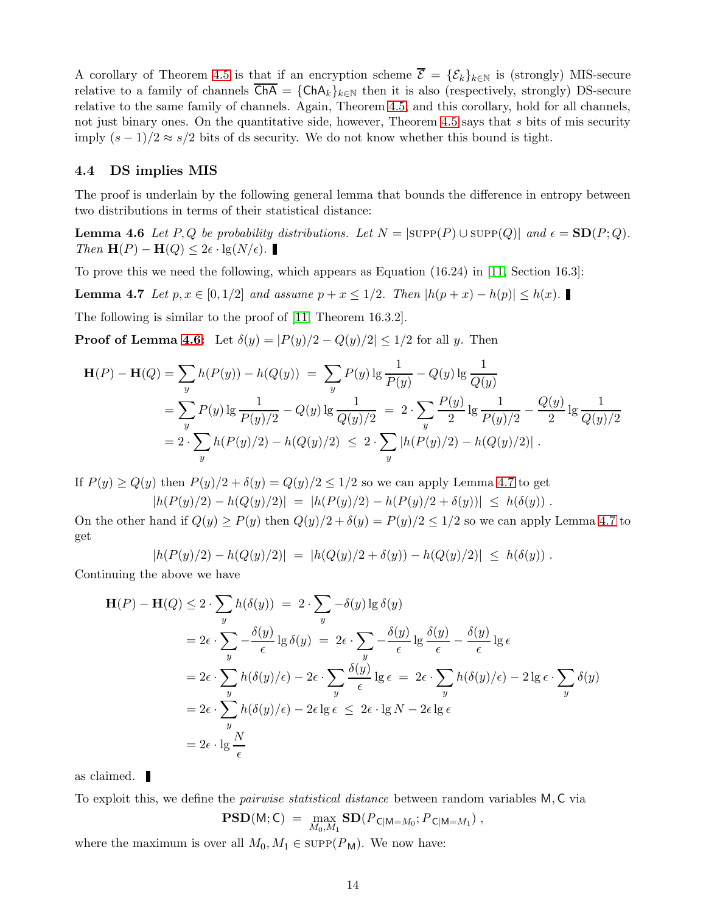A corollary of Theorem 4.5 is that if an encryption scheme $\overline{\mathcal{E}} = \{\mathcal{E}_k\}_{k\in\mathbb{N}}$ is (strongly) MIS-secure relative to a family of channels $\overline{\mathsf{ChA}} = \{\mathsf{ChA}_k\}_{k\in\mathbb{N}}$ then it is also (respectively, strongly) DS-secure relative to the same family of channels. Again, Theorem 4.5, and this corollary, hold for all channels, not just binary ones. On the quantitative side, however, Theorem 4.5 says that $s$ bits of mis security imply $(s-1)/2 \approx s/2$ bits of ds security. We do not know whether this bound is tight.

### 4.4 DS implies MIS

The proof is underlain by the following general lemma that bounds the difference in entropy between two distributions in terms of their statistical distance:

**Lemma 4.6** *Let $P, Q$ be probability distributions. Let $N = |\text{SUPP}(P) \cup \text{SUPP}(Q)|$ and $\epsilon = \mathbf{SD}(P;Q)$. Then $\mathbf{H}(P) - \mathbf{H}(Q) \leq 2\epsilon \cdot \lg(N/\epsilon)$.* ∎

To prove this we need the following, which appears as Equation (16.24) in [11, Section 16.3]:

**Lemma 4.7** *Let $p, x \in [0, 1/2]$ and assume $p + x \leq 1/2$. Then $|h(p+x) - h(p)| \leq h(x)$.* ∎

The following is similar to the proof of [11, Theorem 16.3.2].

**Proof of Lemma 4.6:** Let $\delta(y) = |P(y)/2 - Q(y)/2| \leq 1/2$ for all $y$. Then

$$
\begin{aligned}
\mathbf{H}(P) - \mathbf{H}(Q) &= \sum_y h(P(y)) - h(Q(y)) \;=\; \sum_y P(y)\lg\frac{1}{P(y)} - Q(y)\lg\frac{1}{Q(y)} \\
&= \sum_y P(y)\lg\frac{1}{P(y)/2} - Q(y)\lg\frac{1}{Q(y)/2} \;=\; 2\cdot\sum_y \frac{P(y)}{2}\lg\frac{1}{P(y)/2} - \frac{Q(y)}{2}\lg\frac{1}{Q(y)/2} \\
&= 2\cdot\sum_y h(P(y)/2) - h(Q(y)/2) \;\leq\; 2\cdot\sum_y |h(P(y)/2) - h(Q(y)/2)| \,.
\end{aligned}
$$

If $P(y) \geq Q(y)$ then $P(y)/2 + \delta(y) = Q(y)/2 \leq 1/2$ so we can apply Lemma 4.7 to get

$$|h(P(y)/2) - h(Q(y)/2)| \;=\; |h(P(y)/2) - h(P(y)/2 + \delta(y))| \;\leq\; h(\delta(y)) \,.$$

On the other hand if $Q(y) \geq P(y)$ then $Q(y)/2 + \delta(y) = P(y)/2 \leq 1/2$ so we can apply Lemma 4.7 to get

$$|h(P(y)/2) - h(Q(y)/2)| \;=\; |h(Q(y)/2 + \delta(y)) - h(Q(y)/2)| \;\leq\; h(\delta(y)) \,.$$

Continuing the above we have

$$
\begin{aligned}
\mathbf{H}(P) - \mathbf{H}(Q) &\leq 2\cdot\sum_y h(\delta(y)) \;=\; 2\cdot\sum_y -\delta(y)\lg\delta(y) \\
&= 2\epsilon\cdot\sum_y -\frac{\delta(y)}{\epsilon}\lg\delta(y) \;=\; 2\epsilon\cdot\sum_y -\frac{\delta(y)}{\epsilon}\lg\frac{\delta(y)}{\epsilon} - \frac{\delta(y)}{\epsilon}\lg\epsilon \\
&= 2\epsilon\cdot\sum_y h(\delta(y)/\epsilon) - 2\epsilon\cdot\sum_y\frac{\delta(y)}{\epsilon}\lg\epsilon \;=\; 2\epsilon\cdot\sum_y h(\delta(y)/\epsilon) - 2\lg\epsilon\cdot\sum_y\delta(y) \\
&= 2\epsilon\cdot\sum_y h(\delta(y)/\epsilon) - 2\epsilon\lg\epsilon \;\leq\; 2\epsilon\cdot\lg N - 2\epsilon\lg\epsilon \\
&= 2\epsilon\cdot\lg\frac{N}{\epsilon}
\end{aligned}
$$

as claimed. ∎

To exploit this, we define the *pairwise statistical distance* between random variables $\mathsf{M}, \mathsf{C}$ via

$$\mathbf{PSD}(\mathsf{M};\mathsf{C}) \;=\; \max_{M_0,M_1}\mathbf{SD}(P_{\mathsf{C}|\mathsf{M}=M_0}; P_{\mathsf{C}|\mathsf{M}=M_1}) \,,$$

where the maximum is over all $M_0, M_1 \in \text{SUPP}(P_{\mathsf{M}})$. We now have: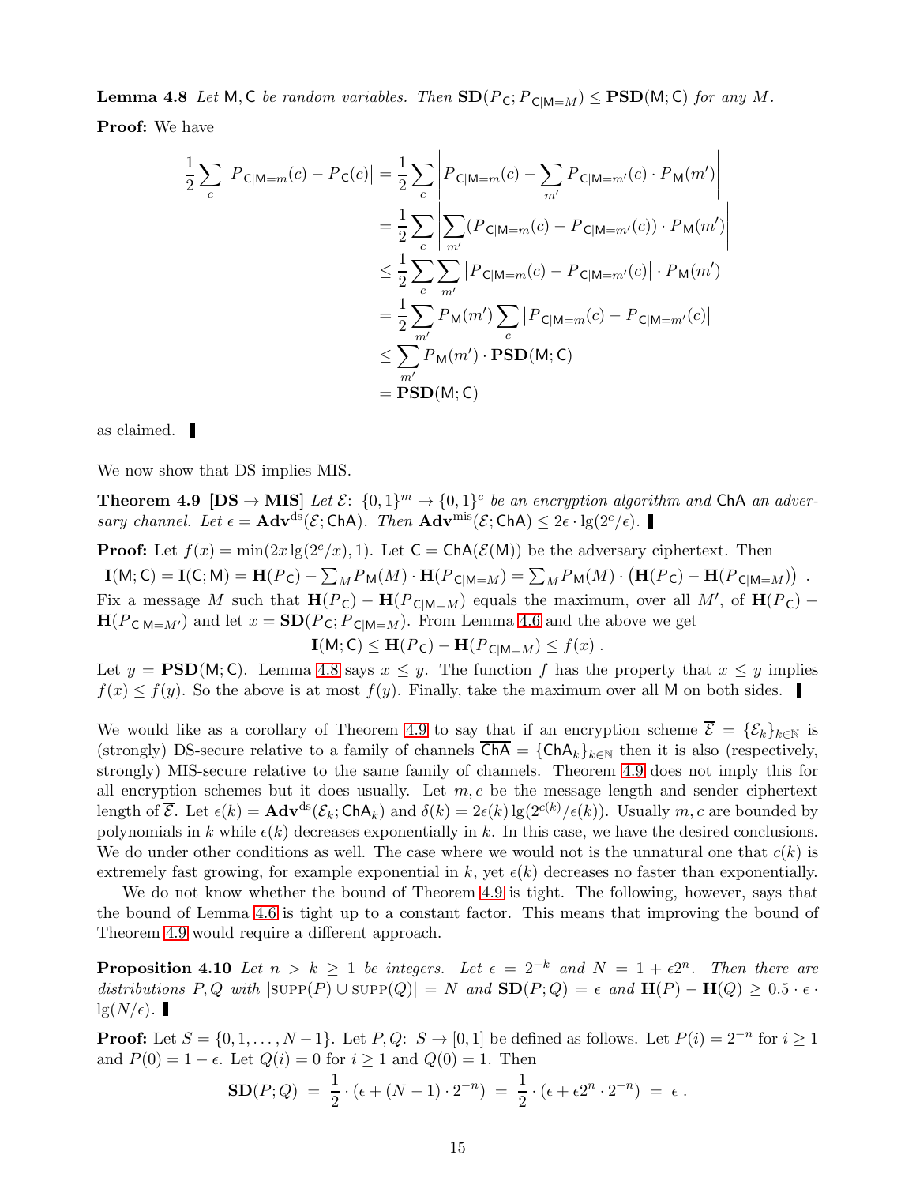**Lemma 4.8** *Let* $\mathsf{M}, \mathsf{C}$ *be random variables. Then* $\mathbf{SD}(P_{\mathsf{C}}; P_{\mathsf{C}|\mathsf{M}=M}) \leq \mathbf{PSD}(\mathsf{M}; \mathsf{C})$ *for any* $M$.

**Proof:** We have

$$
\begin{aligned}
\frac{1}{2}\sum_c \left|P_{\mathsf{C}|\mathsf{M}=m}(c) - P_{\mathsf{C}}(c)\right| &= \frac{1}{2}\sum_c \left|P_{\mathsf{C}|\mathsf{M}=m}(c) - \sum_{m'} P_{\mathsf{C}|\mathsf{M}=m'}(c)\cdot P_{\mathsf{M}}(m')\right| \\
&= \frac{1}{2}\sum_c \left|\sum_{m'} (P_{\mathsf{C}|\mathsf{M}=m}(c) - P_{\mathsf{C}|\mathsf{M}=m'}(c))\cdot P_{\mathsf{M}}(m')\right| \\
&\leq \frac{1}{2}\sum_c \sum_{m'} \left|P_{\mathsf{C}|\mathsf{M}=m}(c) - P_{\mathsf{C}|\mathsf{M}=m'}(c)\right|\cdot P_{\mathsf{M}}(m') \\
&= \frac{1}{2}\sum_{m'} P_{\mathsf{M}}(m') \sum_c \left|P_{\mathsf{C}|\mathsf{M}=m}(c) - P_{\mathsf{C}|\mathsf{M}=m'}(c)\right| \\
&\leq \sum_{m'} P_{\mathsf{M}}(m')\cdot \mathbf{PSD}(\mathsf{M}; \mathsf{C}) \\
&= \mathbf{PSD}(\mathsf{M}; \mathsf{C})
\end{aligned}
$$

as claimed. ∎

We now show that DS implies MIS.

**Theorem 4.9 [DS → MIS]** *Let* $\mathcal{E}\colon \{0,1\}^m \to \{0,1\}^c$ *be an encryption algorithm and* $\mathsf{ChA}$ *an adversary channel. Let* $\epsilon = \mathbf{Adv}^{\rm ds}(\mathcal{E}; \mathsf{ChA})$. *Then* $\mathbf{Adv}^{\rm mis}(\mathcal{E}; \mathsf{ChA}) \leq 2\epsilon\cdot \lg(2^c/\epsilon)$. ∎

**Proof:** Let $f(x) = \min(2x\lg(2^c/x), 1)$. Let $\mathsf{C} = \mathsf{ChA}(\mathcal{E}(\mathsf{M}))$ be the adversary ciphertext. Then $\mathbf{I}(\mathsf{M}; \mathsf{C}) = \mathbf{I}(\mathsf{C}; \mathsf{M}) = \mathbf{H}(P_{\mathsf{C}}) - \sum_M P_{\mathsf{M}}(M)\cdot \mathbf{H}(P_{\mathsf{C}|\mathsf{M}=M}) = \sum_M P_{\mathsf{M}}(M)\cdot \left(\mathbf{H}(P_{\mathsf{C}}) - \mathbf{H}(P_{\mathsf{C}|\mathsf{M}=M})\right)$. Fix a message $M$ such that $\mathbf{H}(P_{\mathsf{C}}) - \mathbf{H}(P_{\mathsf{C}|\mathsf{M}=M})$ equals the maximum, over all $M'$, of $\mathbf{H}(P_{\mathsf{C}}) - \mathbf{H}(P_{\mathsf{C}|\mathsf{M}=M'})$ and let $x = \mathbf{SD}(P_{\mathsf{C}}; P_{\mathsf{C}|\mathsf{M}=M})$. From Lemma 4.6 and the above we get

$$\mathbf{I}(\mathsf{M}; \mathsf{C}) \leq \mathbf{H}(P_{\mathsf{C}}) - \mathbf{H}(P_{\mathsf{C}|\mathsf{M}=M}) \leq f(x)\,.$$

Let $y = \mathbf{PSD}(\mathsf{M}; \mathsf{C})$. Lemma 4.8 says $x \leq y$. The function $f$ has the property that $x \leq y$ implies $f(x) \leq f(y)$. So the above is at most $f(y)$. Finally, take the maximum over all $\mathsf{M}$ on both sides. ∎

We would like as a corollary of Theorem 4.9 to say that if an encryption scheme $\overline{\mathcal{E}} = \{\mathcal{E}_k\}_{k\in\mathbb{N}}$ is (strongly) DS-secure relative to a family of channels $\overline{\mathsf{ChA}} = \{\mathsf{ChA}_k\}_{k\in\mathbb{N}}$ then it is also (respectively, strongly) MIS-secure relative to the same family of channels. Theorem 4.9 does not imply this for all encryption schemes but it does usually. Let $m, c$ be the message length and sender ciphertext length of $\overline{\mathcal{E}}$. Let $\epsilon(k) = \mathbf{Adv}^{\rm ds}(\mathcal{E}_k; \mathsf{ChA}_k)$ and $\delta(k) = 2\epsilon(k)\lg(2^{c(k)}/\epsilon(k))$. Usually $m, c$ are bounded by polynomials in $k$ while $\epsilon(k)$ decreases exponentially in $k$. In this case, we have the desired conclusions. We do under other conditions as well. The case where we would not is the unnatural one that $c(k)$ is extremely fast growing, for example exponential in $k$, yet $\epsilon(k)$ decreases no faster than exponentially.

We do not know whether the bound of Theorem 4.9 is tight. The following, however, says that the bound of Lemma 4.6 is tight up to a constant factor. This means that improving the bound of Theorem 4.9 would require a different approach.

**Proposition 4.10** *Let* $n > k \geq 1$ *be integers. Let* $\epsilon = 2^{-k}$ *and* $N = 1 + \epsilon 2^n$. *Then there are distributions* $P, Q$ *with* $|\text{SUPP}(P) \cup \text{SUPP}(Q)| = N$ *and* $\mathbf{SD}(P; Q) = \epsilon$ *and* $\mathbf{H}(P) - \mathbf{H}(Q) \geq 0.5\cdot\epsilon\cdot \lg(N/\epsilon)$. ∎

**Proof:** Let $S = \{0, 1, \ldots, N-1\}$. Let $P, Q\colon S \to [0,1]$ be defined as follows. Let $P(i) = 2^{-n}$ for $i \geq 1$ and $P(0) = 1 - \epsilon$. Let $Q(i) = 0$ for $i \geq 1$ and $Q(0) = 1$. Then

$$\mathbf{SD}(P; Q) \;=\; \frac{1}{2}\cdot(\epsilon + (N-1)\cdot 2^{-n}) \;=\; \frac{1}{2}\cdot(\epsilon + \epsilon 2^n\cdot 2^{-n}) \;=\; \epsilon\,.$$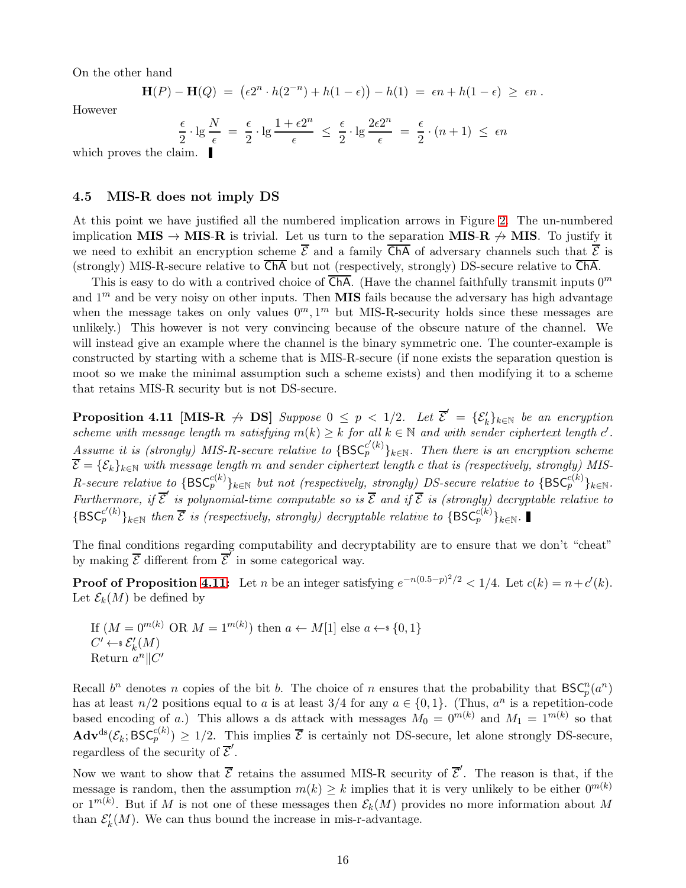On the other hand

$$\mathbf{H}(P) - \mathbf{H}(Q) \;=\; \left(\epsilon 2^n \cdot h(2^{-n}) + h(1-\epsilon)\right) - h(1) \;=\; \epsilon n + h(1-\epsilon) \;\geq\; \epsilon n\,.$$

However

$$\frac{\epsilon}{2} \cdot \lg \frac{N}{\epsilon} \;=\; \frac{\epsilon}{2} \cdot \lg \frac{1+\epsilon 2^n}{\epsilon} \;\leq\; \frac{\epsilon}{2} \cdot \lg \frac{2\epsilon 2^n}{\epsilon} \;=\; \frac{\epsilon}{2} \cdot (n+1) \;\leq\; \epsilon n$$

which proves the claim. ∎

### 4.5 MIS-R does not imply DS

At this point we have justified all the numbered implication arrows in Figure 2. The un-numbered implication **MIS** → **MIS-R** is trivial. Let us turn to the separation **MIS-R** $\not\rightarrow$ **MIS**. To justify it we need to exhibit an encryption scheme $\overline{\mathcal{E}}$ and a family $\overline{\mathsf{ChA}}$ of adversary channels such that $\overline{\mathcal{E}}$ is (strongly) MIS-R-secure relative to $\overline{\mathsf{ChA}}$ but not (respectively, strongly) DS-secure relative to $\overline{\mathsf{ChA}}$.

This is easy to do with a contrived choice of $\overline{\mathsf{ChA}}$. (Have the channel faithfully transmit inputs $0^m$ and $1^m$ and be very noisy on other inputs. Then **MIS** fails because the adversary has high advantage when the message takes on only values $0^m, 1^m$ but MIS-R-security holds since these messages are unlikely.) This however is not very convincing because of the obscure nature of the channel. We will instead give an example where the channel is the binary symmetric one. The counter-example is constructed by starting with a scheme that is MIS-R-secure (if none exists the separation question is moot so we make the minimal assumption such a scheme exists) and then modifying it to a scheme that retains MIS-R security but is not DS-secure.

**Proposition 4.11 [MIS-R $\not\rightarrow$ DS]** *Suppose $0 \leq p < 1/2$. Let $\overline{\mathcal{E}}' = \{\mathcal{E}'_k\}_{k\in\mathbb{N}}$ be an encryption scheme with message length $m$ satisfying $m(k) \geq k$ for all $k \in \mathbb{N}$ and with sender ciphertext length $c'$. Assume it is (strongly) MIS-R-secure relative to $\{\mathsf{BSC}_p^{c'(k)}\}_{k\in\mathbb{N}}$. Then there is an encryption scheme $\overline{\mathcal{E}} = \{\mathcal{E}_k\}_{k\in\mathbb{N}}$ with message length $m$ and sender ciphertext length $c$ that is (respectively, strongly) MIS-R-secure relative to $\{\mathsf{BSC}_p^{c(k)}\}_{k\in\mathbb{N}}$ but not (respectively, strongly) DS-secure relative to $\{\mathsf{BSC}_p^{c(k)}\}_{k\in\mathbb{N}}$. Furthermore, if $\overline{\mathcal{E}}'$ is polynomial-time computable so is $\overline{\mathcal{E}}$ and if $\overline{\mathcal{E}}$ is (strongly) decryptable relative to $\{\mathsf{BSC}_p^{c'(k)}\}_{k\in\mathbb{N}}$ then $\overline{\mathcal{E}}$ is (respectively, strongly) decryptable relative to $\{\mathsf{BSC}_p^{c(k)}\}_{k\in\mathbb{N}}$.* ∎

The final conditions regarding computability and decryptability are to ensure that we don't "cheat" by making $\overline{\mathcal{E}}$ different from $\overline{\mathcal{E}}'$ in some categorical way.

**Proof of Proposition 4.11:** Let $n$ be an integer satisfying $e^{-n(0.5-p)^2/2} < 1/4$. Let $c(k) = n + c'(k)$. Let $\mathcal{E}_k(M)$ be defined by

> If ($M = 0^{m(k)}$ OR $M = 1^{m(k)}$) then $a \leftarrow M[1]$ else $a \leftarrow\!\!\$\; \{0,1\}$
> $C' \leftarrow\!\!\$\; \mathcal{E}'_k(M)$
> Return $a^n \| C'$

Recall $b^n$ denotes $n$ copies of the bit $b$. The choice of $n$ ensures that the probability that $\mathsf{BSC}_p^n(a^n)$ has at least $n/2$ positions equal to $a$ is at least $3/4$ for any $a \in \{0,1\}$. (Thus, $a^n$ is a repetition-code based encoding of $a$.) This allows a ds attack with messages $M_0 = 0^{m(k)}$ and $M_1 = 1^{m(k)}$ so that $\mathbf{Adv}^{\mathrm{ds}}(\mathcal{E}_k; \mathsf{BSC}_p^{c(k)}) \geq 1/2$. This implies $\overline{\mathcal{E}}$ is certainly not DS-secure, let alone strongly DS-secure, regardless of the security of $\overline{\mathcal{E}}'$.

Now we want to show that $\overline{\mathcal{E}}$ retains the assumed MIS-R security of $\overline{\mathcal{E}}'$. The reason is that, if the message is random, then the assumption $m(k) \geq k$ implies that it is very unlikely to be either $0^{m(k)}$ or $1^{m(k)}$. But if $M$ is not one of these messages then $\mathcal{E}_k(M)$ provides no more information about $M$ than $\mathcal{E}'_k(M)$. We can thus bound the increase in mis-r-advantage.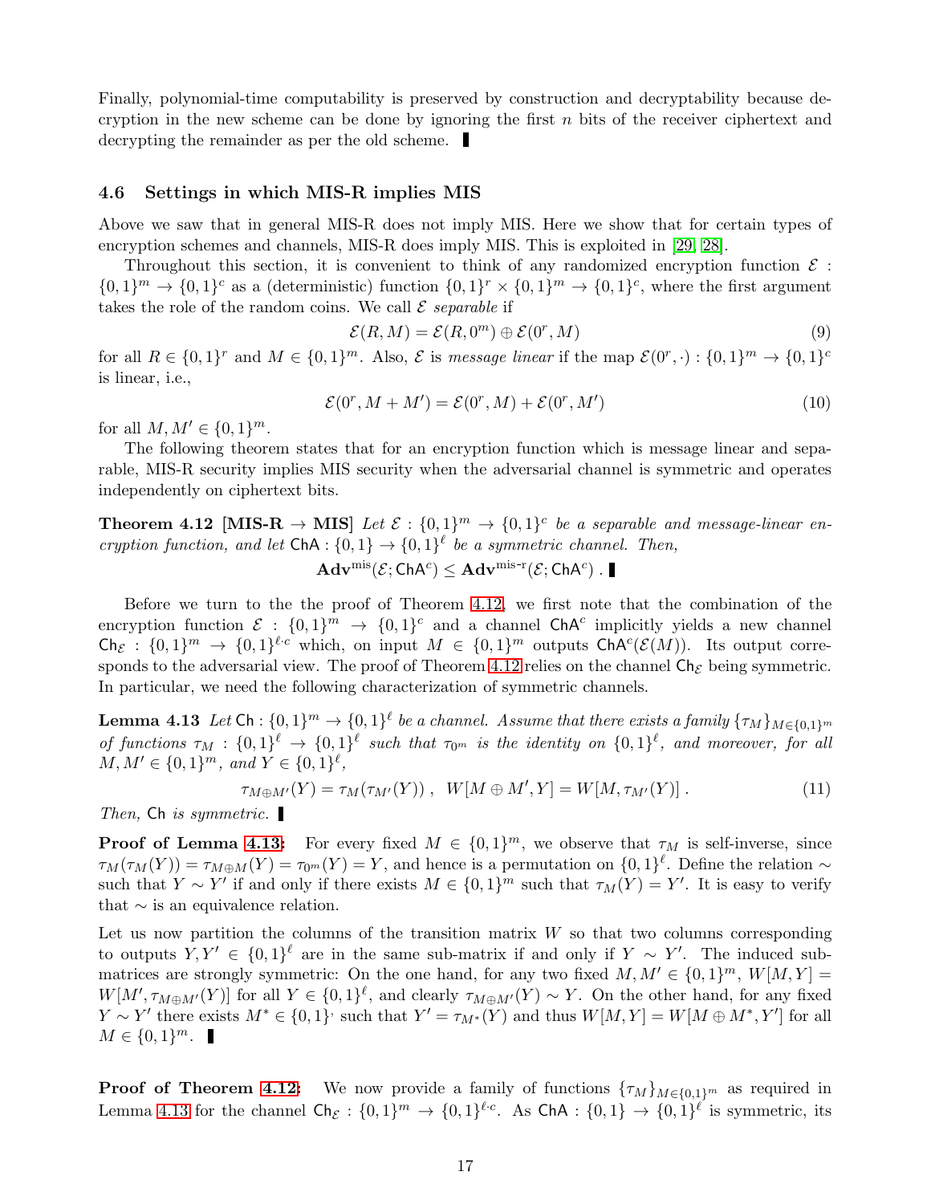Finally, polynomial-time computability is preserved by construction and decryptability because decryption in the new scheme can be done by ignoring the first $n$ bits of the receiver ciphertext and decrypting the remainder as per the old scheme. ∎

### 4.6 Settings in which MIS-R implies MIS

Above we saw that in general MIS-R does not imply MIS. Here we show that for certain types of encryption schemes and channels, MIS-R does imply MIS. This is exploited in [29, 28].

Throughout this section, it is convenient to think of any randomized encryption function $\mathcal{E} : \{0,1\}^m \to \{0,1\}^c$ as a (deterministic) function $\{0,1\}^r \times \{0,1\}^m \to \{0,1\}^c$, where the first argument takes the role of the random coins. We call $\mathcal{E}$ *separable* if

$$\mathcal{E}(R, M) = \mathcal{E}(R, 0^m) \oplus \mathcal{E}(0^r, M) \tag{9}$$

for all $R \in \{0,1\}^r$ and $M \in \{0,1\}^m$. Also, $\mathcal{E}$ is *message linear* if the map $\mathcal{E}(0^r, \cdot) : \{0,1\}^m \to \{0,1\}^c$ is linear, i.e.,

$$\mathcal{E}(0^r, M + M') = \mathcal{E}(0^r, M) + \mathcal{E}(0^r, M') \tag{10}$$

for all $M, M' \in \{0,1\}^m$.

The following theorem states that for an encryption function which is message linear and separable, MIS-R security implies MIS security when the adversarial channel is symmetric and operates independently on ciphertext bits.

**Theorem 4.12 [MIS-R → MIS]** *Let $\mathcal{E} : \{0,1\}^m \to \{0,1\}^c$ be a separable and message-linear encryption function, and let $\mathsf{ChA} : \{0,1\} \to \{0,1\}^\ell$ be a symmetric channel. Then,*

$$\mathbf{Adv}^{\mathrm{mis}}(\mathcal{E}; \mathsf{ChA}^c) \leq \mathbf{Adv}^{\mathrm{mis\text{-}r}}(\mathcal{E}; \mathsf{ChA}^c) . \ ∎$$

Before we turn to the the proof of Theorem 4.12, we first note that the combination of the encryption function $\mathcal{E} : \{0,1\}^m \to \{0,1\}^c$ and a channel $\mathsf{ChA}^c$ implicitly yields a new channel $\mathsf{Ch}_{\mathcal{E}} : \{0,1\}^m \to \{0,1\}^{\ell \cdot c}$ which, on input $M \in \{0,1\}^m$ outputs $\mathsf{ChA}^c(\mathcal{E}(M))$. Its output corresponds to the adversarial view. The proof of Theorem 4.12 relies on the channel $\mathsf{Ch}_{\mathcal{E}}$ being symmetric. In particular, we need the following characterization of symmetric channels.

**Lemma 4.13** *Let $\mathsf{Ch} : \{0,1\}^m \to \{0,1\}^\ell$ be a channel. Assume that there exists a family $\{\tau_M\}_{M \in \{0,1\}^m}$ of functions $\tau_M : \{0,1\}^\ell \to \{0,1\}^\ell$ such that $\tau_{0^m}$ is the identity on $\{0,1\}^\ell$, and moreover, for all $M, M' \in \{0,1\}^m$, and $Y \in \{0,1\}^\ell$,*

$$\tau_{M \oplus M'}(Y) = \tau_M(\tau_{M'}(Y)) , \quad W[M \oplus M', Y] = W[M, \tau_{M'}(Y)] . \tag{11}$$

*Then,* $\mathsf{Ch}$ *is symmetric.* ∎

**Proof of Lemma 4.13:** For every fixed $M \in \{0,1\}^m$, we observe that $\tau_M$ is self-inverse, since $\tau_M(\tau_M(Y)) = \tau_{M \oplus M}(Y) = \tau_{0^m}(Y) = Y$, and hence is a permutation on $\{0,1\}^\ell$. Define the relation $\sim$ such that $Y \sim Y'$ if and only if there exists $M \in \{0,1\}^m$ such that $\tau_M(Y) = Y'$. It is easy to verify that $\sim$ is an equivalence relation.

Let us now partition the columns of the transition matrix $W$ so that two columns corresponding to outputs $Y, Y' \in \{0,1\}^\ell$ are in the same sub-matrix if and only if $Y \sim Y'$. The induced sub-matrices are strongly symmetric: On the one hand, for any two fixed $M, M' \in \{0,1\}^m$, $W[M, Y] = W[M', \tau_{M \oplus M'}(Y)]$ for all $Y \in \{0,1\}^\ell$, and clearly $\tau_{M \oplus M'}(Y) \sim Y$. On the other hand, for any fixed $Y \sim Y'$ there exists $M^* \in \{0,1\}^{\cdot}$ such that $Y' = \tau_{M^*}(Y)$ and thus $W[M, Y] = W[M \oplus M^*, Y']$ for all $M \in \{0,1\}^m$. ∎

**Proof of Theorem 4.12:** We now provide a family of functions $\{\tau_M\}_{M \in \{0,1\}^m}$ as required in Lemma 4.13 for the channel $\mathsf{Ch}_{\mathcal{E}} : \{0,1\}^m \to \{0,1\}^{\ell \cdot c}$. As $\mathsf{ChA} : \{0,1\} \to \{0,1\}^\ell$ is symmetric, its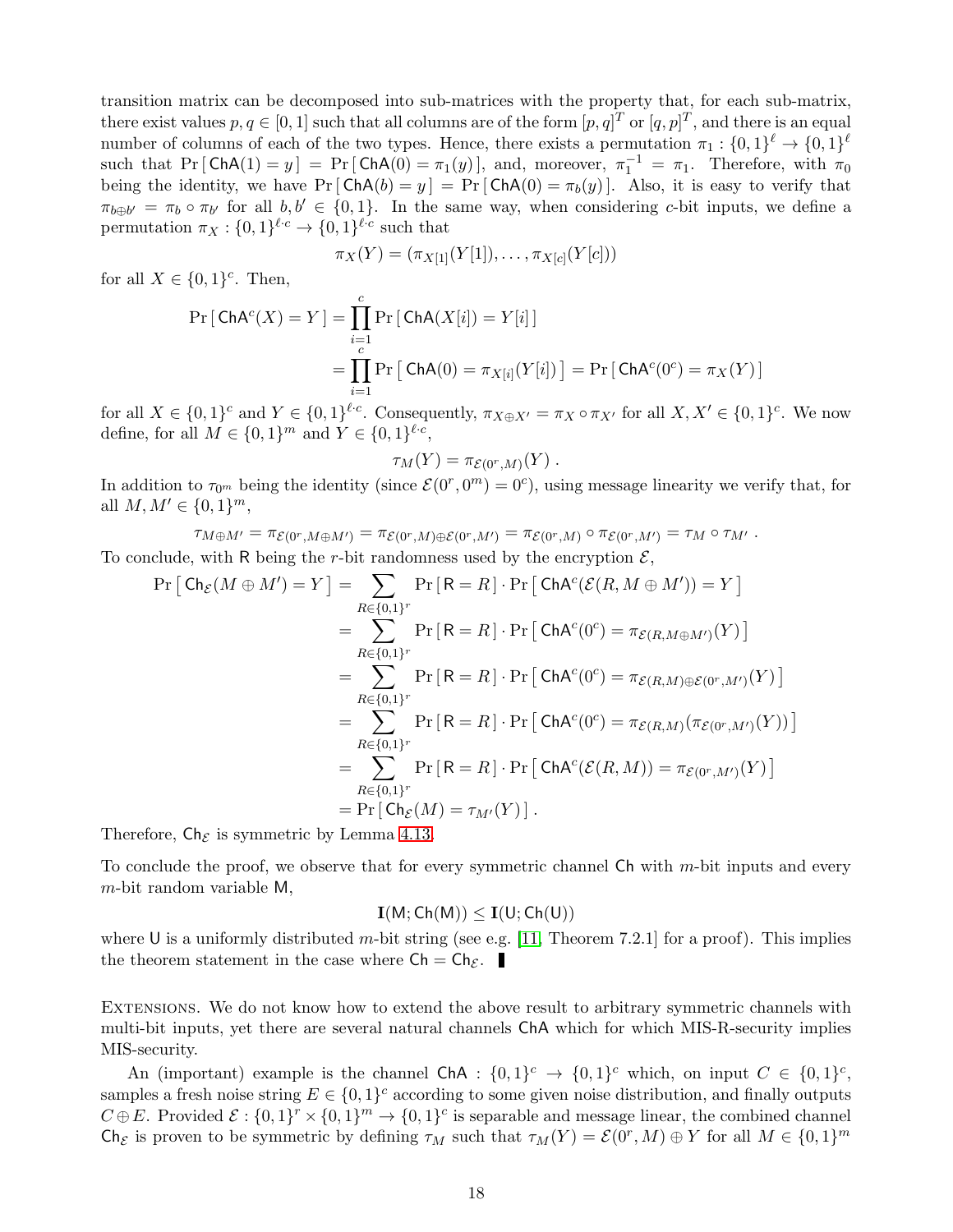transition matrix can be decomposed into sub-matrices with the property that, for each sub-matrix, there exist values $p, q \in [0,1]$ such that all columns are of the form $[p,q]^T$ or $[q,p]^T$, and there is an equal number of columns of each of the two types. Hence, there exists a permutation $\pi_1 : \{0,1\}^\ell \to \{0,1\}^\ell$ such that $\Pr[\,\mathsf{ChA}(1) = y\,] = \Pr[\,\mathsf{ChA}(0) = \pi_1(y)\,]$, and, moreover, $\pi_1^{-1} = \pi_1$. Therefore, with $\pi_0$ being the identity, we have $\Pr[\,\mathsf{ChA}(b) = y\,] = \Pr[\,\mathsf{ChA}(0) = \pi_b(y)\,]$. Also, it is easy to verify that $\pi_{b \oplus b'} = \pi_b \circ \pi_{b'}$ for all $b, b' \in \{0,1\}$. In the same way, when considering $c$-bit inputs, we define a permutation $\pi_X : \{0,1\}^{\ell \cdot c} \to \{0,1\}^{\ell \cdot c}$ such that

$$\pi_X(Y) = (\pi_{X[1]}(Y[1]), \ldots, \pi_{X[c]}(Y[c]))$$

for all $X \in \{0,1\}^c$. Then,

$$\begin{aligned}
\Pr[\,\mathsf{ChA}^c(X) = Y\,] &= \prod_{i=1}^{c} \Pr[\,\mathsf{ChA}(X[i]) = Y[i]\,] \\
&= \prod_{i=1}^{c} \Pr\left[\,\mathsf{ChA}(0) = \pi_{X[i]}(Y[i])\,\right] = \Pr[\,\mathsf{ChA}^c(0^c) = \pi_X(Y)\,]
\end{aligned}$$

for all $X \in \{0,1\}^c$ and $Y \in \{0,1\}^{\ell \cdot c}$. Consequently, $\pi_{X \oplus X'} = \pi_X \circ \pi_{X'}$ for all $X, X' \in \{0,1\}^c$. We now define, for all $M \in \{0,1\}^m$ and $Y \in \{0,1\}^{\ell \cdot c}$,

$$\tau_M(Y) = \pi_{\mathcal{E}(0^r, M)}(Y) \ .$$

In addition to $\tau_{0^m}$ being the identity (since $\mathcal{E}(0^r, 0^m) = 0^c$), using message linearity we verify that, for all $M, M' \in \{0,1\}^m$,

$$\tau_{M \oplus M'} = \pi_{\mathcal{E}(0^r, M \oplus M')} = \pi_{\mathcal{E}(0^r, M) \oplus \mathcal{E}(0^r, M')} = \pi_{\mathcal{E}(0^r, M)} \circ \pi_{\mathcal{E}(0^r, M')} = \tau_M \circ \tau_{M'} \ .$$

To conclude, with $\mathsf{R}$ being the $r$-bit randomness used by the encryption $\mathcal{E}$,

$$\begin{aligned}
\Pr\left[\,\mathsf{Ch}_{\mathcal{E}}(M \oplus M') = Y\,\right] &= \sum_{R \in \{0,1\}^r} \Pr[\,\mathsf{R} = R\,] \cdot \Pr\left[\,\mathsf{ChA}^c(\mathcal{E}(R, M \oplus M')) = Y\,\right] \\
&= \sum_{R \in \{0,1\}^r} \Pr[\,\mathsf{R} = R\,] \cdot \Pr\left[\,\mathsf{ChA}^c(0^c) = \pi_{\mathcal{E}(R, M \oplus M')}(Y)\,\right] \\
&= \sum_{R \in \{0,1\}^r} \Pr[\,\mathsf{R} = R\,] \cdot \Pr\left[\,\mathsf{ChA}^c(0^c) = \pi_{\mathcal{E}(R, M) \oplus \mathcal{E}(0^r, M')}(Y)\,\right] \\
&= \sum_{R \in \{0,1\}^r} \Pr[\,\mathsf{R} = R\,] \cdot \Pr\left[\,\mathsf{ChA}^c(0^c) = \pi_{\mathcal{E}(R, M)}(\pi_{\mathcal{E}(0^r, M')}(Y))\,\right] \\
&= \sum_{R \in \{0,1\}^r} \Pr[\,\mathsf{R} = R\,] \cdot \Pr\left[\,\mathsf{ChA}^c(\mathcal{E}(R, M)) = \pi_{\mathcal{E}(0^r, M')}(Y)\,\right] \\
&= \Pr[\,\mathsf{Ch}_{\mathcal{E}}(M) = \tau_{M'}(Y)\,] \ .
\end{aligned}$$

Therefore, $\mathsf{Ch}_{\mathcal{E}}$ is symmetric by Lemma 4.13.

To conclude the proof, we observe that for every symmetric channel $\mathsf{Ch}$ with $m$-bit inputs and every $m$-bit random variable $\mathsf{M}$,

$$\mathbf{I}(\mathsf{M}; \mathsf{Ch}(\mathsf{M})) \leq \mathbf{I}(\mathsf{U}; \mathsf{Ch}(\mathsf{U}))$$

where $\mathsf{U}$ is a uniformly distributed $m$-bit string (see e.g. [11, Theorem 7.2.1] for a proof). This implies the theorem statement in the case where $\mathsf{Ch} = \mathsf{Ch}_{\mathcal{E}}$. ∎

Extensions. We do not know how to extend the above result to arbitrary symmetric channels with multi-bit inputs, yet there are several natural channels $\mathsf{ChA}$ which for which MIS-R-security implies MIS-security.

An (important) example is the channel $\mathsf{ChA} : \{0,1\}^c \to \{0,1\}^c$ which, on input $C \in \{0,1\}^c$, samples a fresh noise string $E \in \{0,1\}^c$ according to some given noise distribution, and finally outputs $C \oplus E$. Provided $\mathcal{E} : \{0,1\}^r \times \{0,1\}^m \to \{0,1\}^c$ is separable and message linear, the combined channel $\mathsf{Ch}_{\mathcal{E}}$ is proven to be symmetric by defining $\tau_M$ such that $\tau_M(Y) = \mathcal{E}(0^r, M) \oplus Y$ for all $M \in \{0,1\}^m$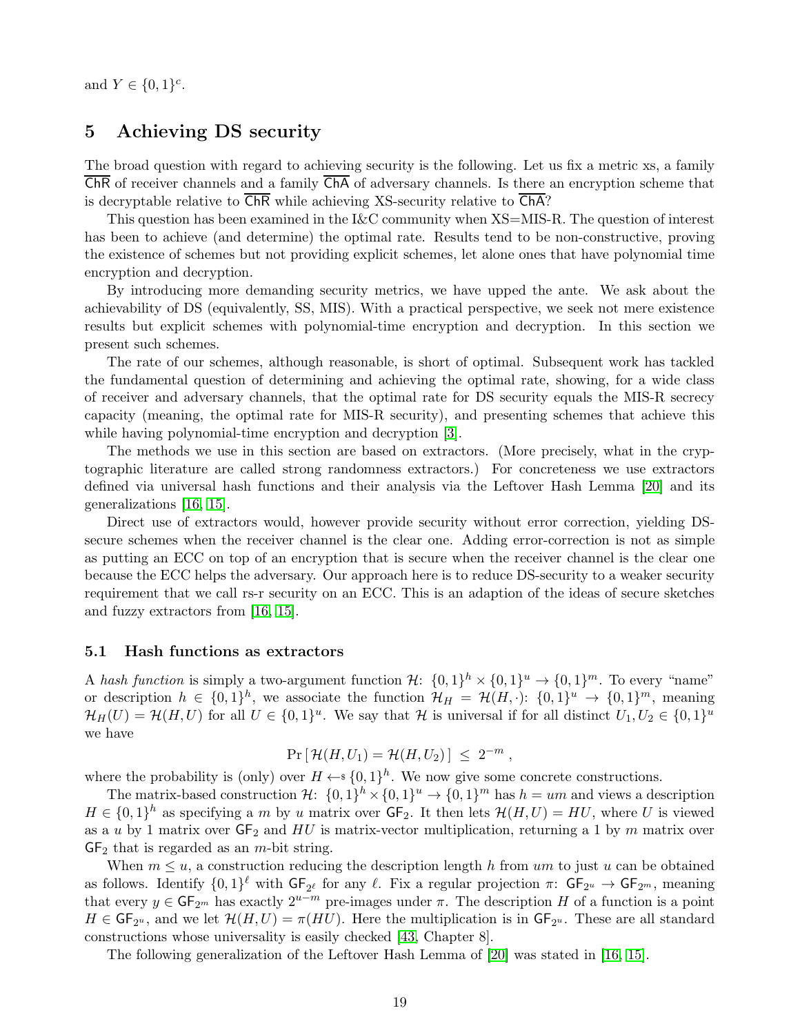and $Y \in \{0,1\}^c$.

## 5 Achieving DS security

The broad question with regard to achieving security is the following. Let us fix a metric xs, a family $\overline{\mathsf{ChR}}$ of receiver channels and a family $\overline{\mathsf{ChA}}$ of adversary channels. Is there an encryption scheme that is decryptable relative to $\overline{\mathsf{ChR}}$ while achieving XS-security relative to $\overline{\mathsf{ChA}}$?

This question has been examined in the I&C community when XS=MIS-R. The question of interest has been to achieve (and determine) the optimal rate. Results tend to be non-constructive, proving the existence of schemes but not providing explicit schemes, let alone ones that have polynomial time encryption and decryption.

By introducing more demanding security metrics, we have upped the ante. We ask about the achievability of DS (equivalently, SS, MIS). With a practical perspective, we seek not mere existence results but explicit schemes with polynomial-time encryption and decryption. In this section we present such schemes.

The rate of our schemes, although reasonable, is short of optimal. Subsequent work has tackled the fundamental question of determining and achieving the optimal rate, showing, for a wide class of receiver and adversary channels, that the optimal rate for DS security equals the MIS-R secrecy capacity (meaning, the optimal rate for MIS-R security), and presenting schemes that achieve this while having polynomial-time encryption and decryption [3].

The methods we use in this section are based on extractors. (More precisely, what in the cryptographic literature are called strong randomness extractors.) For concreteness we use extractors defined via universal hash functions and their analysis via the Leftover Hash Lemma [20] and its generalizations [16, 15].

Direct use of extractors would, however provide security without error correction, yielding DS-secure schemes when the receiver channel is the clear one. Adding error-correction is not as simple as putting an ECC on top of an encryption that is secure when the receiver channel is the clear one because the ECC helps the adversary. Our approach here is to reduce DS-security to a weaker security requirement that we call rs-r security on an ECC. This is an adaption of the ideas of secure sketches and fuzzy extractors from [16, 15].

### 5.1 Hash functions as extractors

A *hash function* is simply a two-argument function $\mathcal{H}\colon \{0,1\}^h \times \{0,1\}^u \to \{0,1\}^m$. To every "name" or description $h \in \{0,1\}^h$, we associate the function $\mathcal{H}_H = \mathcal{H}(H,\cdot)\colon \{0,1\}^u \to \{0,1\}^m$, meaning $\mathcal{H}_H(U) = \mathcal{H}(H,U)$ for all $U \in \{0,1\}^u$. We say that $\mathcal{H}$ is universal if for all distinct $U_1, U_2 \in \{0,1\}^u$ we have

$$\Pr\left[\,\mathcal{H}(H,U_1) = \mathcal{H}(H,U_2)\,\right] \;\le\; 2^{-m} \;,$$

where the probability is (only) over $H \leftarrow\!\!\$\, \{0,1\}^h$. We now give some concrete constructions.

The matrix-based construction $\mathcal{H}\colon \{0,1\}^h \times \{0,1\}^u \to \{0,1\}^m$ has $h = um$ and views a description $H \in \{0,1\}^h$ as specifying a $m$ by $u$ matrix over $\mathsf{GF}_2$. It then lets $\mathcal{H}(H,U) = HU$, where $U$ is viewed as a $u$ by 1 matrix over $\mathsf{GF}_2$ and $HU$ is matrix-vector multiplication, returning a 1 by $m$ matrix over $\mathsf{GF}_2$ that is regarded as an $m$-bit string.

When $m \le u$, a construction reducing the description length $h$ from $um$ to just $u$ can be obtained as follows. Identify $\{0,1\}^\ell$ with $\mathsf{GF}_{2^\ell}$ for any $\ell$. Fix a regular projection $\pi\colon \mathsf{GF}_{2^u} \to \mathsf{GF}_{2^m}$, meaning that every $y \in \mathsf{GF}_{2^m}$ has exactly $2^{u-m}$ pre-images under $\pi$. The description $H$ of a function is a point $H \in \mathsf{GF}_{2^u}$, and we let $\mathcal{H}(H,U) = \pi(HU)$. Here the multiplication is in $\mathsf{GF}_{2^u}$. These are all standard constructions whose universality is easily checked [43, Chapter 8].

The following generalization of the Leftover Hash Lemma of [20] was stated in [16, 15].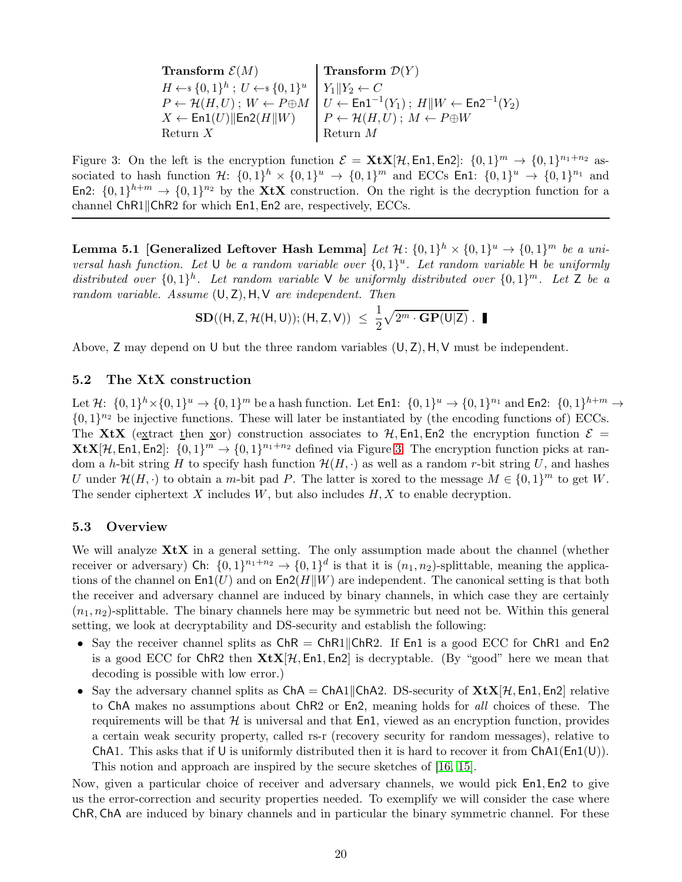| **Transform** $\mathcal{E}(M)$ | **Transform** $\mathcal{D}(Y)$ |
| --- | --- |
| $H \leftarrow_{\$} \{0,1\}^h$ ; $U \leftarrow_{\$} \{0,1\}^u$ | $Y_1 \| Y_2 \leftarrow C$ |
| $P \leftarrow \mathcal{H}(H,U)$ ; $W \leftarrow P \oplus M$ | $U \leftarrow \mathsf{En1}^{-1}(Y_1)$ ; $H \| W \leftarrow \mathsf{En2}^{-1}(Y_2)$ |
| $X \leftarrow \mathsf{En1}(U) \| \mathsf{En2}(H \| W)$ | $P \leftarrow \mathcal{H}(H,U)$ ; $M \leftarrow P \oplus W$ |
| Return $X$ | Return $M$ |

Figure 3: On the left is the encryption function $\mathcal{E} = \mathbf{XtX}[\mathcal{H}, \mathsf{En1}, \mathsf{En2}]\colon \{0,1\}^m \to \{0,1\}^{n_1+n_2}$ associated to hash function $\mathcal{H}\colon \{0,1\}^h \times \{0,1\}^u \to \{0,1\}^m$ and ECCs $\mathsf{En1}\colon \{0,1\}^u \to \{0,1\}^{n_1}$ and $\mathsf{En2}\colon \{0,1\}^{h+m} \to \{0,1\}^{n_2}$ by the **XtX** construction. On the right is the decryption function for a channel $\mathsf{ChR1}\|\mathsf{ChR2}$ for which $\mathsf{En1}, \mathsf{En2}$ are, respectively, ECCs.

---

**Lemma 5.1 [Generalized Leftover Hash Lemma]** *Let $\mathcal{H}\colon \{0,1\}^h \times \{0,1\}^u \to \{0,1\}^m$ be a universal hash function. Let $\mathsf{U}$ be a random variable over $\{0,1\}^u$. Let random variable $\mathsf{H}$ be uniformly distributed over $\{0,1\}^h$. Let random variable $\mathsf{V}$ be uniformly distributed over $\{0,1\}^m$. Let $\mathsf{Z}$ be a random variable. Assume $(\mathsf{U},\mathsf{Z}), \mathsf{H}, \mathsf{V}$ are independent. Then*

$$\mathbf{SD}((\mathsf{H},\mathsf{Z},\mathcal{H}(\mathsf{H},\mathsf{U})); (\mathsf{H},\mathsf{Z},\mathsf{V})) \;\le\; \frac{1}{2}\sqrt{2^m \cdot \mathbf{GP}(\mathsf{U}|\mathsf{Z})}\;. \;\blacksquare$$

Above, $\mathsf{Z}$ may depend on $\mathsf{U}$ but the three random variables $(\mathsf{U},\mathsf{Z}), \mathsf{H}, \mathsf{V}$ must be independent.

### 5.2 The XtX construction

Let $\mathcal{H}\colon \{0,1\}^h \times \{0,1\}^u \to \{0,1\}^m$ be a hash function. Let $\mathsf{En1}\colon \{0,1\}^u \to \{0,1\}^{n_1}$ and $\mathsf{En2}\colon \{0,1\}^{h+m} \to \{0,1\}^{n_2}$ be injective functions. These will later be instantiated by (the encoding functions of) ECCs. The **XtX** (extract then xor) construction associates to $\mathcal{H}, \mathsf{En1}, \mathsf{En2}$ the encryption function $\mathcal{E} = \mathbf{XtX}[\mathcal{H}, \mathsf{En1}, \mathsf{En2}]\colon \{0,1\}^m \to \{0,1\}^{n_1+n_2}$ defined via Figure 3. The encryption function picks at random a $h$-bit string $H$ to specify hash function $\mathcal{H}(H,\cdot)$ as well as a random $r$-bit string $U$, and hashes $U$ under $\mathcal{H}(H,\cdot)$ to obtain a $m$-bit pad $P$. The latter is xored to the message $M \in \{0,1\}^m$ to get $W$. The sender ciphertext $X$ includes $W$, but also includes $H, X$ to enable decryption.

### 5.3 Overview

We will analyze **XtX** in a general setting. The only assumption made about the channel (whether receiver or adversary) $\mathsf{Ch}\colon \{0,1\}^{n_1+n_2} \to \{0,1\}^d$ is that it is $(n_1, n_2)$-splittable, meaning the applications of the channel on $\mathsf{En1}(U)$ and on $\mathsf{En2}(H\|W)$ are independent. The canonical setting is that both the receiver and adversary channel are induced by binary channels, in which case they are certainly $(n_1, n_2)$-splittable. The binary channels here may be symmetric but need not be. Within this general setting, we look at decryptability and DS-security and establish the following:

- Say the receiver channel splits as $\mathsf{ChR} = \mathsf{ChR1}\|\mathsf{ChR2}$. If $\mathsf{En1}$ is a good ECC for $\mathsf{ChR1}$ and $\mathsf{En2}$ is a good ECC for $\mathsf{ChR2}$ then $\mathbf{XtX}[\mathcal{H}, \mathsf{En1}, \mathsf{En2}]$ is decryptable. (By "good" here we mean that decoding is possible with low error.)
- Say the adversary channel splits as $\mathsf{ChA} = \mathsf{ChA1}\|\mathsf{ChA2}$. DS-security of $\mathbf{XtX}[\mathcal{H}, \mathsf{En1}, \mathsf{En2}]$ relative to $\mathsf{ChA}$ makes no assumptions about $\mathsf{ChR2}$ or $\mathsf{En2}$, meaning holds for *all* choices of these. The requirements will be that $\mathcal{H}$ is universal and that $\mathsf{En1}$, viewed as an encryption function, provides a certain weak security property, called rs-r (recovery security for random messages), relative to $\mathsf{ChA1}$. This asks that if $\mathsf{U}$ is uniformly distributed then it is hard to recover it from $\mathsf{ChA1}(\mathsf{En1}(\mathsf{U}))$. This notion and approach are inspired by the secure sketches of [16, 15].

Now, given a particular choice of receiver and adversary channels, we would pick $\mathsf{En1}, \mathsf{En2}$ to give us the error-correction and security properties needed. To exemplify we will consider the case where $\mathsf{ChR}, \mathsf{ChA}$ are induced by binary channels and in particular the binary symmetric channel. For these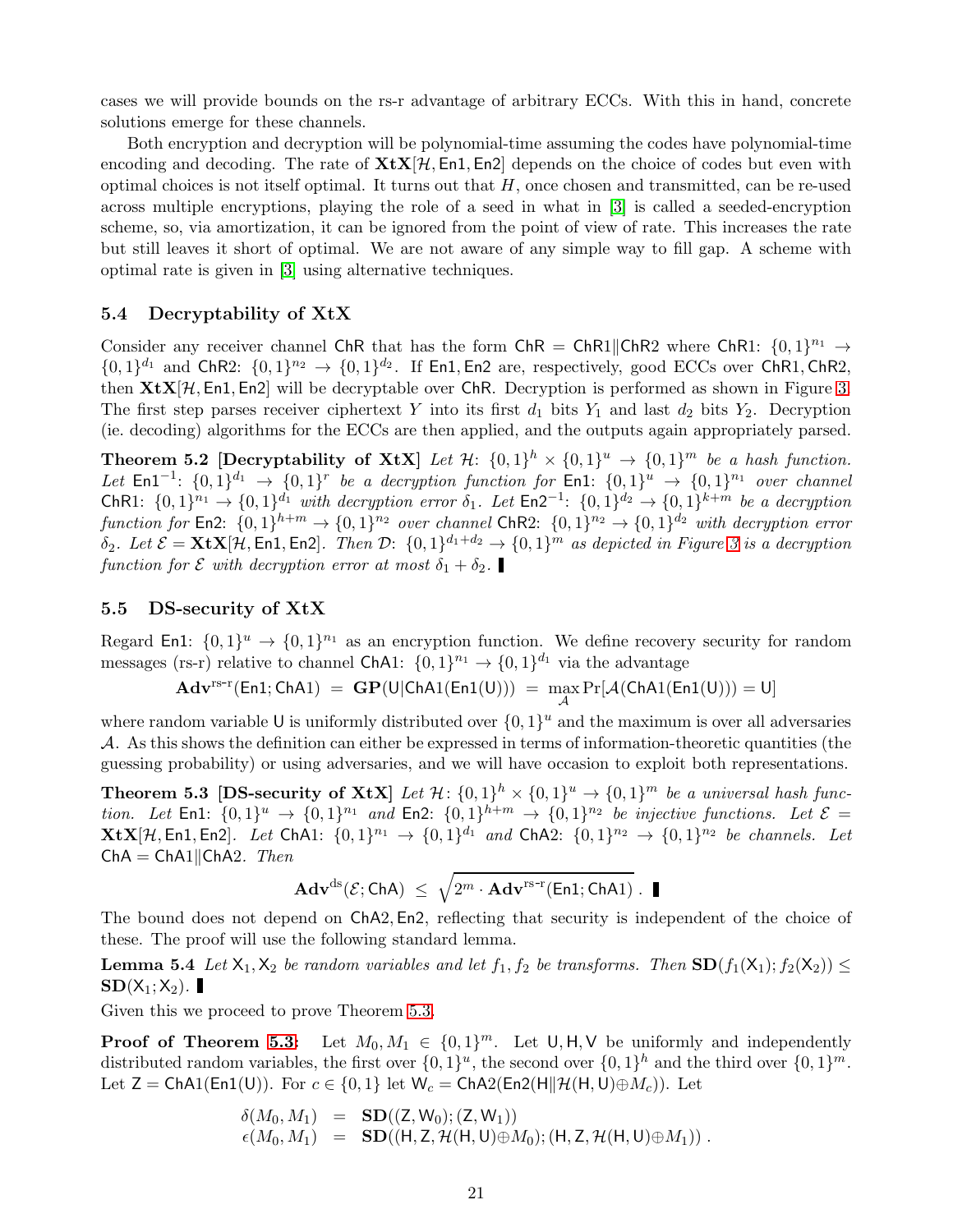cases we will provide bounds on the rs-r advantage of arbitrary ECCs. With this in hand, concrete solutions emerge for these channels.

Both encryption and decryption will be polynomial-time assuming the codes have polynomial-time encoding and decoding. The rate of $\mathbf{XtX}[\mathcal{H}, \mathsf{En1}, \mathsf{En2}]$ depends on the choice of codes but even with optimal choices is not itself optimal. It turns out that $H$, once chosen and transmitted, can be re-used across multiple encryptions, playing the role of a seed in what in [3] is called a seeded-encryption scheme, so, via amortization, it can be ignored from the point of view of rate. This increases the rate but still leaves it short of optimal. We are not aware of any simple way to fill gap. A scheme with optimal rate is given in [3] using alternative techniques.

### 5.4 Decryptability of XtX

Consider any receiver channel $\mathsf{ChR}$ that has the form $\mathsf{ChR} = \mathsf{ChR1} \| \mathsf{ChR2}$ where $\mathsf{ChR1}\colon \{0,1\}^{n_1} \to \{0,1\}^{d_1}$ and $\mathsf{ChR2}\colon \{0,1\}^{n_2} \to \{0,1\}^{d_2}$. If $\mathsf{En1}, \mathsf{En2}$ are, respectively, good ECCs over $\mathsf{ChR1}, \mathsf{ChR2}$, then $\mathbf{XtX}[\mathcal{H}, \mathsf{En1}, \mathsf{En2}]$ will be decryptable over $\mathsf{ChR}$. Decryption is performed as shown in Figure 3. The first step parses receiver ciphertext $Y$ into its first $d_1$ bits $Y_1$ and last $d_2$ bits $Y_2$. Decryption (ie. decoding) algorithms for the ECCs are then applied, and the outputs again appropriately parsed.

**Theorem 5.2 [Decryptability of XtX]** *Let $\mathcal{H}\colon \{0,1\}^h \times \{0,1\}^u \to \{0,1\}^m$ be a hash function. Let $\mathsf{En1}^{-1}\colon \{0,1\}^{d_1} \to \{0,1\}^r$ be a decryption function for $\mathsf{En1}\colon \{0,1\}^u \to \{0,1\}^{n_1}$ over channel $\mathsf{ChR1}\colon \{0,1\}^{n_1} \to \{0,1\}^{d_1}$ with decryption error $\delta_1$. Let $\mathsf{En2}^{-1}\colon \{0,1\}^{d_2} \to \{0,1\}^{k+m}$ be a decryption function for $\mathsf{En2}\colon \{0,1\}^{h+m} \to \{0,1\}^{n_2}$ over channel $\mathsf{ChR2}\colon \{0,1\}^{n_2} \to \{0,1\}^{d_2}$ with decryption error $\delta_2$. Let $\mathcal{E} = \mathbf{XtX}[\mathcal{H}, \mathsf{En1}, \mathsf{En2}]$. Then $\mathcal{D}\colon \{0,1\}^{d_1+d_2} \to \{0,1\}^m$ as depicted in Figure 3 is a decryption function for $\mathcal{E}$ with decryption error at most $\delta_1 + \delta_2$.* ∎

### 5.5 DS-security of XtX

Regard $\mathsf{En1}\colon \{0,1\}^u \to \{0,1\}^{n_1}$ as an encryption function. We define recovery security for random messages (rs-r) relative to channel $\mathsf{ChA1}\colon \{0,1\}^{n_1} \to \{0,1\}^{d_1}$ via the advantage

$$\mathbf{Adv}^{\text{rs-r}}(\mathsf{En1}; \mathsf{ChA1}) = \mathbf{GP}(\mathsf{U} | \mathsf{ChA1}(\mathsf{En1}(\mathsf{U}))) = \max_{\mathcal{A}} \Pr[\mathcal{A}(\mathsf{ChA1}(\mathsf{En1}(\mathsf{U}))) = \mathsf{U}]$$

where random variable $\mathsf{U}$ is uniformly distributed over $\{0,1\}^u$ and the maximum is over all adversaries $\mathcal{A}$. As this shows the definition can either be expressed in terms of information-theoretic quantities (the guessing probability) or using adversaries, and we will have occasion to exploit both representations.

**Theorem 5.3 [DS-security of XtX]** *Let $\mathcal{H}\colon \{0,1\}^h \times \{0,1\}^u \to \{0,1\}^m$ be a universal hash function. Let $\mathsf{En1}\colon \{0,1\}^u \to \{0,1\}^{n_1}$ and $\mathsf{En2}\colon \{0,1\}^{h+m} \to \{0,1\}^{n_2}$ be injective functions. Let $\mathcal{E} = \mathbf{XtX}[\mathcal{H}, \mathsf{En1}, \mathsf{En2}]$. Let $\mathsf{ChA1}\colon \{0,1\}^{n_1} \to \{0,1\}^{d_1}$ and $\mathsf{ChA2}\colon \{0,1\}^{n_2} \to \{0,1\}^{n_2}$ be channels. Let $\mathsf{ChA} = \mathsf{ChA1} \| \mathsf{ChA2}$. Then*

$$\mathbf{Adv}^{\text{ds}}(\mathcal{E}; \mathsf{ChA}) \leq \sqrt{2^m \cdot \mathbf{Adv}^{\text{rs-r}}(\mathsf{En1}; \mathsf{ChA1})} \;. \;∎$$

The bound does not depend on $\mathsf{ChA2}, \mathsf{En2}$, reflecting that security is independent of the choice of these. The proof will use the following standard lemma.

**Lemma 5.4** *Let $\mathsf{X}_1, \mathsf{X}_2$ be random variables and let $f_1, f_2$ be transforms. Then $\mathbf{SD}(f_1(\mathsf{X}_1); f_2(\mathsf{X}_2)) \leq \mathbf{SD}(\mathsf{X}_1; \mathsf{X}_2)$.* ∎

Given this we proceed to prove Theorem 5.3.

**Proof of Theorem 5.3:** Let $M_0, M_1 \in \{0,1\}^m$. Let $\mathsf{U}, \mathsf{H}, \mathsf{V}$ be uniformly and independently distributed random variables, the first over $\{0,1\}^u$, the second over $\{0,1\}^h$ and the third over $\{0,1\}^m$. Let $\mathsf{Z} = \mathsf{ChA1}(\mathsf{En1}(\mathsf{U}))$. For $c \in \{0,1\}$ let $\mathsf{W}_c = \mathsf{ChA2}(\mathsf{En2}(\mathsf{H} \| \mathcal{H}(\mathsf{H}, \mathsf{U}) \oplus M_c))$. Let

$$\begin{aligned}
\delta(M_0, M_1) &= \mathbf{SD}((\mathsf{Z}, \mathsf{W}_0); (\mathsf{Z}, \mathsf{W}_1)) \\
\epsilon(M_0, M_1) &= \mathbf{SD}((\mathsf{H}, \mathsf{Z}, \mathcal{H}(\mathsf{H}, \mathsf{U}) \oplus M_0); (\mathsf{H}, \mathsf{Z}, \mathcal{H}(\mathsf{H}, \mathsf{U}) \oplus M_1)) \;.
\end{aligned}$$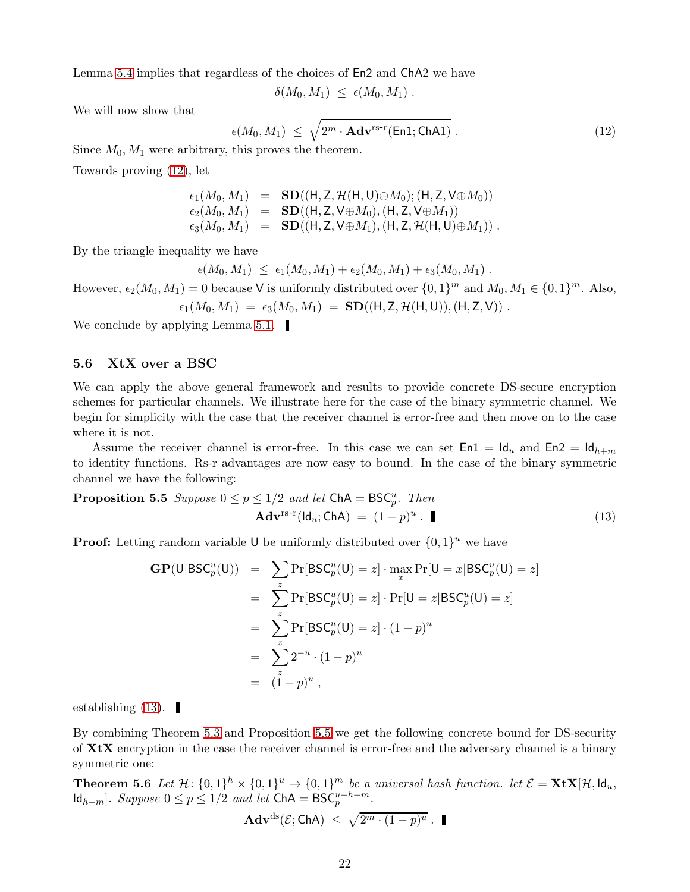Lemma 5.4 implies that regardless of the choices of $\mathsf{En2}$ and $\mathsf{ChA2}$ we have

$$\delta(M_0, M_1) \le \epsilon(M_0, M_1) .$$

We will now show that

$$\epsilon(M_0, M_1) \le \sqrt{2^m \cdot \mathbf{Adv}^{\text{rs-r}}(\mathsf{En1}; \mathsf{ChA1})} . \tag{12}$$

Since $M_0, M_1$ were arbitrary, this proves the theorem.

Towards proving (12), let

$$\begin{aligned}
\epsilon_1(M_0, M_1) &= \mathbf{SD}((\mathsf{H}, \mathsf{Z}, \mathcal{H}(\mathsf{H}, \mathsf{U}) \oplus M_0); (\mathsf{H}, \mathsf{Z}, \mathsf{V} \oplus M_0)) \\
\epsilon_2(M_0, M_1) &= \mathbf{SD}((\mathsf{H}, \mathsf{Z}, \mathsf{V} \oplus M_0), (\mathsf{H}, \mathsf{Z}, \mathsf{V} \oplus M_1)) \\
\epsilon_3(M_0, M_1) &= \mathbf{SD}((\mathsf{H}, \mathsf{Z}, \mathsf{V} \oplus M_1), (\mathsf{H}, \mathsf{Z}, \mathcal{H}(\mathsf{H}, \mathsf{U}) \oplus M_1)) .
\end{aligned}$$

By the triangle inequality we have

$$\epsilon(M_0, M_1) \le \epsilon_1(M_0, M_1) + \epsilon_2(M_0, M_1) + \epsilon_3(M_0, M_1) .$$

However, $\epsilon_2(M_0, M_1) = 0$ because $\mathsf{V}$ is uniformly distributed over $\{0,1\}^m$ and $M_0, M_1 \in \{0,1\}^m$. Also,

$$\epsilon_1(M_0, M_1) = \epsilon_3(M_0, M_1) = \mathbf{SD}((\mathsf{H}, \mathsf{Z}, \mathcal{H}(\mathsf{H}, \mathsf{U})), (\mathsf{H}, \mathsf{Z}, \mathsf{V})) .$$

We conclude by applying Lemma 5.1. ∎

## 5.6 XtX over a BSC

We can apply the above general framework and results to provide concrete DS-secure encryption schemes for particular channels. We illustrate here for the case of the binary symmetric channel. We begin for simplicity with the case that the receiver channel is error-free and then move on to the case where it is not.

Assume the receiver channel is error-free. In this case we can set $\mathsf{En1} = \mathsf{Id}_u$ and $\mathsf{En2} = \mathsf{Id}_{h+m}$ to identity functions. Rs-r advantages are now easy to bound. In the case of the binary symmetric channel we have the following:

**Proposition 5.5** *Suppose $0 \le p \le 1/2$ and let $\mathsf{ChA} = \mathsf{BSC}_p^u$. Then*

$$\mathbf{Adv}^{\text{rs-r}}(\mathsf{Id}_u; \mathsf{ChA}) = (1-p)^u . \ \blacksquare \tag{13}$$

**Proof:** Letting random variable $\mathsf{U}$ be uniformly distributed over $\{0,1\}^u$ we have

$$\begin{aligned}
\mathbf{GP}(\mathsf{U}|\mathsf{BSC}_p^u(\mathsf{U})) &= \sum_z \Pr[\mathsf{BSC}_p^u(\mathsf{U}) = z] \cdot \max_x \Pr[\mathsf{U} = x | \mathsf{BSC}_p^u(\mathsf{U}) = z] \\
&= \sum_z \Pr[\mathsf{BSC}_p^u(\mathsf{U}) = z] \cdot \Pr[\mathsf{U} = z | \mathsf{BSC}_p^u(\mathsf{U}) = z] \\
&= \sum_z \Pr[\mathsf{BSC}_p^u(\mathsf{U}) = z] \cdot (1-p)^u \\
&= \sum_z 2^{-u} \cdot (1-p)^u \\
&= (1-p)^u ,
\end{aligned}$$

establishing (13). ∎

By combining Theorem 5.3 and Proposition 5.5 we get the following concrete bound for DS-security of **XtX** encryption in the case the receiver channel is error-free and the adversary channel is a binary symmetric one:

**Theorem 5.6** *Let $\mathcal{H}\colon \{0,1\}^h \times \{0,1\}^u \to \{0,1\}^m$ be a universal hash function. let $\mathcal{E} = \mathbf{XtX}[\mathcal{H}, \mathsf{Id}_u, \mathsf{Id}_{h+m}]$. Suppose $0 \le p \le 1/2$ and let $\mathsf{ChA} = \mathsf{BSC}_p^{u+h+m}$.*

$$\mathbf{Adv}^{\text{ds}}(\mathcal{E}; \mathsf{ChA}) \le \sqrt{2^m \cdot (1-p)^u} . \ \blacksquare$$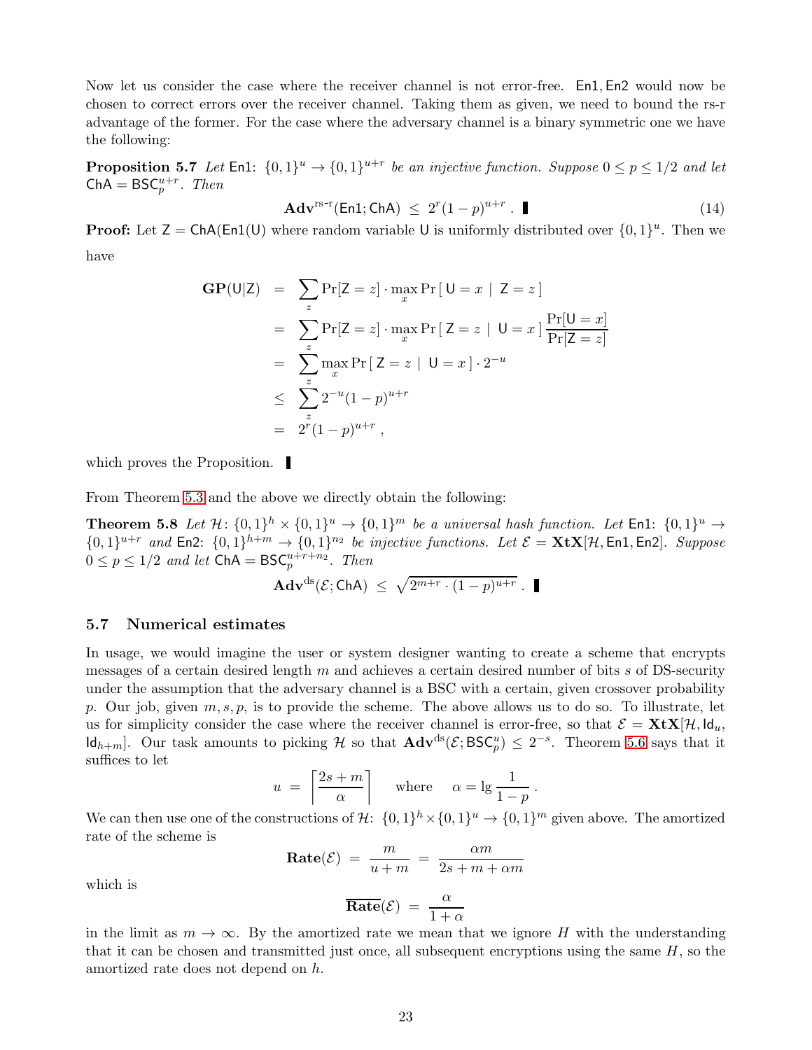Now let us consider the case where the receiver channel is not error-free. $\mathsf{En1}, \mathsf{En2}$ would now be chosen to correct errors over the receiver channel. Taking them as given, we need to bound the rs-r advantage of the former. For the case where the adversary channel is a binary symmetric one we have the following:

**Proposition 5.7** *Let* $\mathsf{En1}\colon \{0,1\}^u \to \{0,1\}^{u+r}$ *be an injective function. Suppose* $0 \le p \le 1/2$ *and let* $\mathsf{ChA} = \mathsf{BSC}_p^{u+r}$*. Then*

$$\mathbf{Adv}^{\text{rs-r}}(\mathsf{En1}; \mathsf{ChA}) \;\le\; 2^r(1-p)^{u+r} \,. \quad (14)$$

**Proof:** Let $\mathsf{Z} = \mathsf{ChA}(\mathsf{En1}(\mathsf{U})$ where random variable $\mathsf{U}$ is uniformly distributed over $\{0,1\}^u$. Then we have

$$\begin{aligned}
\mathbf{GP}(\mathsf{U}|\mathsf{Z}) &= \sum_z \Pr[\mathsf{Z}=z] \cdot \max_x \Pr\left[\,\mathsf{U}=x \;\middle|\; \mathsf{Z}=z\,\right] \\
&= \sum_z \Pr[\mathsf{Z}=z] \cdot \max_x \Pr\left[\,\mathsf{Z}=z \;\middle|\; \mathsf{U}=x\,\right] \frac{\Pr[\mathsf{U}=x]}{\Pr[\mathsf{Z}=z]} \\
&= \sum_z \max_x \Pr\left[\,\mathsf{Z}=z \;\middle|\; \mathsf{U}=x\,\right] \cdot 2^{-u} \\
&\le \sum_z 2^{-u}(1-p)^{u+r} \\
&= 2^r(1-p)^{u+r} \,,
\end{aligned}$$

which proves the Proposition. ∎

From Theorem 5.3 and the above we directly obtain the following:

**Theorem 5.8** *Let* $\mathcal{H}\colon \{0,1\}^h \times \{0,1\}^u \to \{0,1\}^m$ *be a universal hash function. Let* $\mathsf{En1}\colon \{0,1\}^u \to \{0,1\}^{u+r}$ *and* $\mathsf{En2}\colon \{0,1\}^{h+m} \to \{0,1\}^{n_2}$ *be injective functions. Let* $\mathcal{E} = \mathbf{XtX}[\mathcal{H}, \mathsf{En1}, \mathsf{En2}]$*. Suppose* $0 \le p \le 1/2$ *and let* $\mathsf{ChA} = \mathsf{BSC}_p^{u+r+n_2}$*. Then*

$$\mathbf{Adv}^{\text{ds}}(\mathcal{E}; \mathsf{ChA}) \;\le\; \sqrt{2^{m+r} \cdot (1-p)^{u+r}} \,. \; ∎$$

### 5.7 Numerical estimates

In usage, we would imagine the user or system designer wanting to create a scheme that encrypts messages of a certain desired length $m$ and achieves a certain desired number of bits $s$ of DS-security under the assumption that the adversary channel is a BSC with a certain, given crossover probability $p$. Our job, given $m, s, p$, is to provide the scheme. The above allows us to do so. To illustrate, let us for simplicity consider the case where the receiver channel is error-free, so that $\mathcal{E} = \mathbf{XtX}[\mathcal{H}, \mathsf{Id}_u, \mathsf{Id}_{h+m}]$. Our task amounts to picking $\mathcal{H}$ so that $\mathbf{Adv}^{\text{ds}}(\mathcal{E}; \mathsf{BSC}_p^u) \le 2^{-s}$. Theorem 5.6 says that it suffices to let

$$u \;=\; \left\lceil \frac{2s+m}{\alpha} \right\rceil \quad \text{where} \quad \alpha = \lg \frac{1}{1-p} \,.$$

We can then use one of the constructions of $\mathcal{H}\colon \{0,1\}^h \times \{0,1\}^u \to \{0,1\}^m$ given above. The amortized rate of the scheme is

$$\mathbf{Rate}(\mathcal{E}) \;=\; \frac{m}{u+m} \;=\; \frac{\alpha m}{2s+m+\alpha m}$$

which is

$$\overline{\mathbf{Rate}}(\mathcal{E}) \;=\; \frac{\alpha}{1+\alpha}$$

in the limit as $m \to \infty$. By the amortized rate we mean that we ignore $H$ with the understanding that it can be chosen and transmitted just once, all subsequent encryptions using the same $H$, so the amortized rate does not depend on $h$.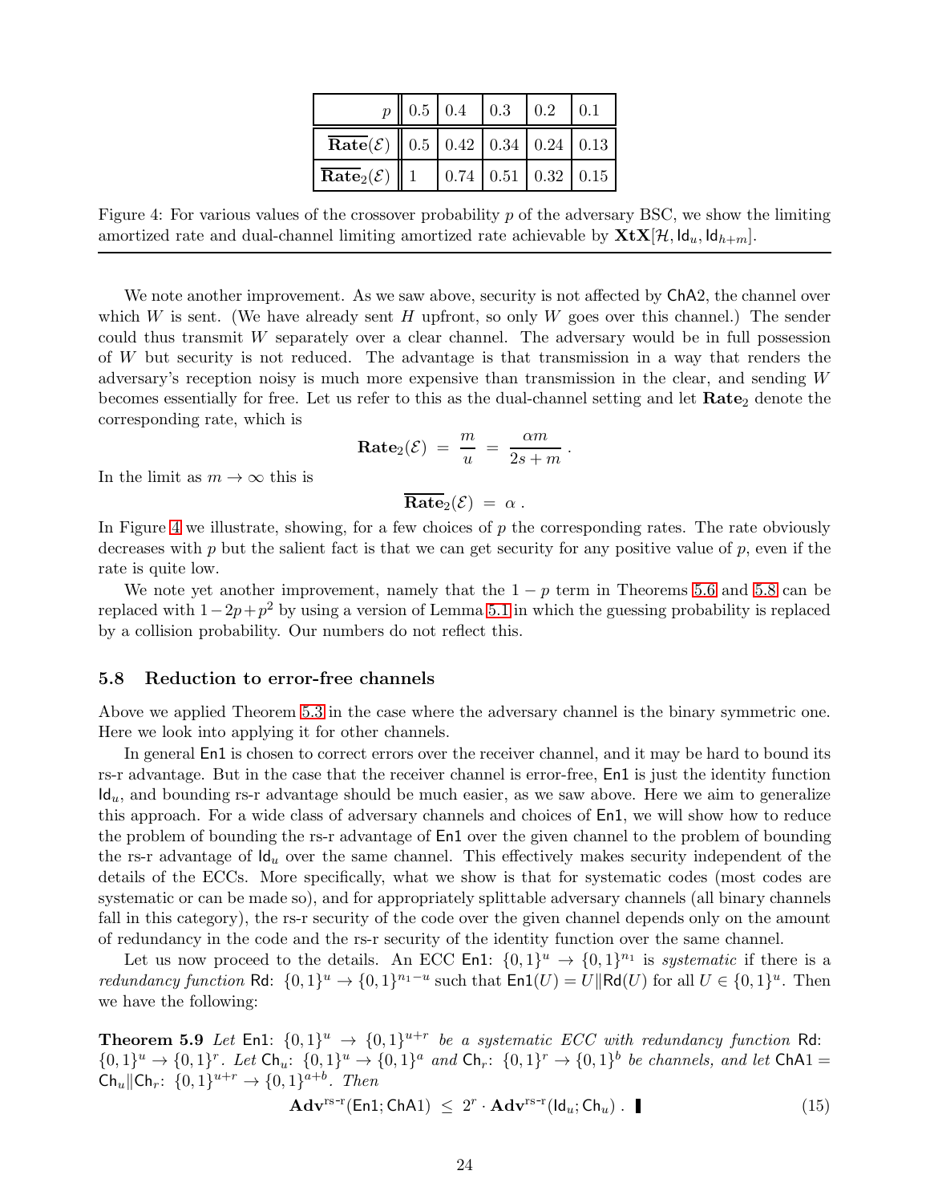| $p$ | 0.5 | 0.4 | 0.3 | 0.2 | 0.1 |
|---|---|---|---|---|---|
| $\overline{\mathbf{Rate}}(\mathcal{E})$ | 0.5 | 0.42 | 0.34 | 0.24 | 0.13 |
| $\overline{\mathbf{Rate}}_2(\mathcal{E})$ | 1 | 0.74 | 0.51 | 0.32 | 0.15 |

Figure 4: For various values of the crossover probability $p$ of the adversary BSC, we show the limiting amortized rate and dual-channel limiting amortized rate achievable by $\mathbf{XtX}[\mathcal{H}, \mathsf{Id}_u, \mathsf{Id}_{h+m}]$.

We note another improvement. As we saw above, security is not affected by $\mathsf{ChA2}$, the channel over which $W$ is sent. (We have already sent $H$ upfront, so only $W$ goes over this channel.) The sender could thus transmit $W$ separately over a clear channel. The adversary would be in full possession of $W$ but security is not reduced. The advantage is that transmission in a way that renders the adversary's reception noisy is much more expensive than transmission in the clear, and sending $W$ becomes essentially for free. Let us refer to this as the dual-channel setting and let $\mathbf{Rate}_2$ denote the corresponding rate, which is

$$\mathbf{Rate}_2(\mathcal{E}) \;=\; \frac{m}{u} \;=\; \frac{\alpha m}{2s+m} \; .$$

In the limit as $m \to \infty$ this is

$$\overline{\mathbf{Rate}}_2(\mathcal{E}) \;=\; \alpha \; .$$

In Figure 4 we illustrate, showing, for a few choices of $p$ the corresponding rates. The rate obviously decreases with $p$ but the salient fact is that we can get security for any positive value of $p$, even if the rate is quite low.

We note yet another improvement, namely that the $1-p$ term in Theorems 5.6 and 5.8 can be replaced with $1-2p+p^2$ by using a version of Lemma 5.1 in which the guessing probability is replaced by a collision probability. Our numbers do not reflect this.

### 5.8 Reduction to error-free channels

Above we applied Theorem 5.3 in the case where the adversary channel is the binary symmetric one. Here we look into applying it for other channels.

In general $\mathsf{En1}$ is chosen to correct errors over the receiver channel, and it may be hard to bound its rs-r advantage. But in the case that the receiver channel is error-free, $\mathsf{En1}$ is just the identity function $\mathsf{Id}_u$, and bounding rs-r advantage should be much easier, as we saw above. Here we aim to generalize this approach. For a wide class of adversary channels and choices of $\mathsf{En1}$, we will show how to reduce the problem of bounding the rs-r advantage of $\mathsf{En1}$ over the given channel to the problem of bounding the rs-r advantage of $\mathsf{Id}_u$ over the same channel. This effectively makes security independent of the details of the ECCs. More specifically, what we show is that for systematic codes (most codes are systematic or can be made so), and for appropriately splittable adversary channels (all binary channels fall in this category), the rs-r security of the code over the given channel depends only on the amount of redundancy in the code and the rs-r security of the identity function over the same channel.

Let us now proceed to the details. An ECC $\mathsf{En1}\colon \{0,1\}^u \to \{0,1\}^{n_1}$ is *systematic* if there is a *redundancy function* $\mathsf{Rd}\colon \{0,1\}^u \to \{0,1\}^{n_1-u}$ such that $\mathsf{En1}(U) = U \| \mathsf{Rd}(U)$ for all $U \in \{0,1\}^u$. Then we have the following:

**Theorem 5.9** *Let* $\mathsf{En1}\colon \{0,1\}^u \to \{0,1\}^{u+r}$ *be a systematic ECC with redundancy function* $\mathsf{Rd}\colon \{0,1\}^u \to \{0,1\}^r$. *Let* $\mathsf{Ch}_u\colon \{0,1\}^u \to \{0,1\}^a$ *and* $\mathsf{Ch}_r\colon \{0,1\}^r \to \{0,1\}^b$ *be channels, and let* $\mathsf{ChA1} = \mathsf{Ch}_u \| \mathsf{Ch}_r\colon \{0,1\}^{u+r} \to \{0,1\}^{a+b}$. *Then*

$$\mathbf{Adv}^{\text{rs-r}}(\mathsf{En1}; \mathsf{ChA1}) \;\leq\; 2^r \cdot \mathbf{Adv}^{\text{rs-r}}(\mathsf{Id}_u; \mathsf{Ch}_u) \; . \quad \blacksquare \tag{15}$$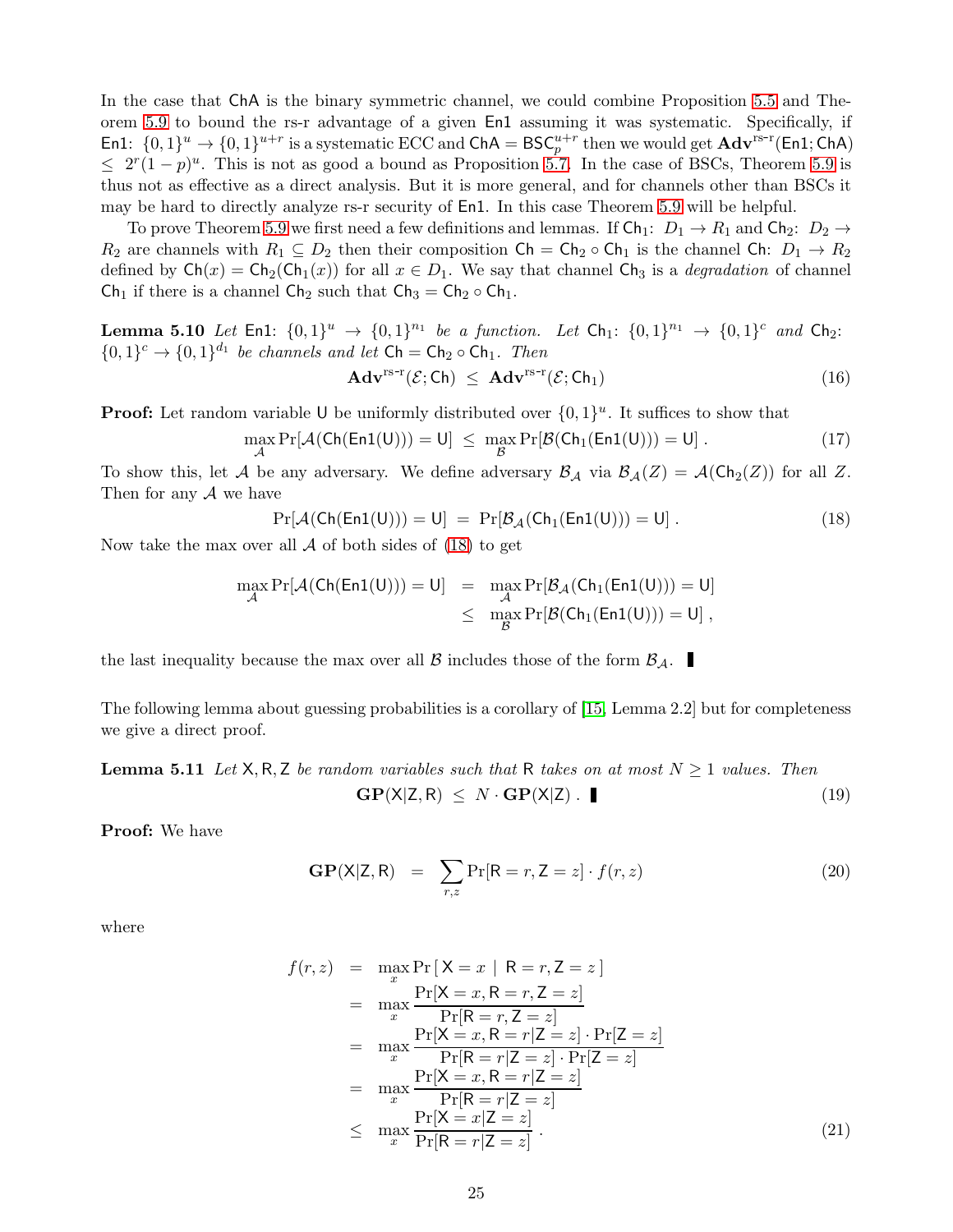In the case that $\mathsf{ChA}$ is the binary symmetric channel, we could combine Proposition 5.5 and Theorem 5.9 to bound the rs-r advantage of a given $\mathsf{En1}$ assuming it was systematic. Specifically, if $\mathsf{En1}\colon \{0,1\}^u \to \{0,1\}^{u+r}$ is a systematic ECC and $\mathsf{ChA} = \mathsf{BSC}_p^{u+r}$ then we would get $\mathbf{Adv}^{\text{rs-r}}(\mathsf{En1};\mathsf{ChA}) \le 2^r(1-p)^u$. This is not as good a bound as Proposition 5.7. In the case of BSCs, Theorem 5.9 is thus not as effective as a direct analysis. But it is more general, and for channels other than BSCs it may be hard to directly analyze rs-r security of $\mathsf{En1}$. In this case Theorem 5.9 will be helpful.

To prove Theorem 5.9 we first need a few definitions and lemmas. If $\mathsf{Ch}_1\colon D_1 \to R_1$ and $\mathsf{Ch}_2\colon D_2 \to R_2$ are channels with $R_1 \subseteq D_2$ then their composition $\mathsf{Ch} = \mathsf{Ch}_2 \circ \mathsf{Ch}_1$ is the channel $\mathsf{Ch}\colon D_1 \to R_2$ defined by $\mathsf{Ch}(x) = \mathsf{Ch}_2(\mathsf{Ch}_1(x))$ for all $x \in D_1$. We say that channel $\mathsf{Ch}_3$ is a *degradation* of channel $\mathsf{Ch}_1$ if there is a channel $\mathsf{Ch}_2$ such that $\mathsf{Ch}_3 = \mathsf{Ch}_2 \circ \mathsf{Ch}_1$.

**Lemma 5.10** *Let* $\mathsf{En1}\colon \{0,1\}^u \to \{0,1\}^{n_1}$ *be a function. Let* $\mathsf{Ch}_1\colon \{0,1\}^{n_1} \to \{0,1\}^c$ *and* $\mathsf{Ch}_2\colon \{0,1\}^c \to \{0,1\}^{d_1}$ *be channels and let* $\mathsf{Ch} = \mathsf{Ch}_2 \circ \mathsf{Ch}_1$. *Then*

$$\mathbf{Adv}^{\text{rs-r}}(\mathcal{E};\mathsf{Ch}) \;\le\; \mathbf{Adv}^{\text{rs-r}}(\mathcal{E};\mathsf{Ch}_1) \tag{16}$$

**Proof:** Let random variable $\mathsf{U}$ be uniformly distributed over $\{0,1\}^u$. It suffices to show that

$$\max_{\mathcal{A}} \Pr[\mathcal{A}(\mathsf{Ch}(\mathsf{En1}(\mathsf{U}))) = \mathsf{U}] \;\le\; \max_{\mathcal{B}} \Pr[\mathcal{B}(\mathsf{Ch}_1(\mathsf{En1}(\mathsf{U}))) = \mathsf{U}]\,. \tag{17}$$

To show this, let $\mathcal{A}$ be any adversary. We define adversary $\mathcal{B}_{\mathcal{A}}$ via $\mathcal{B}_{\mathcal{A}}(Z) = \mathcal{A}(\mathsf{Ch}_2(Z))$ for all $Z$. Then for any $\mathcal{A}$ we have

$$\Pr[\mathcal{A}(\mathsf{Ch}(\mathsf{En1}(\mathsf{U}))) = \mathsf{U}] \;=\; \Pr[\mathcal{B}_{\mathcal{A}}(\mathsf{Ch}_1(\mathsf{En1}(\mathsf{U}))) = \mathsf{U}]\,. \tag{18}$$

Now take the max over all $\mathcal{A}$ of both sides of (18) to get

$$\begin{aligned}
\max_{\mathcal{A}} \Pr[\mathcal{A}(\mathsf{Ch}(\mathsf{En1}(\mathsf{U}))) = \mathsf{U}] \;&=\; \max_{\mathcal{A}} \Pr[\mathcal{B}_{\mathcal{A}}(\mathsf{Ch}_1(\mathsf{En1}(\mathsf{U}))) = \mathsf{U}] \\
&\le\; \max_{\mathcal{B}} \Pr[\mathcal{B}(\mathsf{Ch}_1(\mathsf{En1}(\mathsf{U}))) = \mathsf{U}]\,,
\end{aligned}$$

the last inequality because the max over all $\mathcal{B}$ includes those of the form $\mathcal{B}_{\mathcal{A}}$. ■

The following lemma about guessing probabilities is a corollary of [15, Lemma 2.2] but for completeness we give a direct proof.

**Lemma 5.11** *Let* $\mathsf{X}, \mathsf{R}, \mathsf{Z}$ *be random variables such that* $\mathsf{R}$ *takes on at most* $N \ge 1$ *values. Then*

$$\mathbf{GP}(\mathsf{X}|\mathsf{Z},\mathsf{R}) \;\le\; N \cdot \mathbf{GP}(\mathsf{X}|\mathsf{Z})\,. \;■ \tag{19}$$

**Proof:** We have

$$\mathbf{GP}(\mathsf{X}|\mathsf{Z},\mathsf{R}) \;=\; \sum_{r,z} \Pr[\mathsf{R}=r, \mathsf{Z}=z] \cdot f(r,z) \tag{20}$$

where

$$\begin{aligned}
f(r,z) \;&=\; \max_x \Pr\left[\,\mathsf{X}=x \;|\; \mathsf{R}=r, \mathsf{Z}=z\,\right] \\
&=\; \max_x \frac{\Pr[\mathsf{X}=x, \mathsf{R}=r, \mathsf{Z}=z]}{\Pr[\mathsf{R}=r, \mathsf{Z}=z]} \\
&=\; \max_x \frac{\Pr[\mathsf{X}=x, \mathsf{R}=r|\mathsf{Z}=z]\cdot\Pr[\mathsf{Z}=z]}{\Pr[\mathsf{R}=r|\mathsf{Z}=z]\cdot\Pr[\mathsf{Z}=z]} \\
&=\; \max_x \frac{\Pr[\mathsf{X}=x, \mathsf{R}=r|\mathsf{Z}=z]}{\Pr[\mathsf{R}=r|\mathsf{Z}=z]} \\
&\le\; \max_x \frac{\Pr[\mathsf{X}=x|\mathsf{Z}=z]}{\Pr[\mathsf{R}=r|\mathsf{Z}=z]}\,.
\end{aligned} \tag{21}$$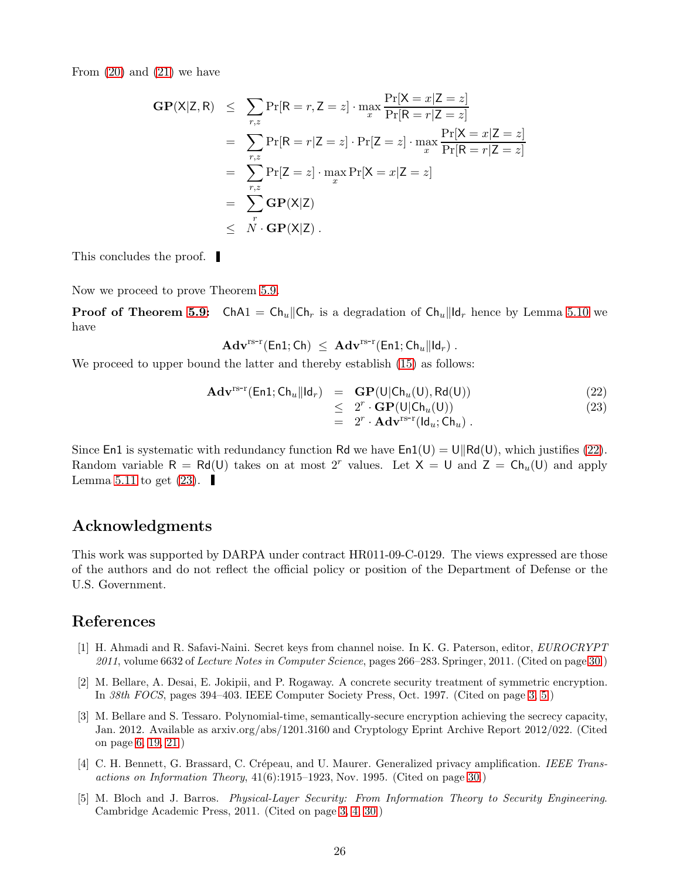From (20) and (21) we have

$$
\begin{aligned}
\mathbf{GP}(\mathsf{X}|\mathsf{Z},\mathsf{R}) &\leq \sum_{r,z} \Pr[\mathsf{R}=r,\mathsf{Z}=z]\cdot \max_x \frac{\Pr[\mathsf{X}=x|\mathsf{Z}=z]}{\Pr[\mathsf{R}=r|\mathsf{Z}=z]} \\
&= \sum_{r,z} \Pr[\mathsf{R}=r|\mathsf{Z}=z]\cdot \Pr[\mathsf{Z}=z]\cdot \max_x \frac{\Pr[\mathsf{X}=x|\mathsf{Z}=z]}{\Pr[\mathsf{R}=r|\mathsf{Z}=z]} \\
&= \sum_{r,z} \Pr[\mathsf{Z}=z]\cdot \max_x \Pr[\mathsf{X}=x|\mathsf{Z}=z] \\
&= \sum_{r} \mathbf{GP}(\mathsf{X}|\mathsf{Z}) \\
&\leq N\cdot \mathbf{GP}(\mathsf{X}|\mathsf{Z}) \,.
\end{aligned}
$$

This concludes the proof. ▌

Now we proceed to prove Theorem 5.9.

**Proof of Theorem 5.9:** $\mathsf{ChA1} = \mathsf{Ch}_u \| \mathsf{Ch}_r$ is a degradation of $\mathsf{Ch}_u \| \mathsf{Id}_r$ hence by Lemma 5.10 we have

$$\mathbf{Adv}^{\text{rs-r}}(\mathsf{En1};\mathsf{Ch}) \;\leq\; \mathbf{Adv}^{\text{rs-r}}(\mathsf{En1};\mathsf{Ch}_u\|\mathsf{Id}_r)\,.$$

We proceed to upper bound the latter and thereby establish (15) as follows:

$$
\begin{aligned}
\mathbf{Adv}^{\text{rs-r}}(\mathsf{En1};\mathsf{Ch}_u\|\mathsf{Id}_r) &= \mathbf{GP}(\mathsf{U}|\mathsf{Ch}_u(\mathsf{U}),\mathsf{Rd}(\mathsf{U})) && (22)\\
&\leq 2^r\cdot \mathbf{GP}(\mathsf{U}|\mathsf{Ch}_u(\mathsf{U})) && (23)\\
&= 2^r\cdot \mathbf{Adv}^{\text{rs-r}}(\mathsf{Id}_u;\mathsf{Ch}_u)\,.
\end{aligned}
$$

Since $\mathsf{En1}$ is systematic with redundancy function $\mathsf{Rd}$ we have $\mathsf{En1}(\mathsf{U}) = \mathsf{U}\|\mathsf{Rd}(\mathsf{U})$, which justifies (22). Random variable $\mathsf{R} = \mathsf{Rd}(\mathsf{U})$ takes on at most $2^r$ values. Let $\mathsf{X} = \mathsf{U}$ and $\mathsf{Z} = \mathsf{Ch}_u(\mathsf{U})$ and apply Lemma 5.11 to get (23). ▌

## Acknowledgments

This work was supported by DARPA under contract HR011-09-C-0129. The views expressed are those of the authors and do not reflect the official policy or position of the Department of Defense or the U.S. Government.

## References

[1] H. Ahmadi and R. Safavi-Naini. Secret keys from channel noise. In K. G. Paterson, editor, *EUROCRYPT 2011*, volume 6632 of *Lecture Notes in Computer Science*, pages 266–283. Springer, 2011. (Cited on page 30.)

[2] M. Bellare, A. Desai, E. Jokipii, and P. Rogaway. A concrete security treatment of symmetric encryption. In *38th FOCS*, pages 394–403. IEEE Computer Society Press, Oct. 1997. (Cited on page 3, 5.)

[3] M. Bellare and S. Tessaro. Polynomial-time, semantically-secure encryption achieving the secrecy capacity, Jan. 2012. Available as arxiv.org/abs/1201.3160 and Cryptology Eprint Archive Report 2012/022. (Cited on page 6, 19, 21.)

[4] C. H. Bennett, G. Brassard, C. Crépeau, and U. Maurer. Generalized privacy amplification. *IEEE Transactions on Information Theory*, 41(6):1915–1923, Nov. 1995. (Cited on page 30.)

[5] M. Bloch and J. Barros. *Physical-Layer Security: From Information Theory to Security Engineering*. Cambridge Academic Press, 2011. (Cited on page 3, 4, 30.)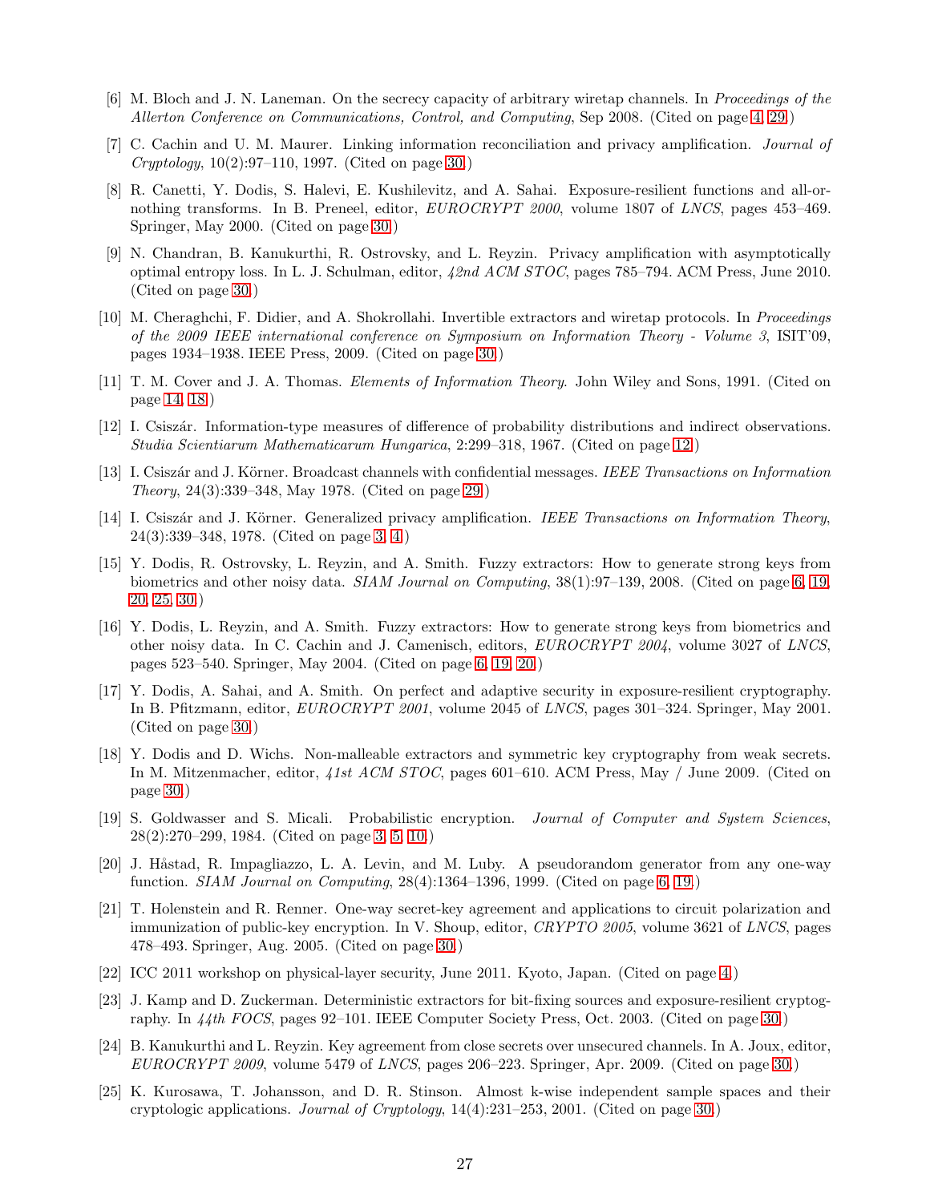[6] M. Bloch and J. N. Laneman. On the secrecy capacity of arbitrary wiretap channels. In *Proceedings of the Allerton Conference on Communications, Control, and Computing*, Sep 2008. (Cited on page 4, 29.)

[7] C. Cachin and U. M. Maurer. Linking information reconciliation and privacy amplification. *Journal of Cryptology*, 10(2):97–110, 1997. (Cited on page 30.)

[8] R. Canetti, Y. Dodis, S. Halevi, E. Kushilevitz, and A. Sahai. Exposure-resilient functions and all-or-nothing transforms. In B. Preneel, editor, *EUROCRYPT 2000*, volume 1807 of *LNCS*, pages 453–469. Springer, May 2000. (Cited on page 30.)

[9] N. Chandran, B. Kanukurthi, R. Ostrovsky, and L. Reyzin. Privacy amplification with asymptotically optimal entropy loss. In L. J. Schulman, editor, *42nd ACM STOC*, pages 785–794. ACM Press, June 2010. (Cited on page 30.)

[10] M. Cheraghchi, F. Didier, and A. Shokrollahi. Invertible extractors and wiretap protocols. In *Proceedings of the 2009 IEEE international conference on Symposium on Information Theory - Volume 3*, ISIT'09, pages 1934–1938. IEEE Press, 2009. (Cited on page 30.)

[11] T. M. Cover and J. A. Thomas. *Elements of Information Theory*. John Wiley and Sons, 1991. (Cited on page 14, 18.)

[12] I. Csiszár. Information-type measures of difference of probability distributions and indirect observations. *Studia Scientiarum Mathematicarum Hungarica*, 2:299–318, 1967. (Cited on page 12.)

[13] I. Csiszár and J. Körner. Broadcast channels with confidential messages. *IEEE Transactions on Information Theory*, 24(3):339–348, May 1978. (Cited on page 29.)

[14] I. Csiszár and J. Körner. Generalized privacy amplification. *IEEE Transactions on Information Theory*, 24(3):339–348, 1978. (Cited on page 3, 4.)

[15] Y. Dodis, R. Ostrovsky, L. Reyzin, and A. Smith. Fuzzy extractors: How to generate strong keys from biometrics and other noisy data. *SIAM Journal on Computing*, 38(1):97–139, 2008. (Cited on page 6, 19, 20, 25, 30.)

[16] Y. Dodis, L. Reyzin, and A. Smith. Fuzzy extractors: How to generate strong keys from biometrics and other noisy data. In C. Cachin and J. Camenisch, editors, *EUROCRYPT 2004*, volume 3027 of *LNCS*, pages 523–540. Springer, May 2004. (Cited on page 6, 19, 20.)

[17] Y. Dodis, A. Sahai, and A. Smith. On perfect and adaptive security in exposure-resilient cryptography. In B. Pfitzmann, editor, *EUROCRYPT 2001*, volume 2045 of *LNCS*, pages 301–324. Springer, May 2001. (Cited on page 30.)

[18] Y. Dodis and D. Wichs. Non-malleable extractors and symmetric key cryptography from weak secrets. In M. Mitzenmacher, editor, *41st ACM STOC*, pages 601–610. ACM Press, May / June 2009. (Cited on page 30.)

[19] S. Goldwasser and S. Micali. Probabilistic encryption. *Journal of Computer and System Sciences*, 28(2):270–299, 1984. (Cited on page 3, 5, 10.)

[20] J. Håstad, R. Impagliazzo, L. A. Levin, and M. Luby. A pseudorandom generator from any one-way function. *SIAM Journal on Computing*, 28(4):1364–1396, 1999. (Cited on page 6, 19.)

[21] T. Holenstein and R. Renner. One-way secret-key agreement and applications to circuit polarization and immunization of public-key encryption. In V. Shoup, editor, *CRYPTO 2005*, volume 3621 of *LNCS*, pages 478–493. Springer, Aug. 2005. (Cited on page 30.)

[22] ICC 2011 workshop on physical-layer security, June 2011. Kyoto, Japan. (Cited on page 4.)

[23] J. Kamp and D. Zuckerman. Deterministic extractors for bit-fixing sources and exposure-resilient cryptography. In *44th FOCS*, pages 92–101. IEEE Computer Society Press, Oct. 2003. (Cited on page 30.)

[24] B. Kanukurthi and L. Reyzin. Key agreement from close secrets over unsecured channels. In A. Joux, editor, *EUROCRYPT 2009*, volume 5479 of *LNCS*, pages 206–223. Springer, Apr. 2009. (Cited on page 30.)

[25] K. Kurosawa, T. Johansson, and D. R. Stinson. Almost k-wise independent sample spaces and their cryptologic applications. *Journal of Cryptology*, 14(4):231–253, 2001. (Cited on page 30.)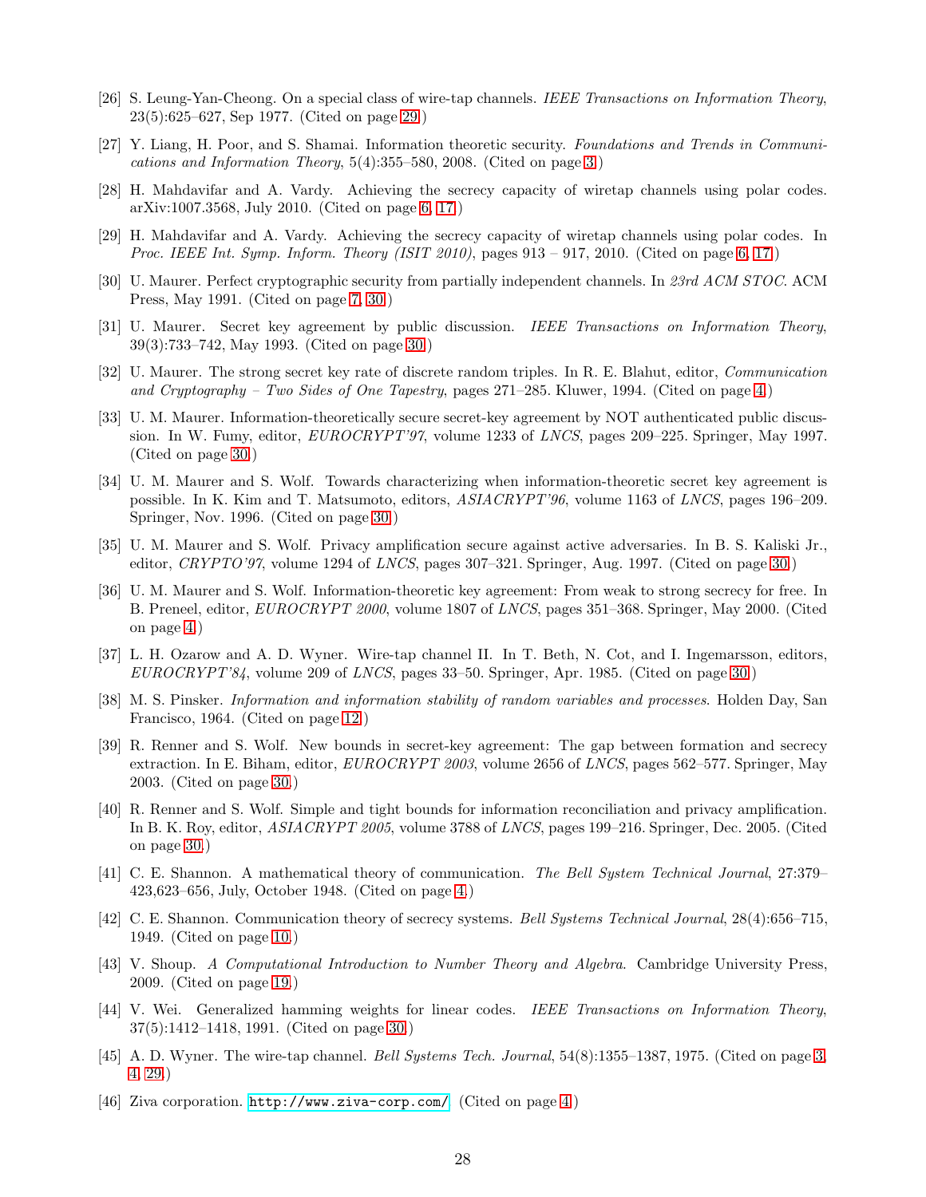[26] S. Leung-Yan-Cheong. On a special class of wire-tap channels. *IEEE Transactions on Information Theory*, 23(5):625–627, Sep 1977. (Cited on page 29.)

[27] Y. Liang, H. Poor, and S. Shamai. Information theoretic security. *Foundations and Trends in Communications and Information Theory*, 5(4):355–580, 2008. (Cited on page 3.)

[28] H. Mahdavifar and A. Vardy. Achieving the secrecy capacity of wiretap channels using polar codes. arXiv:1007.3568, July 2010. (Cited on page 6, 17.)

[29] H. Mahdavifar and A. Vardy. Achieving the secrecy capacity of wiretap channels using polar codes. In *Proc. IEEE Int. Symp. Inform. Theory (ISIT 2010)*, pages 913 – 917, 2010. (Cited on page 6, 17.)

[30] U. Maurer. Perfect cryptographic security from partially independent channels. In *23rd ACM STOC*. ACM Press, May 1991. (Cited on page 7, 30.)

[31] U. Maurer. Secret key agreement by public discussion. *IEEE Transactions on Information Theory*, 39(3):733–742, May 1993. (Cited on page 30.)

[32] U. Maurer. The strong secret key rate of discrete random triples. In R. E. Blahut, editor, *Communication and Cryptography – Two Sides of One Tapestry*, pages 271–285. Kluwer, 1994. (Cited on page 4.)

[33] U. M. Maurer. Information-theoretically secure secret-key agreement by NOT authenticated public discussion. In W. Fumy, editor, *EUROCRYPT'97*, volume 1233 of *LNCS*, pages 209–225. Springer, May 1997. (Cited on page 30.)

[34] U. M. Maurer and S. Wolf. Towards characterizing when information-theoretic secret key agreement is possible. In K. Kim and T. Matsumoto, editors, *ASIACRYPT'96*, volume 1163 of *LNCS*, pages 196–209. Springer, Nov. 1996. (Cited on page 30.)

[35] U. M. Maurer and S. Wolf. Privacy amplification secure against active adversaries. In B. S. Kaliski Jr., editor, *CRYPTO'97*, volume 1294 of *LNCS*, pages 307–321. Springer, Aug. 1997. (Cited on page 30.)

[36] U. M. Maurer and S. Wolf. Information-theoretic key agreement: From weak to strong secrecy for free. In B. Preneel, editor, *EUROCRYPT 2000*, volume 1807 of *LNCS*, pages 351–368. Springer, May 2000. (Cited on page 4.)

[37] L. H. Ozarow and A. D. Wyner. Wire-tap channel II. In T. Beth, N. Cot, and I. Ingemarsson, editors, *EUROCRYPT'84*, volume 209 of *LNCS*, pages 33–50. Springer, Apr. 1985. (Cited on page 30.)

[38] M. S. Pinsker. *Information and information stability of random variables and processes*. Holden Day, San Francisco, 1964. (Cited on page 12.)

[39] R. Renner and S. Wolf. New bounds in secret-key agreement: The gap between formation and secrecy extraction. In E. Biham, editor, *EUROCRYPT 2003*, volume 2656 of *LNCS*, pages 562–577. Springer, May 2003. (Cited on page 30.)

[40] R. Renner and S. Wolf. Simple and tight bounds for information reconciliation and privacy amplification. In B. K. Roy, editor, *ASIACRYPT 2005*, volume 3788 of *LNCS*, pages 199–216. Springer, Dec. 2005. (Cited on page 30.)

[41] C. E. Shannon. A mathematical theory of communication. *The Bell System Technical Journal*, 27:379–423,623–656, July, October 1948. (Cited on page 4.)

[42] C. E. Shannon. Communication theory of secrecy systems. *Bell Systems Technical Journal*, 28(4):656–715, 1949. (Cited on page 10.)

[43] V. Shoup. *A Computational Introduction to Number Theory and Algebra*. Cambridge University Press, 2009. (Cited on page 19.)

[44] V. Wei. Generalized hamming weights for linear codes. *IEEE Transactions on Information Theory*, 37(5):1412–1418, 1991. (Cited on page 30.)

[45] A. D. Wyner. The wire-tap channel. *Bell Systems Tech. Journal*, 54(8):1355–1387, 1975. (Cited on page 3, 4, 29.)

[46] Ziva corporation. http://www.ziva-corp.com/. (Cited on page 4.)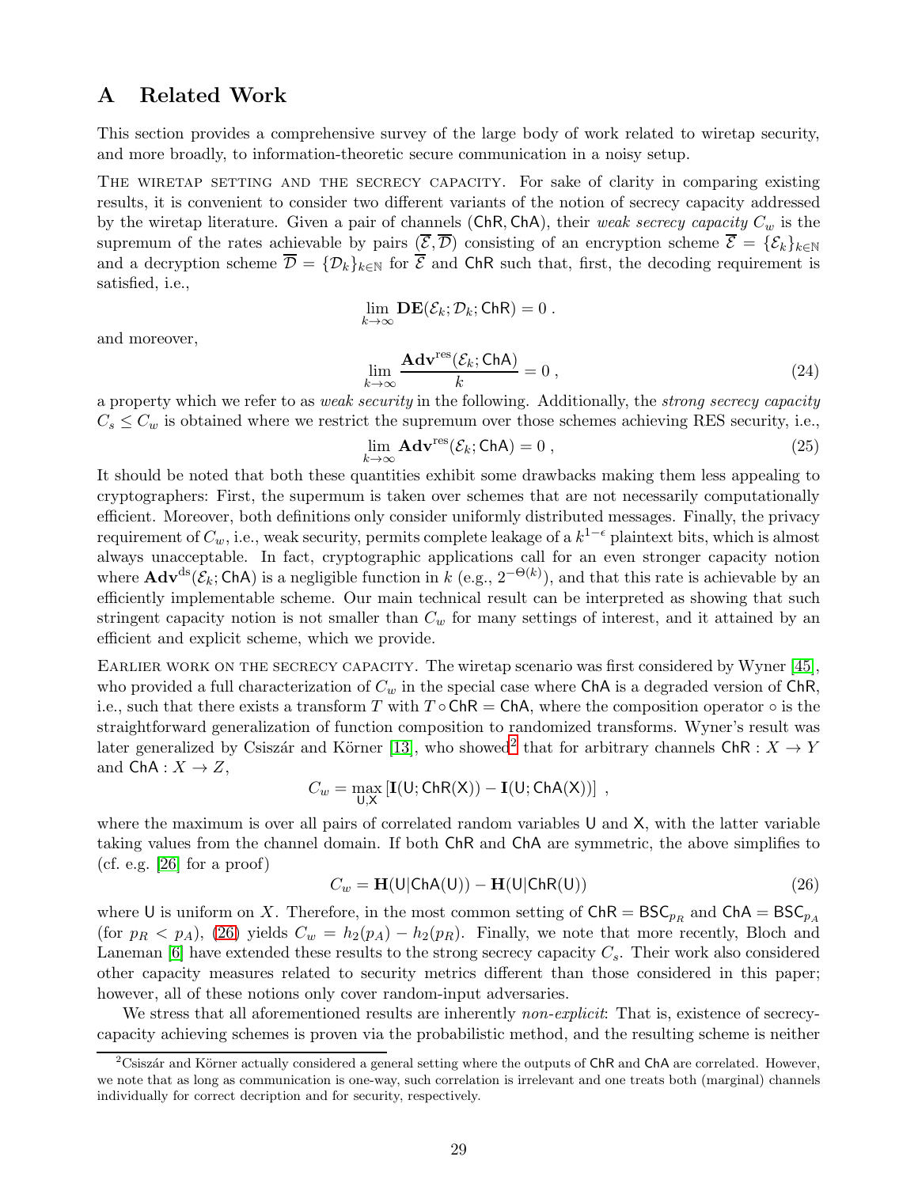# A Related Work

This section provides a comprehensive survey of the large body of work related to wiretap security, and more broadly, to information-theoretic secure communication in a noisy setup.

THE WIRETAP SETTING AND THE SECRECY CAPACITY. For sake of clarity in comparing existing results, it is convenient to consider two different variants of the notion of secrecy capacity addressed by the wiretap literature. Given a pair of channels $(\mathsf{ChR}, \mathsf{ChA})$, their *weak secrecy capacity* $C_w$ is the supremum of the rates achievable by pairs $(\overline{\mathcal{E}}, \overline{\mathcal{D}})$ consisting of an encryption scheme $\overline{\mathcal{E}} = \{\mathcal{E}_k\}_{k \in \mathbb{N}}$ and a decryption scheme $\overline{\mathcal{D}} = \{\mathcal{D}_k\}_{k \in \mathbb{N}}$ for $\overline{\mathcal{E}}$ and $\mathsf{ChR}$ such that, first, the decoding requirement is satisfied, i.e.,

$$\lim_{k \to \infty} \mathbf{DE}(\mathcal{E}_k; \mathcal{D}_k; \mathsf{ChR}) = 0 \; .$$

and moreover,

$$\lim_{k \to \infty} \frac{\mathbf{Adv}^{\mathrm{res}}(\mathcal{E}_k; \mathsf{ChA})}{k} = 0 \; , \tag{24}$$

a property which we refer to as *weak security* in the following. Additionally, the *strong secrecy capacity* $C_s \leq C_w$ is obtained where we restrict the supremum over those schemes achieving RES security, i.e.,

$$\lim_{k \to \infty} \mathbf{Adv}^{\mathrm{res}}(\mathcal{E}_k; \mathsf{ChA}) = 0 \; , \tag{25}$$

It should be noted that both these quantities exhibit some drawbacks making them less appealing to cryptographers: First, the supermum is taken over schemes that are not necessarily computationally efficient. Moreover, both definitions only consider uniformly distributed messages. Finally, the privacy requirement of $C_w$, i.e., weak security, permits complete leakage of a $k^{1-\epsilon}$ plaintext bits, which is almost always unacceptable. In fact, cryptographic applications call for an even stronger capacity notion where $\mathbf{Adv}^{\mathrm{ds}}(\mathcal{E}_k; \mathsf{ChA})$ is a negligible function in $k$ (e.g., $2^{-\Theta(k)}$), and that this rate is achievable by an efficiently implementable scheme. Our main technical result can be interpreted as showing that such stringent capacity notion is not smaller than $C_w$ for many settings of interest, and it attained by an efficient and explicit scheme, which we provide.

EARLIER WORK ON THE SECRECY CAPACITY. The wiretap scenario was first considered by Wyner [45], who provided a full characterization of $C_w$ in the special case where $\mathsf{ChA}$ is a degraded version of $\mathsf{ChR}$, i.e., such that there exists a transform $T$ with $T \circ \mathsf{ChR} = \mathsf{ChA}$, where the composition operator $\circ$ is the straightforward generalization of function composition to randomized transforms. Wyner's result was later generalized by Csiszár and Körner [13], who showed[2] that for arbitrary channels $\mathsf{ChR} : X \to Y$ and $\mathsf{ChA} : X \to Z$,

$$C_w = \max_{\mathsf{U},\mathsf{X}} \left[ \mathbf{I}(\mathsf{U}; \mathsf{ChR}(\mathsf{X})) - \mathbf{I}(\mathsf{U}; \mathsf{ChA}(\mathsf{X})) \right] \; ,$$

where the maximum is over all pairs of correlated random variables $\mathsf{U}$ and $\mathsf{X}$, with the latter variable taking values from the channel domain. If both $\mathsf{ChR}$ and $\mathsf{ChA}$ are symmetric, the above simplifies to (cf. e.g. [26] for a proof)

$$C_w = \mathbf{H}(\mathsf{U}|\mathsf{ChA}(\mathsf{U})) - \mathbf{H}(\mathsf{U}|\mathsf{ChR}(\mathsf{U})) \tag{26}$$

where $\mathsf{U}$ is uniform on $X$. Therefore, in the most common setting of $\mathsf{ChR} = \mathsf{BSC}_{p_R}$ and $\mathsf{ChA} = \mathsf{BSC}_{p_A}$ (for $p_R < p_A$), (26) yields $C_w = h_2(p_A) - h_2(p_R)$. Finally, we note that more recently, Bloch and Laneman [6] have extended these results to the strong secrecy capacity $C_s$. Their work also considered other capacity measures related to security metrics different than those considered in this paper; however, all of these notions only cover random-input adversaries.

We stress that all aforementioned results are inherently *non-explicit*: That is, existence of secrecy-capacity achieving schemes is proven via the probabilistic method, and the resulting scheme is neither

[2] Csiszár and Körner actually considered a general setting where the outputs of $\mathsf{ChR}$ and $\mathsf{ChA}$ are correlated. However, we note that as long as communication is one-way, such correlation is irrelevant and one treats both (marginal) channels individually for correct decription and for security, respectively.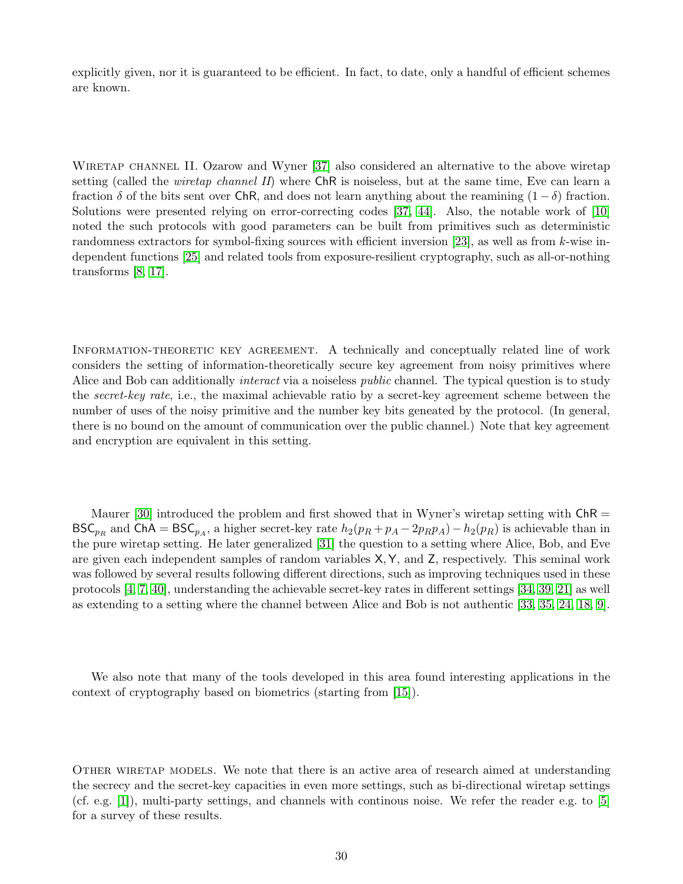explicitly given, nor it is guaranteed to be efficient. In fact, to date, only a handful of efficient schemes are known.

WIRETAP CHANNEL II. Ozarow and Wyner [37] also considered an alternative to the above wiretap setting (called the *wiretap channel II*) where ChR is noiseless, but at the same time, Eve can learn a fraction $\delta$ of the bits sent over ChR, and does not learn anything about the reamining $(1-\delta)$ fraction. Solutions were presented relying on error-correcting codes [37, 44]. Also, the notable work of [10] noted the such protocols with good parameters can be built from primitives such as deterministic randomness extractors for symbol-fixing sources with efficient inversion [23], as well as from $k$-wise independent functions [25] and related tools from exposure-resilient cryptography, such as all-or-nothing transforms [8, 17].

INFORMATION-THEORETIC KEY AGREEMENT. A technically and conceptually related line of work considers the setting of information-theoretically secure key agreement from noisy primitives where Alice and Bob can additionally *interact* via a noiseless *public* channel. The typical question is to study the *secret-key rate*, i.e., the maximal achievable ratio by a secret-key agreement scheme between the number of uses of the noisy primitive and the number key bits geneated by the protocol. (In general, there is no bound on the amount of communication over the public channel.) Note that key agreement and encryption are equivalent in this setting.

Maurer [30] introduced the problem and first showed that in Wyner's wiretap setting with $\mathsf{ChR} = \mathsf{BSC}_{p_R}$ and $\mathsf{ChA} = \mathsf{BSC}_{p_A}$, a higher secret-key rate $h_2(p_R + p_A - 2p_Rp_A) - h_2(p_R)$ is achievable than in the pure wiretap setting. He later generalized [31] the question to a setting where Alice, Bob, and Eve are given each independent samples of random variables $\mathsf{X}, \mathsf{Y}$, and $\mathsf{Z}$, respectively. This seminal work was followed by several results following different directions, such as improving techniques used in these protocols [4, 7, 40], understanding the achievable secret-key rates in different settings [34, 39, 21] as well as extending to a setting where the channel between Alice and Bob is not authentic [33, 35, 24, 18, 9].

We also note that many of the tools developed in this area found interesting applications in the context of cryptography based on biometrics (starting from [15]).

OTHER WIRETAP MODELS. We note that there is an active area of research aimed at understanding the secrecy and the secret-key capacities in even more settings, such as bi-directional wiretap settings (cf. e.g. [1]), multi-party settings, and channels with continous noise. We refer the reader e.g. to [5] for a survey of these results.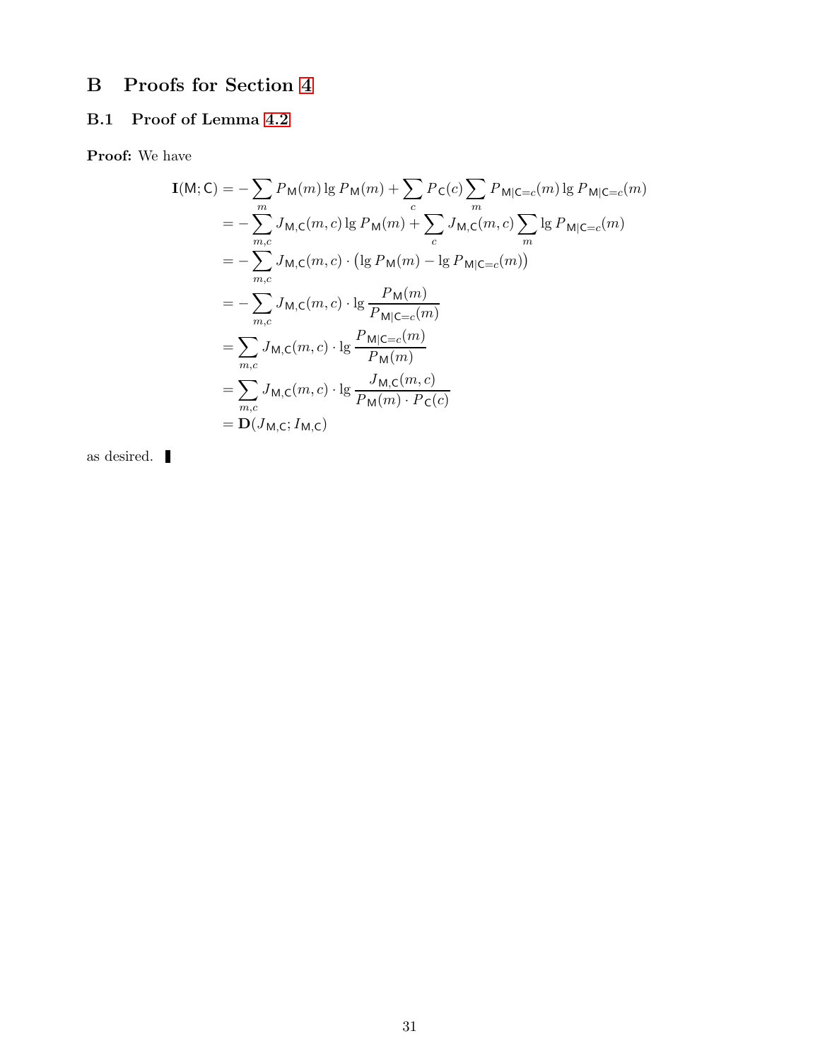# B Proofs for Section 4

## B.1 Proof of Lemma 4.2

**Proof:** We have

$$
\begin{aligned}
\mathbf{I}(\mathsf{M};\mathsf{C}) &= -\sum_{m} P_{\mathsf{M}}(m) \lg P_{\mathsf{M}}(m) + \sum_{c} P_{\mathsf{C}}(c) \sum_{m} P_{\mathsf{M}|\mathsf{C}=c}(m) \lg P_{\mathsf{M}|\mathsf{C}=c}(m) \\
&= -\sum_{m,c} J_{\mathsf{M},\mathsf{C}}(m,c) \lg P_{\mathsf{M}}(m) + \sum_{c} J_{\mathsf{M},\mathsf{C}}(m,c) \sum_{m} \lg P_{\mathsf{M}|\mathsf{C}=c}(m) \\
&= -\sum_{m,c} J_{\mathsf{M},\mathsf{C}}(m,c) \cdot \left(\lg P_{\mathsf{M}}(m) - \lg P_{\mathsf{M}|\mathsf{C}=c}(m)\right) \\
&= -\sum_{m,c} J_{\mathsf{M},\mathsf{C}}(m,c) \cdot \lg \frac{P_{\mathsf{M}}(m)}{P_{\mathsf{M}|\mathsf{C}=c}(m)} \\
&= \sum_{m,c} J_{\mathsf{M},\mathsf{C}}(m,c) \cdot \lg \frac{P_{\mathsf{M}|\mathsf{C}=c}(m)}{P_{\mathsf{M}}(m)} \\
&= \sum_{m,c} J_{\mathsf{M},\mathsf{C}}(m,c) \cdot \lg \frac{J_{\mathsf{M},\mathsf{C}}(m,c)}{P_{\mathsf{M}}(m) \cdot P_{\mathsf{C}}(c)} \\
&= \mathbf{D}(J_{\mathsf{M},\mathsf{C}}; I_{\mathsf{M},\mathsf{C}})
\end{aligned}
$$

as desired. ∎